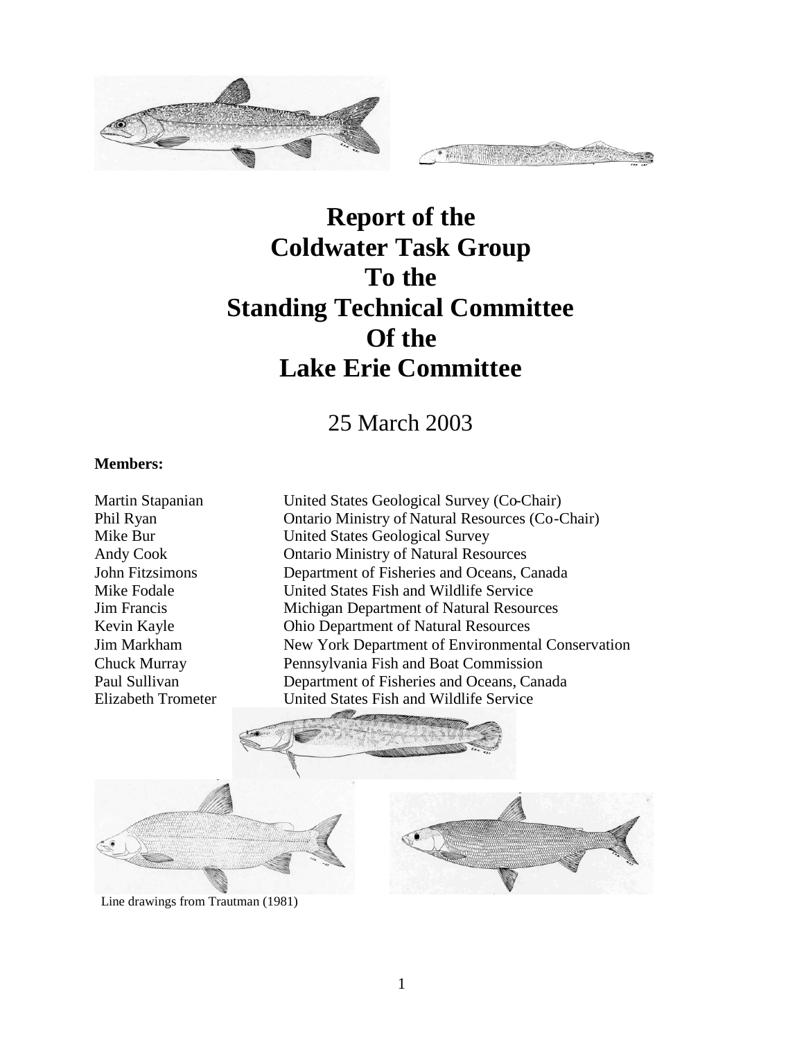# Report of the Coldwater Task Group To the Standing Technical Committee Of the Lake Erie Committee

25 March 2003

**Members:**

| | |
|---|---|
| Martin Stapanian | United States Geological Survey (Co-Chair) |
| Phil Ryan | Ontario Ministry of Natural Resources (Co-Chair) |
| Mike Bur | United States Geological Survey |
| Andy Cook | Ontario Ministry of Natural Resources |
| John Fitzsimons | Department of Fisheries and Oceans, Canada |
| Mike Fodale | United States Fish and Wildlife Service |
| Jim Francis | Michigan Department of Natural Resources |
| Kevin Kayle | Ohio Department of Natural Resources |
| Jim Markham | New York Department of Environmental Conservation |
| Chuck Murray | Pennsylvania Fish and Boat Commission |
| Paul Sullivan | Department of Fisheries and Oceans, Canada |
| Elizabeth Trometer | United States Fish and Wildlife Service |

Line drawings from Trautman (1981)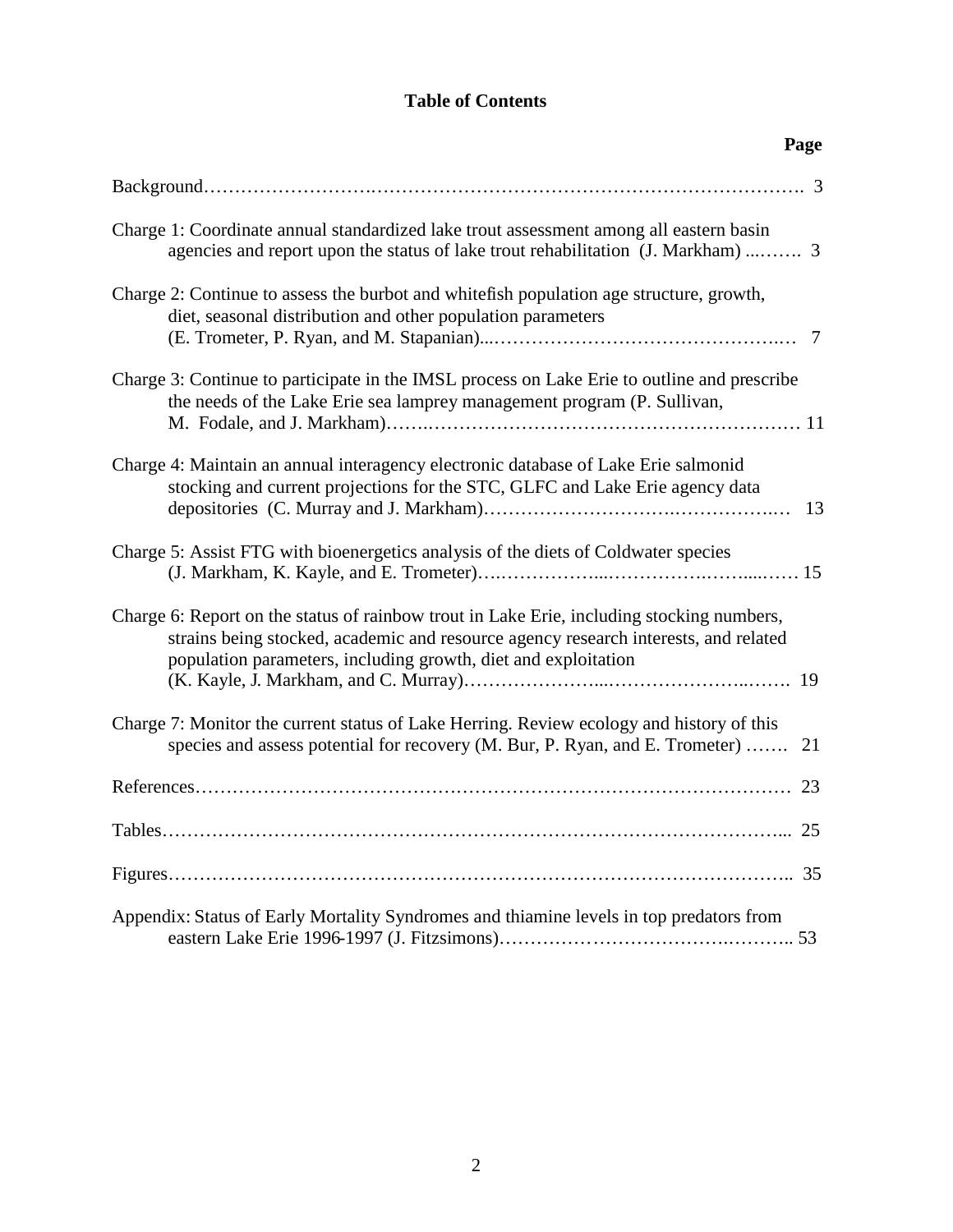# Table of Contents

| | Page |
|---|---|
| Background | 3 |
| Charge 1: Coordinate annual standardized lake trout assessment among all eastern basin agencies and report upon the status of lake trout rehabilitation (J. Markham) | 3 |
| Charge 2: Continue to assess the burbot and whitefish population age structure, growth, diet, seasonal distribution and other population parameters (E. Trometer, P. Ryan, and M. Stapanian) | 7 |
| Charge 3: Continue to participate in the IMSL process on Lake Erie to outline and prescribe the needs of the Lake Erie sea lamprey management program (P. Sullivan, M. Fodale, and J. Markham) | 11 |
| Charge 4: Maintain an annual interagency electronic database of Lake Erie salmonid stocking and current projections for the STC, GLFC and Lake Erie agency data depositories (C. Murray and J. Markham) | 13 |
| Charge 5: Assist FTG with bioenergetics analysis of the diets of Coldwater species (J. Markham, K. Kayle, and E. Trometer) | 15 |
| Charge 6: Report on the status of rainbow trout in Lake Erie, including stocking numbers, strains being stocked, academic and resource agency research interests, and related population parameters, including growth, diet and exploitation (K. Kayle, J. Markham, and C. Murray) | 19 |
| Charge 7: Monitor the current status of Lake Herring. Review ecology and history of this species and assess potential for recovery (M. Bur, P. Ryan, and E. Trometer) | 21 |
| References | 23 |
| Tables | 25 |
| Figures | 35 |
| Appendix: Status of Early Mortality Syndromes and thiamine levels in top predators from eastern Lake Erie 1996-1997 (J. Fitzsimons) | 53 |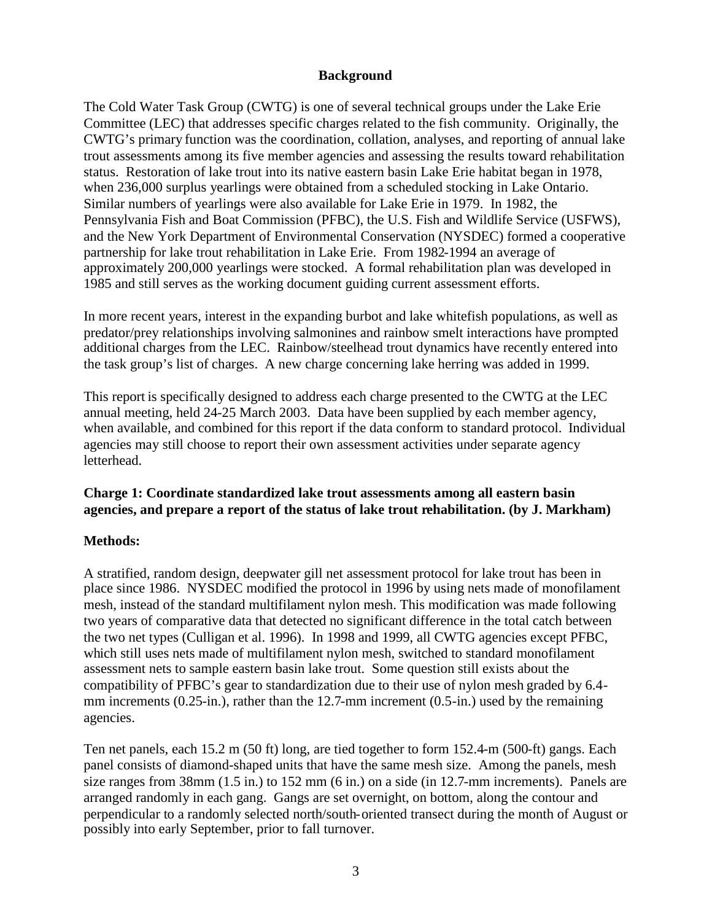## Background

The Cold Water Task Group (CWTG) is one of several technical groups under the Lake Erie Committee (LEC) that addresses specific charges related to the fish community. Originally, the CWTG's primary function was the coordination, collation, analyses, and reporting of annual lake trout assessments among its five member agencies and assessing the results toward rehabilitation status. Restoration of lake trout into its native eastern basin Lake Erie habitat began in 1978, when 236,000 surplus yearlings were obtained from a scheduled stocking in Lake Ontario. Similar numbers of yearlings were also available for Lake Erie in 1979. In 1982, the Pennsylvania Fish and Boat Commission (PFBC), the U.S. Fish and Wildlife Service (USFWS), and the New York Department of Environmental Conservation (NYSDEC) formed a cooperative partnership for lake trout rehabilitation in Lake Erie. From 1982-1994 an average of approximately 200,000 yearlings were stocked. A formal rehabilitation plan was developed in 1985 and still serves as the working document guiding current assessment efforts.

In more recent years, interest in the expanding burbot and lake whitefish populations, as well as predator/prey relationships involving salmonines and rainbow smelt interactions have prompted additional charges from the LEC. Rainbow/steelhead trout dynamics have recently entered into the task group's list of charges. A new charge concerning lake herring was added in 1999.

This report is specifically designed to address each charge presented to the CWTG at the LEC annual meeting, held 24-25 March 2003. Data have been supplied by each member agency, when available, and combined for this report if the data conform to standard protocol. Individual agencies may still choose to report their own assessment activities under separate agency letterhead.

### Charge 1: Coordinate standardized lake trout assessments among all eastern basin agencies, and prepare a report of the status of lake trout rehabilitation. (by J. Markham)

### Methods:

A stratified, random design, deepwater gill net assessment protocol for lake trout has been in place since 1986. NYSDEC modified the protocol in 1996 by using nets made of monofilament mesh, instead of the standard multifilament nylon mesh. This modification was made following two years of comparative data that detected no significant difference in the total catch between the two net types (Culligan et al. 1996). In 1998 and 1999, all CWTG agencies except PFBC, which still uses nets made of multifilament nylon mesh, switched to standard monofilament assessment nets to sample eastern basin lake trout. Some question still exists about the compatibility of PFBC's gear to standardization due to their use of nylon mesh graded by 6.4-mm increments (0.25-in.), rather than the 12.7-mm increment (0.5-in.) used by the remaining agencies.

Ten net panels, each 15.2 m (50 ft) long, are tied together to form 152.4-m (500-ft) gangs. Each panel consists of diamond-shaped units that have the same mesh size. Among the panels, mesh size ranges from 38mm (1.5 in.) to 152 mm (6 in.) on a side (in 12.7-mm increments). Panels are arranged randomly in each gang. Gangs are set overnight, on bottom, along the contour and perpendicular to a randomly selected north/south-oriented transect during the month of August or possibly into early September, prior to fall turnover.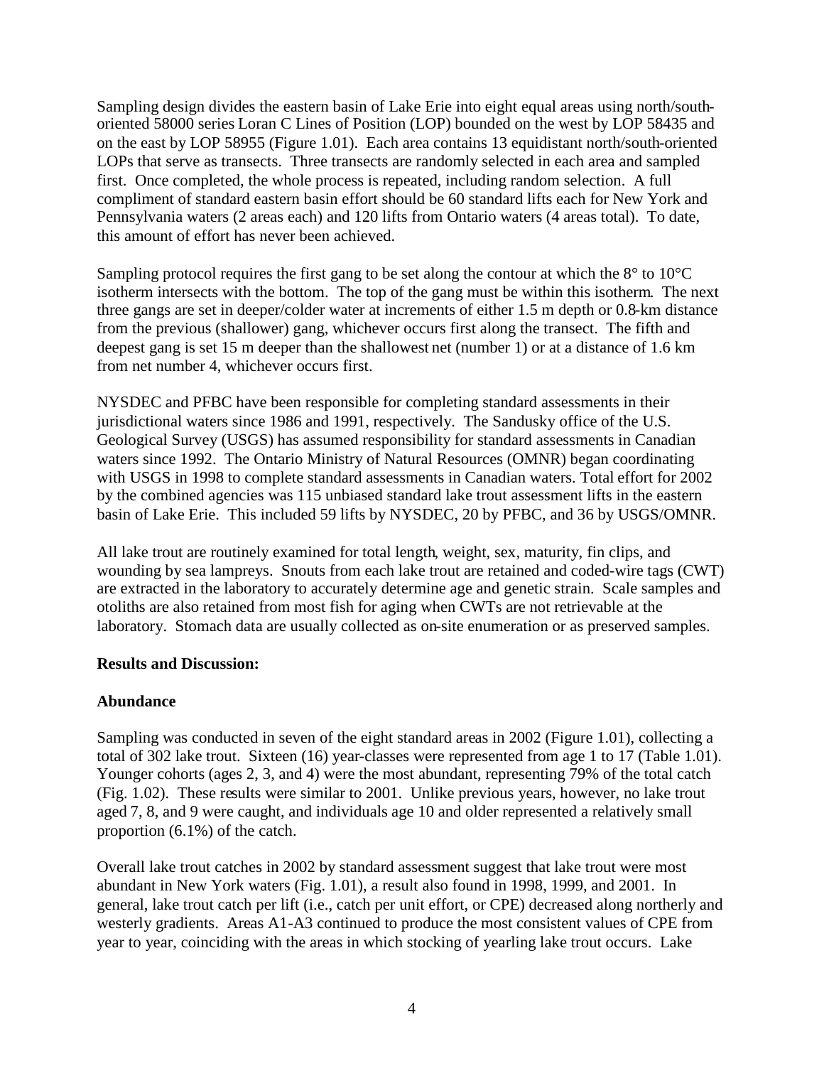Sampling design divides the eastern basin of Lake Erie into eight equal areas using north/south-oriented 58000 series Loran C Lines of Position (LOP) bounded on the west by LOP 58435 and on the east by LOP 58955 (Figure 1.01). Each area contains 13 equidistant north/south-oriented LOPs that serve as transects. Three transects are randomly selected in each area and sampled first. Once completed, the whole process is repeated, including random selection. A full compliment of standard eastern basin effort should be 60 standard lifts each for New York and Pennsylvania waters (2 areas each) and 120 lifts from Ontario waters (4 areas total). To date, this amount of effort has never been achieved.

Sampling protocol requires the first gang to be set along the contour at which the 8° to 10°C isotherm intersects with the bottom. The top of the gang must be within this isotherm. The next three gangs are set in deeper/colder water at increments of either 1.5 m depth or 0.8-km distance from the previous (shallower) gang, whichever occurs first along the transect. The fifth and deepest gang is set 15 m deeper than the shallowest net (number 1) or at a distance of 1.6 km from net number 4, whichever occurs first.

NYSDEC and PFBC have been responsible for completing standard assessments in their jurisdictional waters since 1986 and 1991, respectively. The Sandusky office of the U.S. Geological Survey (USGS) has assumed responsibility for standard assessments in Canadian waters since 1992. The Ontario Ministry of Natural Resources (OMNR) began coordinating with USGS in 1998 to complete standard assessments in Canadian waters. Total effort for 2002 by the combined agencies was 115 unbiased standard lake trout assessment lifts in the eastern basin of Lake Erie. This included 59 lifts by NYSDEC, 20 by PFBC, and 36 by USGS/OMNR.

All lake trout are routinely examined for total length, weight, sex, maturity, fin clips, and wounding by sea lampreys. Snouts from each lake trout are retained and coded-wire tags (CWT) are extracted in the laboratory to accurately determine age and genetic strain. Scale samples and otoliths are also retained from most fish for aging when CWTs are not retrievable at the laboratory. Stomach data are usually collected as on-site enumeration or as preserved samples.

**Results and Discussion:**

**Abundance**

Sampling was conducted in seven of the eight standard areas in 2002 (Figure 1.01), collecting a total of 302 lake trout. Sixteen (16) year-classes were represented from age 1 to 17 (Table 1.01). Younger cohorts (ages 2, 3, and 4) were the most abundant, representing 79% of the total catch (Fig. 1.02). These results were similar to 2001. Unlike previous years, however, no lake trout aged 7, 8, and 9 were caught, and individuals age 10 and older represented a relatively small proportion (6.1%) of the catch.

Overall lake trout catches in 2002 by standard assessment suggest that lake trout were most abundant in New York waters (Fig. 1.01), a result also found in 1998, 1999, and 2001. In general, lake trout catch per lift (i.e., catch per unit effort, or CPE) decreased along northerly and westerly gradients. Areas A1-A3 continued to produce the most consistent values of CPE from year to year, coinciding with the areas in which stocking of yearling lake trout occurs. Lake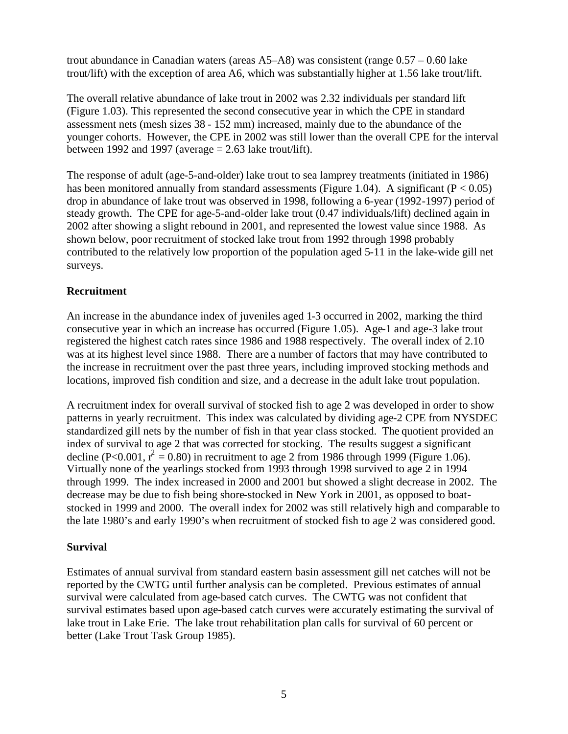trout abundance in Canadian waters (areas A5–A8) was consistent (range 0.57 – 0.60 lake trout/lift) with the exception of area A6, which was substantially higher at 1.56 lake trout/lift.

The overall relative abundance of lake trout in 2002 was 2.32 individuals per standard lift (Figure 1.03). This represented the second consecutive year in which the CPE in standard assessment nets (mesh sizes 38 - 152 mm) increased, mainly due to the abundance of the younger cohorts. However, the CPE in 2002 was still lower than the overall CPE for the interval between 1992 and 1997 (average = 2.63 lake trout/lift).

The response of adult (age-5-and-older) lake trout to sea lamprey treatments (initiated in 1986) has been monitored annually from standard assessments (Figure 1.04). A significant ($P < 0.05$) drop in abundance of lake trout was observed in 1998, following a 6-year (1992-1997) period of steady growth. The CPE for age-5-and-older lake trout (0.47 individuals/lift) declined again in 2002 after showing a slight rebound in 2001, and represented the lowest value since 1988. As shown below, poor recruitment of stocked lake trout from 1992 through 1998 probably contributed to the relatively low proportion of the population aged 5-11 in the lake-wide gill net surveys.

## Recruitment

An increase in the abundance index of juveniles aged 1-3 occurred in 2002, marking the third consecutive year in which an increase has occurred (Figure 1.05). Age-1 and age-3 lake trout registered the highest catch rates since 1986 and 1988 respectively. The overall index of 2.10 was at its highest level since 1988. There are a number of factors that may have contributed to the increase in recruitment over the past three years, including improved stocking methods and locations, improved fish condition and size, and a decrease in the adult lake trout population.

A recruitment index for overall survival of stocked fish to age 2 was developed in order to show patterns in yearly recruitment. This index was calculated by dividing age-2 CPE from NYSDEC standardized gill nets by the number of fish in that year class stocked. The quotient provided an index of survival to age 2 that was corrected for stocking. The results suggest a significant decline ($P<0.001$, $r^2 = 0.80$) in recruitment to age 2 from 1986 through 1999 (Figure 1.06). Virtually none of the yearlings stocked from 1993 through 1998 survived to age 2 in 1994 through 1999. The index increased in 2000 and 2001 but showed a slight decrease in 2002. The decrease may be due to fish being shore-stocked in New York in 2001, as opposed to boat-stocked in 1999 and 2000. The overall index for 2002 was still relatively high and comparable to the late 1980's and early 1990's when recruitment of stocked fish to age 2 was considered good.

## Survival

Estimates of annual survival from standard eastern basin assessment gill net catches will not be reported by the CWTG until further analysis can be completed. Previous estimates of annual survival were calculated from age-based catch curves. The CWTG was not confident that survival estimates based upon age-based catch curves were accurately estimating the survival of lake trout in Lake Erie. The lake trout rehabilitation plan calls for survival of 60 percent or better (Lake Trout Task Group 1985).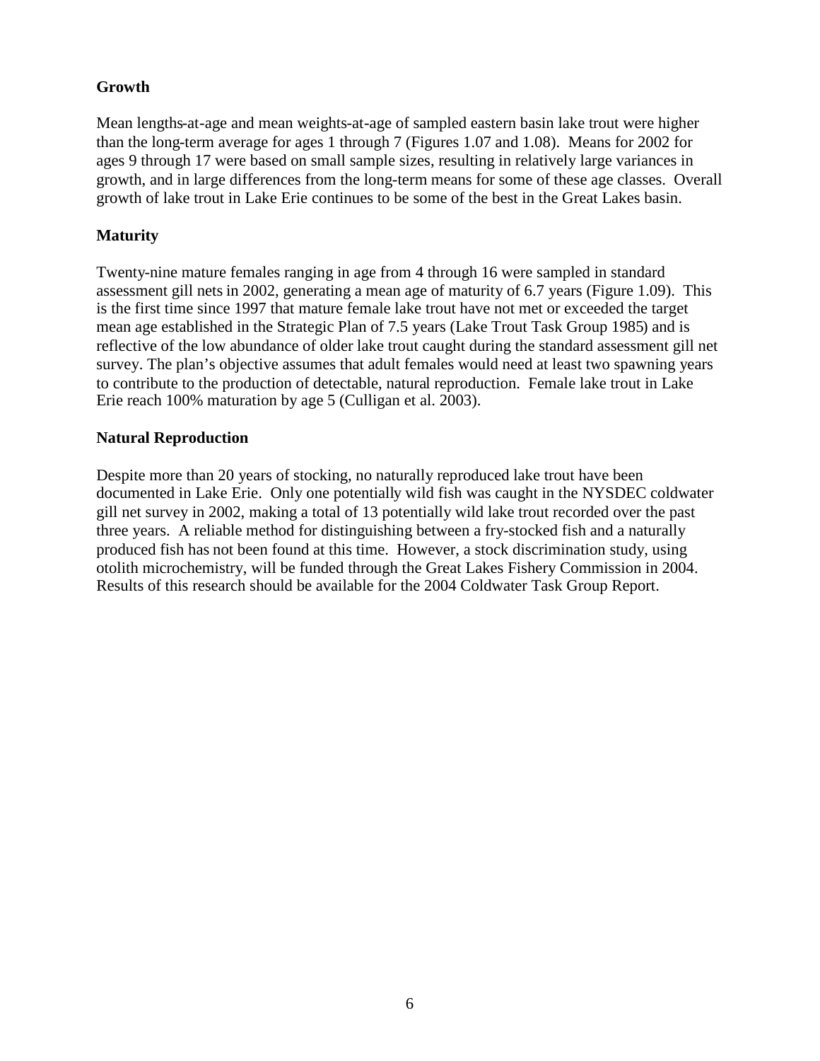### Growth

Mean lengths-at-age and mean weights-at-age of sampled eastern basin lake trout were higher than the long-term average for ages 1 through 7 (Figures 1.07 and 1.08). Means for 2002 for ages 9 through 17 were based on small sample sizes, resulting in relatively large variances in growth, and in large differences from the long-term means for some of these age classes. Overall growth of lake trout in Lake Erie continues to be some of the best in the Great Lakes basin.

### Maturity

Twenty-nine mature females ranging in age from 4 through 16 were sampled in standard assessment gill nets in 2002, generating a mean age of maturity of 6.7 years (Figure 1.09). This is the first time since 1997 that mature female lake trout have not met or exceeded the target mean age established in the Strategic Plan of 7.5 years (Lake Trout Task Group 1985) and is reflective of the low abundance of older lake trout caught during the standard assessment gill net survey. The plan's objective assumes that adult females would need at least two spawning years to contribute to the production of detectable, natural reproduction. Female lake trout in Lake Erie reach 100% maturation by age 5 (Culligan et al. 2003).

### Natural Reproduction

Despite more than 20 years of stocking, no naturally reproduced lake trout have been documented in Lake Erie. Only one potentially wild fish was caught in the NYSDEC coldwater gill net survey in 2002, making a total of 13 potentially wild lake trout recorded over the past three years. A reliable method for distinguishing between a fry-stocked fish and a naturally produced fish has not been found at this time. However, a stock discrimination study, using otolith microchemistry, will be funded through the Great Lakes Fishery Commission in 2004. Results of this research should be available for the 2004 Coldwater Task Group Report.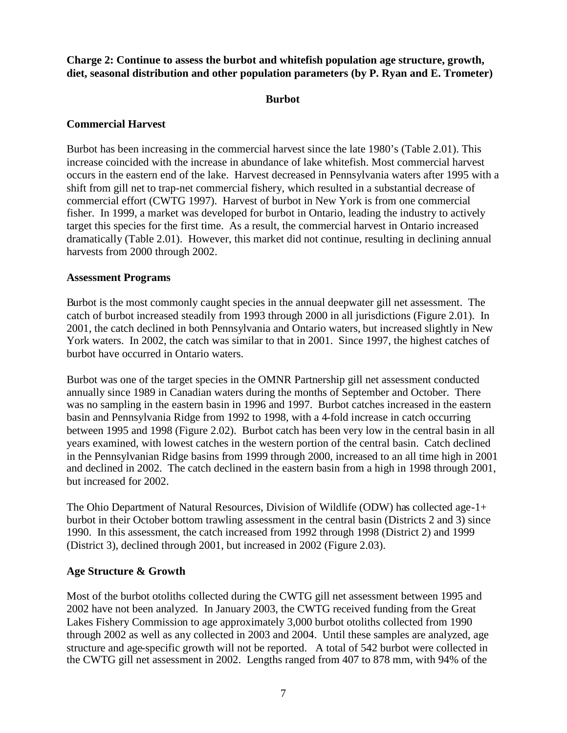**Charge 2: Continue to assess the burbot and whitefish population age structure, growth, diet, seasonal distribution and other population parameters (by P. Ryan and E. Trometer)**

## Burbot

### Commercial Harvest

Burbot has been increasing in the commercial harvest since the late 1980's (Table 2.01). This increase coincided with the increase in abundance of lake whitefish. Most commercial harvest occurs in the eastern end of the lake. Harvest decreased in Pennsylvania waters after 1995 with a shift from gill net to trap-net commercial fishery, which resulted in a substantial decrease of commercial effort (CWTG 1997). Harvest of burbot in New York is from one commercial fisher. In 1999, a market was developed for burbot in Ontario, leading the industry to actively target this species for the first time. As a result, the commercial harvest in Ontario increased dramatically (Table 2.01). However, this market did not continue, resulting in declining annual harvests from 2000 through 2002.

### Assessment Programs

Burbot is the most commonly caught species in the annual deepwater gill net assessment. The catch of burbot increased steadily from 1993 through 2000 in all jurisdictions (Figure 2.01). In 2001, the catch declined in both Pennsylvania and Ontario waters, but increased slightly in New York waters. In 2002, the catch was similar to that in 2001. Since 1997, the highest catches of burbot have occurred in Ontario waters.

Burbot was one of the target species in the OMNR Partnership gill net assessment conducted annually since 1989 in Canadian waters during the months of September and October. There was no sampling in the eastern basin in 1996 and 1997. Burbot catches increased in the eastern basin and Pennsylvania Ridge from 1992 to 1998, with a 4-fold increase in catch occurring between 1995 and 1998 (Figure 2.02). Burbot catch has been very low in the central basin in all years examined, with lowest catches in the western portion of the central basin. Catch declined in the Pennsylvanian Ridge basins from 1999 through 2000, increased to an all time high in 2001 and declined in 2002. The catch declined in the eastern basin from a high in 1998 through 2001, but increased for 2002.

The Ohio Department of Natural Resources, Division of Wildlife (ODW) has collected age-1+ burbot in their October bottom trawling assessment in the central basin (Districts 2 and 3) since 1990. In this assessment, the catch increased from 1992 through 1998 (District 2) and 1999 (District 3), declined through 2001, but increased in 2002 (Figure 2.03).

### Age Structure & Growth

Most of the burbot otoliths collected during the CWTG gill net assessment between 1995 and 2002 have not been analyzed. In January 2003, the CWTG received funding from the Great Lakes Fishery Commission to age approximately 3,000 burbot otoliths collected from 1990 through 2002 as well as any collected in 2003 and 2004. Until these samples are analyzed, age structure and age-specific growth will not be reported. A total of 542 burbot were collected in the CWTG gill net assessment in 2002. Lengths ranged from 407 to 878 mm, with 94% of the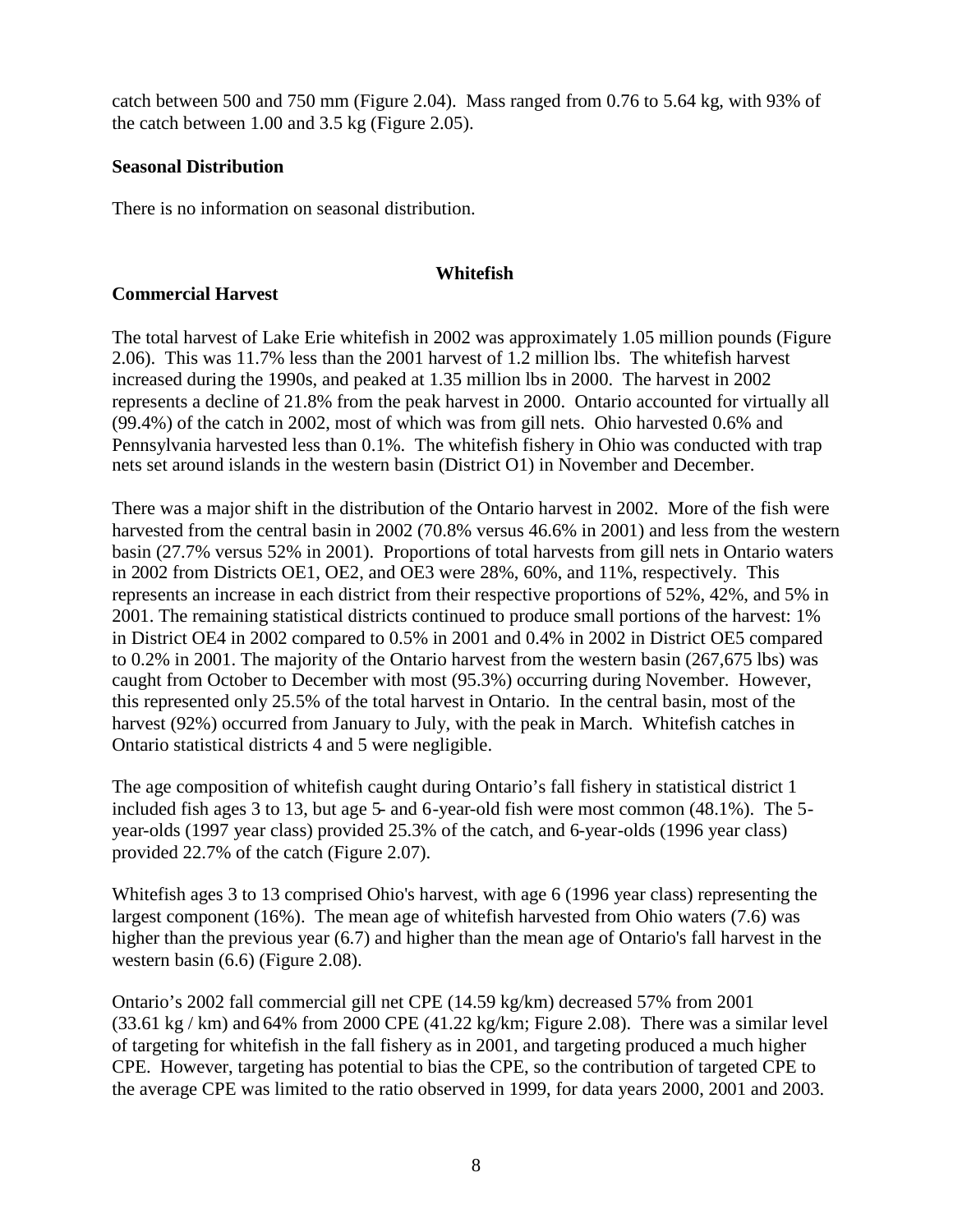catch between 500 and 750 mm (Figure 2.04). Mass ranged from 0.76 to 5.64 kg, with 93% of the catch between 1.00 and 3.5 kg (Figure 2.05).

**Seasonal Distribution**

There is no information on seasonal distribution.

## Whitefish

**Commercial Harvest**

The total harvest of Lake Erie whitefish in 2002 was approximately 1.05 million pounds (Figure 2.06). This was 11.7% less than the 2001 harvest of 1.2 million lbs. The whitefish harvest increased during the 1990s, and peaked at 1.35 million lbs in 2000. The harvest in 2002 represents a decline of 21.8% from the peak harvest in 2000. Ontario accounted for virtually all (99.4%) of the catch in 2002, most of which was from gill nets. Ohio harvested 0.6% and Pennsylvania harvested less than 0.1%. The whitefish fishery in Ohio was conducted with trap nets set around islands in the western basin (District O1) in November and December.

There was a major shift in the distribution of the Ontario harvest in 2002. More of the fish were harvested from the central basin in 2002 (70.8% versus 46.6% in 2001) and less from the western basin (27.7% versus 52% in 2001). Proportions of total harvests from gill nets in Ontario waters in 2002 from Districts OE1, OE2, and OE3 were 28%, 60%, and 11%, respectively. This represents an increase in each district from their respective proportions of 52%, 42%, and 5% in 2001. The remaining statistical districts continued to produce small portions of the harvest: 1% in District OE4 in 2002 compared to 0.5% in 2001 and 0.4% in 2002 in District OE5 compared to 0.2% in 2001. The majority of the Ontario harvest from the western basin (267,675 lbs) was caught from October to December with most (95.3%) occurring during November. However, this represented only 25.5% of the total harvest in Ontario. In the central basin, most of the harvest (92%) occurred from January to July, with the peak in March. Whitefish catches in Ontario statistical districts 4 and 5 were negligible.

The age composition of whitefish caught during Ontario's fall fishery in statistical district 1 included fish ages 3 to 13, but age 5- and 6-year-old fish were most common (48.1%). The 5-year-olds (1997 year class) provided 25.3% of the catch, and 6-year-olds (1996 year class) provided 22.7% of the catch (Figure 2.07).

Whitefish ages 3 to 13 comprised Ohio's harvest, with age 6 (1996 year class) representing the largest component (16%). The mean age of whitefish harvested from Ohio waters (7.6) was higher than the previous year (6.7) and higher than the mean age of Ontario's fall harvest in the western basin (6.6) (Figure 2.08).

Ontario's 2002 fall commercial gill net CPE (14.59 kg/km) decreased 57% from 2001 (33.61 kg / km) and 64% from 2000 CPE (41.22 kg/km; Figure 2.08). There was a similar level of targeting for whitefish in the fall fishery as in 2001, and targeting produced a much higher CPE. However, targeting has potential to bias the CPE, so the contribution of targeted CPE to the average CPE was limited to the ratio observed in 1999, for data years 2000, 2001 and 2003.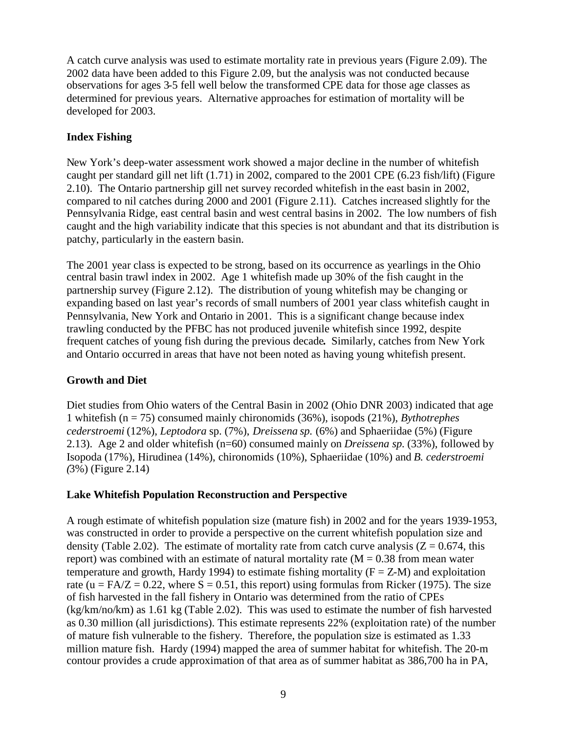A catch curve analysis was used to estimate mortality rate in previous years (Figure 2.09). The 2002 data have been added to this Figure 2.09, but the analysis was not conducted because observations for ages 3-5 fell well below the transformed CPE data for those age classes as determined for previous years. Alternative approaches for estimation of mortality will be developed for 2003.

### Index Fishing

New York's deep-water assessment work showed a major decline in the number of whitefish caught per standard gill net lift (1.71) in 2002, compared to the 2001 CPE (6.23 fish/lift) (Figure 2.10). The Ontario partnership gill net survey recorded whitefish in the east basin in 2002, compared to nil catches during 2000 and 2001 (Figure 2.11). Catches increased slightly for the Pennsylvania Ridge, east central basin and west central basins in 2002. The low numbers of fish caught and the high variability indicate that this species is not abundant and that its distribution is patchy, particularly in the eastern basin.

The 2001 year class is expected to be strong, based on its occurrence as yearlings in the Ohio central basin trawl index in 2002. Age 1 whitefish made up 30% of the fish caught in the partnership survey (Figure 2.12). The distribution of young whitefish may be changing or expanding based on last year's records of small numbers of 2001 year class whitefish caught in Pennsylvania, New York and Ontario in 2001. This is a significant change because index trawling conducted by the PFBC has not produced juvenile whitefish since 1992, despite frequent catches of young fish during the previous decade**.** Similarly, catches from New York and Ontario occurred in areas that have not been noted as having young whitefish present.

### Growth and Diet

Diet studies from Ohio waters of the Central Basin in 2002 (Ohio DNR 2003) indicated that age 1 whitefish (n = 75) consumed mainly chironomids (36%), isopods (21%), *Bythotrephes cederstroemi* (12%), *Leptodora* sp. (7%), *Dreissena sp.* (6%) and Sphaeriidae (5%) (Figure 2.13). Age 2 and older whitefish (n=60) consumed mainly on *Dreissena sp.* (33%), followed by Isopoda (17%), Hirudinea (14%), chironomids (10%), Sphaeriidae (10%) and *B. cederstroemi (*3%) (Figure 2.14)

### Lake Whitefish Population Reconstruction and Perspective

A rough estimate of whitefish population size (mature fish) in 2002 and for the years 1939-1953, was constructed in order to provide a perspective on the current whitefish population size and density (Table 2.02). The estimate of mortality rate from catch curve analysis ($Z = 0.674$, this report) was combined with an estimate of natural mortality rate ($M = 0.38$ from mean water temperature and growth, Hardy 1994) to estimate fishing mortality ($F = Z\text{-}M$) and exploitation rate ($u = FA/Z = 0.22$, where $S = 0.51$, this report) using formulas from Ricker (1975). The size of fish harvested in the fall fishery in Ontario was determined from the ratio of CPEs (kg/km/no/km) as 1.61 kg (Table 2.02). This was used to estimate the number of fish harvested as 0.30 million (all jurisdictions). This estimate represents 22% (exploitation rate) of the number of mature fish vulnerable to the fishery. Therefore, the population size is estimated as 1.33 million mature fish. Hardy (1994) mapped the area of summer habitat for whitefish. The 20-m contour provides a crude approximation of that area as of summer habitat as 386,700 ha in PA,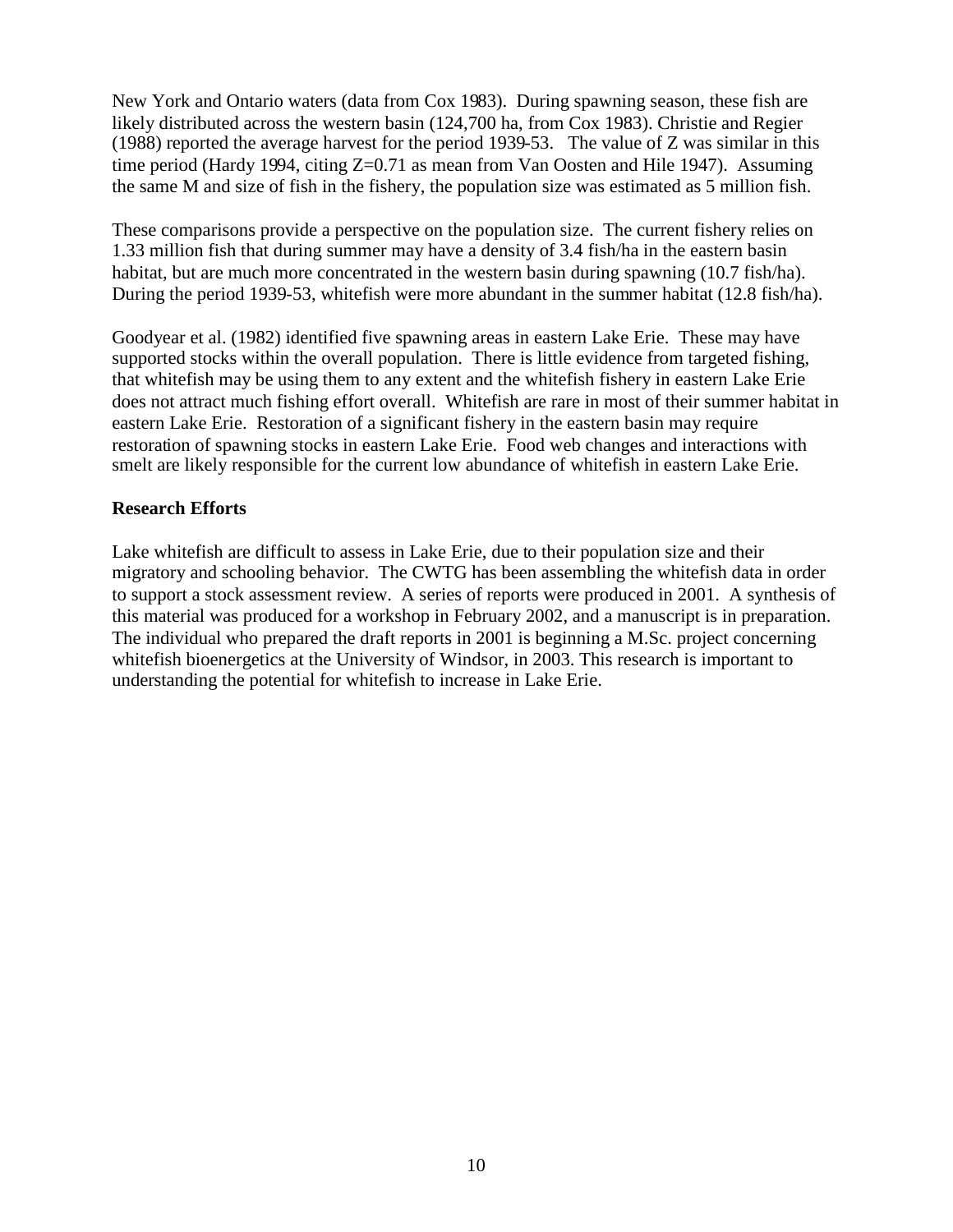New York and Ontario waters (data from Cox 1983). During spawning season, these fish are likely distributed across the western basin (124,700 ha, from Cox 1983). Christie and Regier (1988) reported the average harvest for the period 1939-53. The value of Z was similar in this time period (Hardy 1994, citing Z=0.71 as mean from Van Oosten and Hile 1947). Assuming the same M and size of fish in the fishery, the population size was estimated as 5 million fish.

These comparisons provide a perspective on the population size. The current fishery relies on 1.33 million fish that during summer may have a density of 3.4 fish/ha in the eastern basin habitat, but are much more concentrated in the western basin during spawning (10.7 fish/ha). During the period 1939-53, whitefish were more abundant in the summer habitat (12.8 fish/ha).

Goodyear et al. (1982) identified five spawning areas in eastern Lake Erie. These may have supported stocks within the overall population. There is little evidence from targeted fishing, that whitefish may be using them to any extent and the whitefish fishery in eastern Lake Erie does not attract much fishing effort overall. Whitefish are rare in most of their summer habitat in eastern Lake Erie. Restoration of a significant fishery in the eastern basin may require restoration of spawning stocks in eastern Lake Erie. Food web changes and interactions with smelt are likely responsible for the current low abundance of whitefish in eastern Lake Erie.

**Research Efforts**

Lake whitefish are difficult to assess in Lake Erie, due to their population size and their migratory and schooling behavior. The CWTG has been assembling the whitefish data in order to support a stock assessment review. A series of reports were produced in 2001. A synthesis of this material was produced for a workshop in February 2002, and a manuscript is in preparation. The individual who prepared the draft reports in 2001 is beginning a M.Sc. project concerning whitefish bioenergetics at the University of Windsor, in 2003. This research is important to understanding the potential for whitefish to increase in Lake Erie.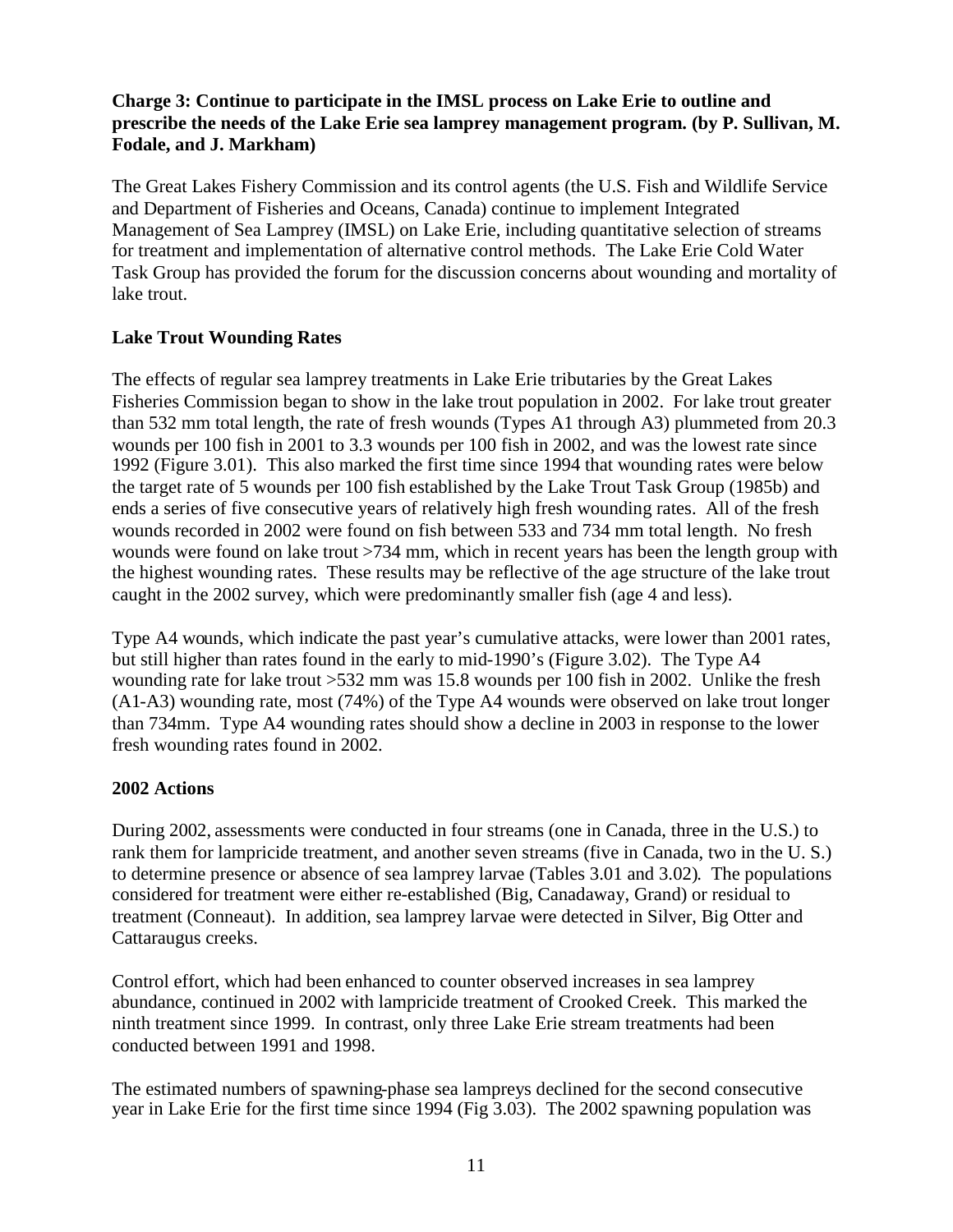**Charge 3: Continue to participate in the IMSL process on Lake Erie to outline and prescribe the needs of the Lake Erie sea lamprey management program. (by P. Sullivan, M. Fodale, and J. Markham)**

The Great Lakes Fishery Commission and its control agents (the U.S. Fish and Wildlife Service and Department of Fisheries and Oceans, Canada) continue to implement Integrated Management of Sea Lamprey (IMSL) on Lake Erie, including quantitative selection of streams for treatment and implementation of alternative control methods. The Lake Erie Cold Water Task Group has provided the forum for the discussion concerns about wounding and mortality of lake trout.

**Lake Trout Wounding Rates**

The effects of regular sea lamprey treatments in Lake Erie tributaries by the Great Lakes Fisheries Commission began to show in the lake trout population in 2002. For lake trout greater than 532 mm total length, the rate of fresh wounds (Types A1 through A3) plummeted from 20.3 wounds per 100 fish in 2001 to 3.3 wounds per 100 fish in 2002, and was the lowest rate since 1992 (Figure 3.01). This also marked the first time since 1994 that wounding rates were below the target rate of 5 wounds per 100 fish established by the Lake Trout Task Group (1985b) and ends a series of five consecutive years of relatively high fresh wounding rates. All of the fresh wounds recorded in 2002 were found on fish between 533 and 734 mm total length. No fresh wounds were found on lake trout >734 mm, which in recent years has been the length group with the highest wounding rates. These results may be reflective of the age structure of the lake trout caught in the 2002 survey, which were predominantly smaller fish (age 4 and less).

Type A4 wounds, which indicate the past year's cumulative attacks, were lower than 2001 rates, but still higher than rates found in the early to mid-1990's (Figure 3.02). The Type A4 wounding rate for lake trout >532 mm was 15.8 wounds per 100 fish in 2002. Unlike the fresh (A1-A3) wounding rate, most (74%) of the Type A4 wounds were observed on lake trout longer than 734mm. Type A4 wounding rates should show a decline in 2003 in response to the lower fresh wounding rates found in 2002.

**2002 Actions**

During 2002, assessments were conducted in four streams (one in Canada, three in the U.S.) to rank them for lampricide treatment, and another seven streams (five in Canada, two in the U. S.) to determine presence or absence of sea lamprey larvae (Tables 3.01 and 3.02). The populations considered for treatment were either re-established (Big, Canadaway, Grand) or residual to treatment (Conneaut). In addition, sea lamprey larvae were detected in Silver, Big Otter and Cattaraugus creeks.

Control effort, which had been enhanced to counter observed increases in sea lamprey abundance, continued in 2002 with lampricide treatment of Crooked Creek. This marked the ninth treatment since 1999. In contrast, only three Lake Erie stream treatments had been conducted between 1991 and 1998.

The estimated numbers of spawning-phase sea lampreys declined for the second consecutive year in Lake Erie for the first time since 1994 (Fig 3.03). The 2002 spawning population was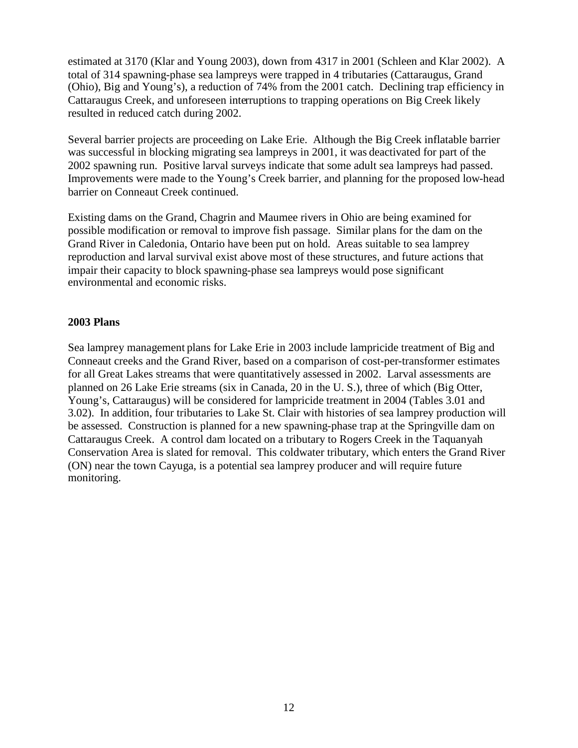estimated at 3170 (Klar and Young 2003), down from 4317 in 2001 (Schleen and Klar 2002). A total of 314 spawning-phase sea lampreys were trapped in 4 tributaries (Cattaraugus, Grand (Ohio), Big and Young's), a reduction of 74% from the 2001 catch. Declining trap efficiency in Cattaraugus Creek, and unforeseen interruptions to trapping operations on Big Creek likely resulted in reduced catch during 2002.

Several barrier projects are proceeding on Lake Erie. Although the Big Creek inflatable barrier was successful in blocking migrating sea lampreys in 2001, it was deactivated for part of the 2002 spawning run. Positive larval surveys indicate that some adult sea lampreys had passed. Improvements were made to the Young's Creek barrier, and planning for the proposed low-head barrier on Conneaut Creek continued.

Existing dams on the Grand, Chagrin and Maumee rivers in Ohio are being examined for possible modification or removal to improve fish passage. Similar plans for the dam on the Grand River in Caledonia, Ontario have been put on hold. Areas suitable to sea lamprey reproduction and larval survival exist above most of these structures, and future actions that impair their capacity to block spawning-phase sea lampreys would pose significant environmental and economic risks.

**2003 Plans**

Sea lamprey management plans for Lake Erie in 2003 include lampricide treatment of Big and Conneaut creeks and the Grand River, based on a comparison of cost-per-transformer estimates for all Great Lakes streams that were quantitatively assessed in 2002. Larval assessments are planned on 26 Lake Erie streams (six in Canada, 20 in the U. S.), three of which (Big Otter, Young's, Cattaraugus) will be considered for lampricide treatment in 2004 (Tables 3.01 and 3.02). In addition, four tributaries to Lake St. Clair with histories of sea lamprey production will be assessed. Construction is planned for a new spawning-phase trap at the Springville dam on Cattaraugus Creek. A control dam located on a tributary to Rogers Creek in the Taquanyah Conservation Area is slated for removal. This coldwater tributary, which enters the Grand River (ON) near the town Cayuga, is a potential sea lamprey producer and will require future monitoring.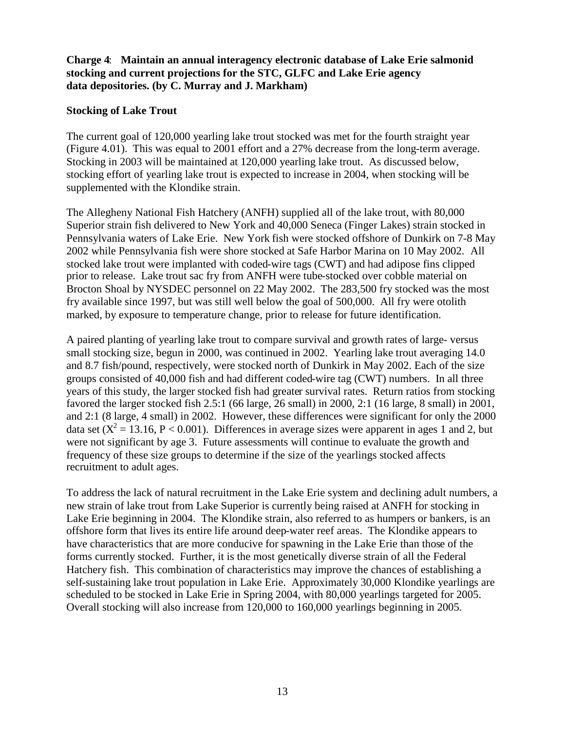**Charge 4**: **Maintain an annual interagency electronic database of Lake Erie salmonid stocking and current projections for the STC, GLFC and Lake Erie agency data depositories. (by C. Murray and J. Markham)**

**Stocking of Lake Trout**

The current goal of 120,000 yearling lake trout stocked was met for the fourth straight year (Figure 4.01). This was equal to 2001 effort and a 27% decrease from the long-term average. Stocking in 2003 will be maintained at 120,000 yearling lake trout. As discussed below, stocking effort of yearling lake trout is expected to increase in 2004, when stocking will be supplemented with the Klondike strain.

The Allegheny National Fish Hatchery (ANFH) supplied all of the lake trout, with 80,000 Superior strain fish delivered to New York and 40,000 Seneca (Finger Lakes) strain stocked in Pennsylvania waters of Lake Erie. New York fish were stocked offshore of Dunkirk on 7-8 May 2002 while Pennsylvania fish were shore stocked at Safe Harbor Marina on 10 May 2002. All stocked lake trout were implanted with coded-wire tags (CWT) and had adipose fins clipped prior to release. Lake trout sac fry from ANFH were tube-stocked over cobble material on Brocton Shoal by NYSDEC personnel on 22 May 2002. The 283,500 fry stocked was the most fry available since 1997, but was still well below the goal of 500,000. All fry were otolith marked, by exposure to temperature change, prior to release for future identification.

A paired planting of yearling lake trout to compare survival and growth rates of large- versus small stocking size, begun in 2000, was continued in 2002. Yearling lake trout averaging 14.0 and 8.7 fish/pound, respectively, were stocked north of Dunkirk in May 2002. Each of the size groups consisted of 40,000 fish and had different coded-wire tag (CWT) numbers. In all three years of this study, the larger stocked fish had greater survival rates. Return ratios from stocking favored the larger stocked fish 2.5:1 (66 large, 26 small) in 2000, 2:1 (16 large, 8 small) in 2001, and 2:1 (8 large, 4 small) in 2002. However, these differences were significant for only the 2000 data set ($X^2 = 13.16$, $P < 0.001$). Differences in average sizes were apparent in ages 1 and 2, but were not significant by age 3. Future assessments will continue to evaluate the growth and frequency of these size groups to determine if the size of the yearlings stocked affects recruitment to adult ages.

To address the lack of natural recruitment in the Lake Erie system and declining adult numbers, a new strain of lake trout from Lake Superior is currently being raised at ANFH for stocking in Lake Erie beginning in 2004. The Klondike strain, also referred to as humpers or bankers, is an offshore form that lives its entire life around deep-water reef areas. The Klondike appears to have characteristics that are more conducive for spawning in the Lake Erie than those of the forms currently stocked. Further, it is the most genetically diverse strain of all the Federal Hatchery fish. This combination of characteristics may improve the chances of establishing a self-sustaining lake trout population in Lake Erie. Approximately 30,000 Klondike yearlings are scheduled to be stocked in Lake Erie in Spring 2004, with 80,000 yearlings targeted for 2005. Overall stocking will also increase from 120,000 to 160,000 yearlings beginning in 2005.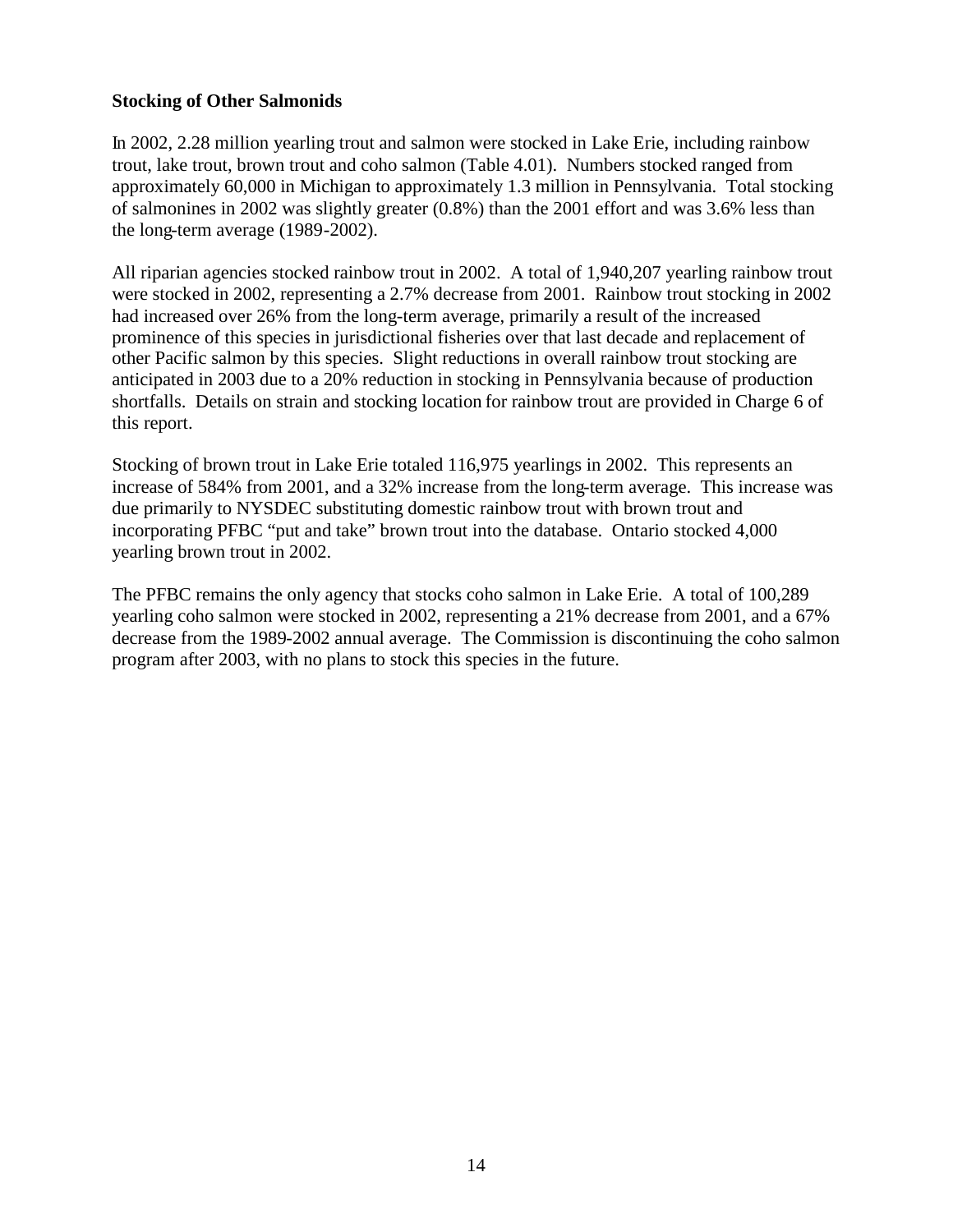**Stocking of Other Salmonids**

In 2002, 2.28 million yearling trout and salmon were stocked in Lake Erie, including rainbow trout, lake trout, brown trout and coho salmon (Table 4.01). Numbers stocked ranged from approximately 60,000 in Michigan to approximately 1.3 million in Pennsylvania. Total stocking of salmonines in 2002 was slightly greater (0.8%) than the 2001 effort and was 3.6% less than the long-term average (1989-2002).

All riparian agencies stocked rainbow trout in 2002. A total of 1,940,207 yearling rainbow trout were stocked in 2002, representing a 2.7% decrease from 2001. Rainbow trout stocking in 2002 had increased over 26% from the long-term average, primarily a result of the increased prominence of this species in jurisdictional fisheries over that last decade and replacement of other Pacific salmon by this species. Slight reductions in overall rainbow trout stocking are anticipated in 2003 due to a 20% reduction in stocking in Pennsylvania because of production shortfalls. Details on strain and stocking location for rainbow trout are provided in Charge 6 of this report.

Stocking of brown trout in Lake Erie totaled 116,975 yearlings in 2002. This represents an increase of 584% from 2001, and a 32% increase from the long-term average. This increase was due primarily to NYSDEC substituting domestic rainbow trout with brown trout and incorporating PFBC "put and take" brown trout into the database. Ontario stocked 4,000 yearling brown trout in 2002.

The PFBC remains the only agency that stocks coho salmon in Lake Erie. A total of 100,289 yearling coho salmon were stocked in 2002, representing a 21% decrease from 2001, and a 67% decrease from the 1989-2002 annual average. The Commission is discontinuing the coho salmon program after 2003, with no plans to stock this species in the future.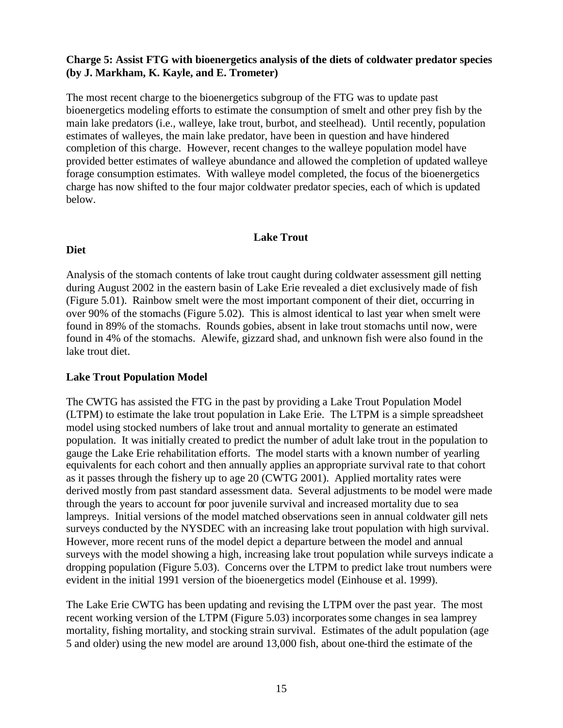**Charge 5: Assist FTG with bioenergetics analysis of the diets of coldwater predator species (by J. Markham, K. Kayle, and E. Trometer)**

The most recent charge to the bioenergetics subgroup of the FTG was to update past bioenergetics modeling efforts to estimate the consumption of smelt and other prey fish by the main lake predators (i.e., walleye, lake trout, burbot, and steelhead). Until recently, population estimates of walleyes, the main lake predator, have been in question and have hindered completion of this charge. However, recent changes to the walleye population model have provided better estimates of walleye abundance and allowed the completion of updated walleye forage consumption estimates. With walleye model completed, the focus of the bioenergetics charge has now shifted to the four major coldwater predator species, each of which is updated below.

## Lake Trout

**Diet**

Analysis of the stomach contents of lake trout caught during coldwater assessment gill netting during August 2002 in the eastern basin of Lake Erie revealed a diet exclusively made of fish (Figure 5.01). Rainbow smelt were the most important component of their diet, occurring in over 90% of the stomachs (Figure 5.02). This is almost identical to last year when smelt were found in 89% of the stomachs. Rounds gobies, absent in lake trout stomachs until now, were found in 4% of the stomachs. Alewife, gizzard shad, and unknown fish were also found in the lake trout diet.

**Lake Trout Population Model**

The CWTG has assisted the FTG in the past by providing a Lake Trout Population Model (LTPM) to estimate the lake trout population in Lake Erie. The LTPM is a simple spreadsheet model using stocked numbers of lake trout and annual mortality to generate an estimated population. It was initially created to predict the number of adult lake trout in the population to gauge the Lake Erie rehabilitation efforts. The model starts with a known number of yearling equivalents for each cohort and then annually applies an appropriate survival rate to that cohort as it passes through the fishery up to age 20 (CWTG 2001). Applied mortality rates were derived mostly from past standard assessment data. Several adjustments to be model were made through the years to account for poor juvenile survival and increased mortality due to sea lampreys. Initial versions of the model matched observations seen in annual coldwater gill nets surveys conducted by the NYSDEC with an increasing lake trout population with high survival. However, more recent runs of the model depict a departure between the model and annual surveys with the model showing a high, increasing lake trout population while surveys indicate a dropping population (Figure 5.03). Concerns over the LTPM to predict lake trout numbers were evident in the initial 1991 version of the bioenergetics model (Einhouse et al. 1999).

The Lake Erie CWTG has been updating and revising the LTPM over the past year. The most recent working version of the LTPM (Figure 5.03) incorporates some changes in sea lamprey mortality, fishing mortality, and stocking strain survival. Estimates of the adult population (age 5 and older) using the new model are around 13,000 fish, about one-third the estimate of the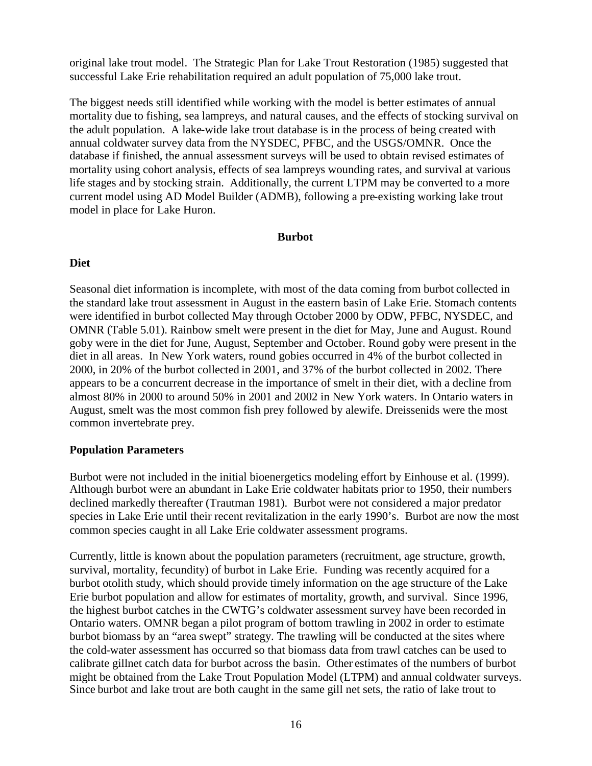original lake trout model. The Strategic Plan for Lake Trout Restoration (1985) suggested that successful Lake Erie rehabilitation required an adult population of 75,000 lake trout.

The biggest needs still identified while working with the model is better estimates of annual mortality due to fishing, sea lampreys, and natural causes, and the effects of stocking survival on the adult population. A lake-wide lake trout database is in the process of being created with annual coldwater survey data from the NYSDEC, PFBC, and the USGS/OMNR. Once the database if finished, the annual assessment surveys will be used to obtain revised estimates of mortality using cohort analysis, effects of sea lampreys wounding rates, and survival at various life stages and by stocking strain. Additionally, the current LTPM may be converted to a more current model using AD Model Builder (ADMB), following a pre-existing working lake trout model in place for Lake Huron.

## Burbot

### Diet

Seasonal diet information is incomplete, with most of the data coming from burbot collected in the standard lake trout assessment in August in the eastern basin of Lake Erie. Stomach contents were identified in burbot collected May through October 2000 by ODW, PFBC, NYSDEC, and OMNR (Table 5.01). Rainbow smelt were present in the diet for May, June and August. Round goby were in the diet for June, August, September and October. Round goby were present in the diet in all areas. In New York waters, round gobies occurred in 4% of the burbot collected in 2000, in 20% of the burbot collected in 2001, and 37% of the burbot collected in 2002. There appears to be a concurrent decrease in the importance of smelt in their diet, with a decline from almost 80% in 2000 to around 50% in 2001 and 2002 in New York waters. In Ontario waters in August, smelt was the most common fish prey followed by alewife. Dreissenids were the most common invertebrate prey.

### Population Parameters

Burbot were not included in the initial bioenergetics modeling effort by Einhouse et al. (1999). Although burbot were an abundant in Lake Erie coldwater habitats prior to 1950, their numbers declined markedly thereafter (Trautman 1981). Burbot were not considered a major predator species in Lake Erie until their recent revitalization in the early 1990's. Burbot are now the most common species caught in all Lake Erie coldwater assessment programs.

Currently, little is known about the population parameters (recruitment, age structure, growth, survival, mortality, fecundity) of burbot in Lake Erie. Funding was recently acquired for a burbot otolith study, which should provide timely information on the age structure of the Lake Erie burbot population and allow for estimates of mortality, growth, and survival. Since 1996, the highest burbot catches in the CWTG's coldwater assessment survey have been recorded in Ontario waters. OMNR began a pilot program of bottom trawling in 2002 in order to estimate burbot biomass by an "area swept" strategy. The trawling will be conducted at the sites where the cold-water assessment has occurred so that biomass data from trawl catches can be used to calibrate gillnet catch data for burbot across the basin. Other estimates of the numbers of burbot might be obtained from the Lake Trout Population Model (LTPM) and annual coldwater surveys. Since burbot and lake trout are both caught in the same gill net sets, the ratio of lake trout to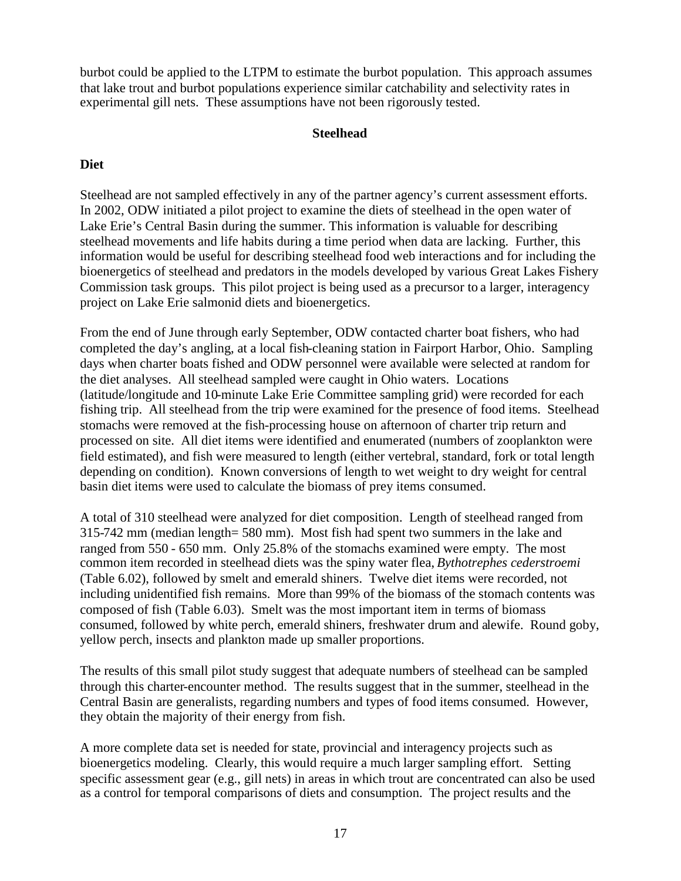burbot could be applied to the LTPM to estimate the burbot population. This approach assumes that lake trout and burbot populations experience similar catchability and selectivity rates in experimental gill nets. These assumptions have not been rigorously tested.

## Steelhead

### Diet

Steelhead are not sampled effectively in any of the partner agency's current assessment efforts. In 2002, ODW initiated a pilot project to examine the diets of steelhead in the open water of Lake Erie's Central Basin during the summer. This information is valuable for describing steelhead movements and life habits during a time period when data are lacking. Further, this information would be useful for describing steelhead food web interactions and for including the bioenergetics of steelhead and predators in the models developed by various Great Lakes Fishery Commission task groups. This pilot project is being used as a precursor to a larger, interagency project on Lake Erie salmonid diets and bioenergetics.

From the end of June through early September, ODW contacted charter boat fishers, who had completed the day's angling, at a local fish-cleaning station in Fairport Harbor, Ohio. Sampling days when charter boats fished and ODW personnel were available were selected at random for the diet analyses. All steelhead sampled were caught in Ohio waters. Locations (latitude/longitude and 10-minute Lake Erie Committee sampling grid) were recorded for each fishing trip. All steelhead from the trip were examined for the presence of food items. Steelhead stomachs were removed at the fish-processing house on afternoon of charter trip return and processed on site. All diet items were identified and enumerated (numbers of zooplankton were field estimated), and fish were measured to length (either vertebral, standard, fork or total length depending on condition). Known conversions of length to wet weight to dry weight for central basin diet items were used to calculate the biomass of prey items consumed.

A total of 310 steelhead were analyzed for diet composition. Length of steelhead ranged from 315-742 mm (median length= 580 mm). Most fish had spent two summers in the lake and ranged from 550 - 650 mm. Only 25.8% of the stomachs examined were empty. The most common item recorded in steelhead diets was the spiny water flea, *Bythotrephes cederstroemi* (Table 6.02), followed by smelt and emerald shiners. Twelve diet items were recorded, not including unidentified fish remains. More than 99% of the biomass of the stomach contents was composed of fish (Table 6.03). Smelt was the most important item in terms of biomass consumed, followed by white perch, emerald shiners, freshwater drum and alewife. Round goby, yellow perch, insects and plankton made up smaller proportions.

The results of this small pilot study suggest that adequate numbers of steelhead can be sampled through this charter-encounter method. The results suggest that in the summer, steelhead in the Central Basin are generalists, regarding numbers and types of food items consumed. However, they obtain the majority of their energy from fish.

A more complete data set is needed for state, provincial and interagency projects such as bioenergetics modeling. Clearly, this would require a much larger sampling effort. Setting specific assessment gear (e.g., gill nets) in areas in which trout are concentrated can also be used as a control for temporal comparisons of diets and consumption. The project results and the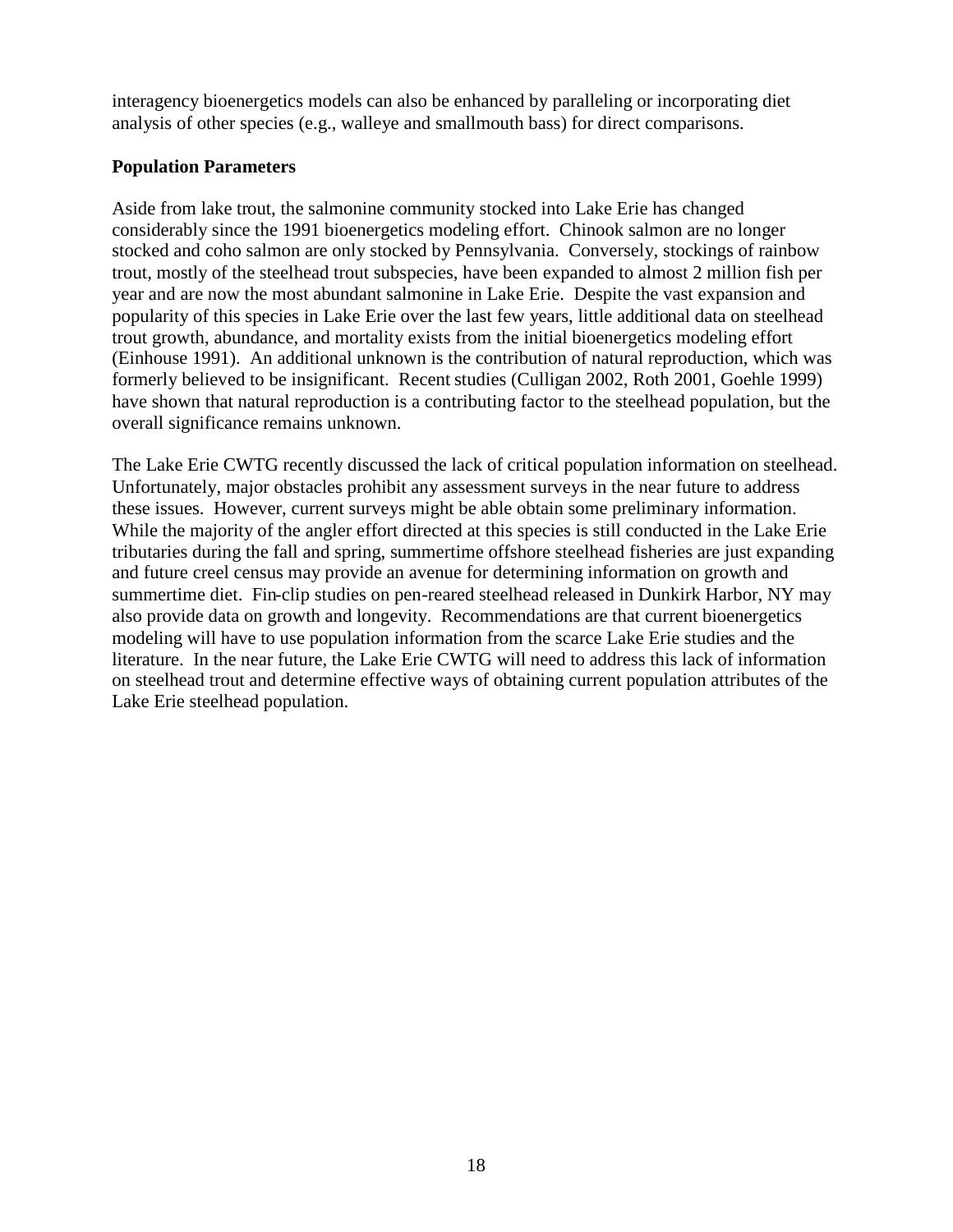interagency bioenergetics models can also be enhanced by paralleling or incorporating diet analysis of other species (e.g., walleye and smallmouth bass) for direct comparisons.

**Population Parameters**

Aside from lake trout, the salmonine community stocked into Lake Erie has changed considerably since the 1991 bioenergetics modeling effort. Chinook salmon are no longer stocked and coho salmon are only stocked by Pennsylvania. Conversely, stockings of rainbow trout, mostly of the steelhead trout subspecies, have been expanded to almost 2 million fish per year and are now the most abundant salmonine in Lake Erie. Despite the vast expansion and popularity of this species in Lake Erie over the last few years, little additional data on steelhead trout growth, abundance, and mortality exists from the initial bioenergetics modeling effort (Einhouse 1991). An additional unknown is the contribution of natural reproduction, which was formerly believed to be insignificant. Recent studies (Culligan 2002, Roth 2001, Goehle 1999) have shown that natural reproduction is a contributing factor to the steelhead population, but the overall significance remains unknown.

The Lake Erie CWTG recently discussed the lack of critical population information on steelhead. Unfortunately, major obstacles prohibit any assessment surveys in the near future to address these issues. However, current surveys might be able obtain some preliminary information. While the majority of the angler effort directed at this species is still conducted in the Lake Erie tributaries during the fall and spring, summertime offshore steelhead fisheries are just expanding and future creel census may provide an avenue for determining information on growth and summertime diet. Fin-clip studies on pen-reared steelhead released in Dunkirk Harbor, NY may also provide data on growth and longevity. Recommendations are that current bioenergetics modeling will have to use population information from the scarce Lake Erie studies and the literature. In the near future, the Lake Erie CWTG will need to address this lack of information on steelhead trout and determine effective ways of obtaining current population attributes of the Lake Erie steelhead population.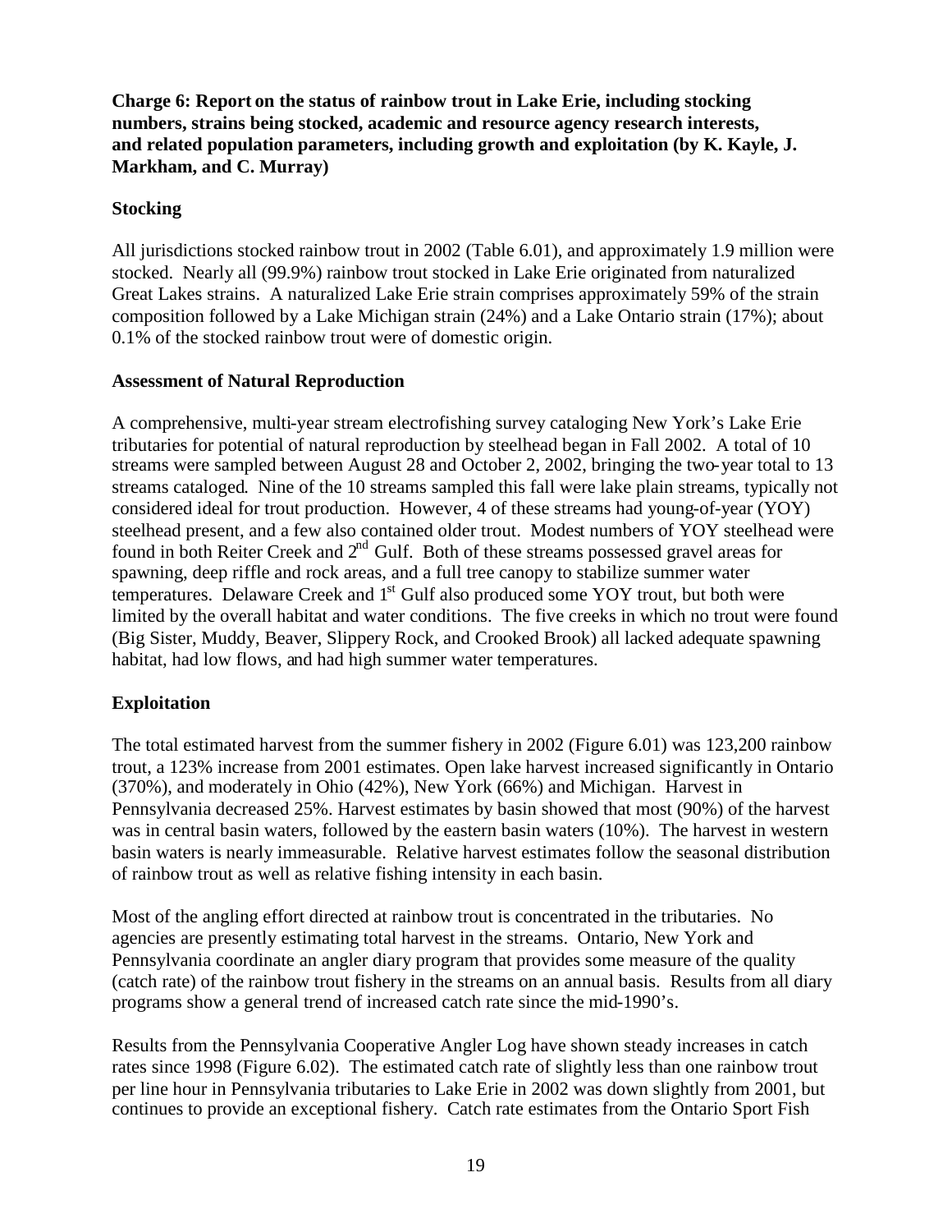**Charge 6: Report on the status of rainbow trout in Lake Erie, including stocking numbers, strains being stocked, academic and resource agency research interests, and related population parameters, including growth and exploitation (by K. Kayle, J. Markham, and C. Murray)**

**Stocking**

All jurisdictions stocked rainbow trout in 2002 (Table 6.01), and approximately 1.9 million were stocked. Nearly all (99.9%) rainbow trout stocked in Lake Erie originated from naturalized Great Lakes strains. A naturalized Lake Erie strain comprises approximately 59% of the strain composition followed by a Lake Michigan strain (24%) and a Lake Ontario strain (17%); about 0.1% of the stocked rainbow trout were of domestic origin.

**Assessment of Natural Reproduction**

A comprehensive, multi-year stream electrofishing survey cataloging New York's Lake Erie tributaries for potential of natural reproduction by steelhead began in Fall 2002. A total of 10 streams were sampled between August 28 and October 2, 2002, bringing the two-year total to 13 streams cataloged. Nine of the 10 streams sampled this fall were lake plain streams, typically not considered ideal for trout production. However, 4 of these streams had young-of-year (YOY) steelhead present, and a few also contained older trout. Modest numbers of YOY steelhead were found in both Reiter Creek and 2nd Gulf. Both of these streams possessed gravel areas for spawning, deep riffle and rock areas, and a full tree canopy to stabilize summer water temperatures. Delaware Creek and 1st Gulf also produced some YOY trout, but both were limited by the overall habitat and water conditions. The five creeks in which no trout were found (Big Sister, Muddy, Beaver, Slippery Rock, and Crooked Brook) all lacked adequate spawning habitat, had low flows, and had high summer water temperatures.

**Exploitation**

The total estimated harvest from the summer fishery in 2002 (Figure 6.01) was 123,200 rainbow trout, a 123% increase from 2001 estimates. Open lake harvest increased significantly in Ontario (370%), and moderately in Ohio (42%), New York (66%) and Michigan. Harvest in Pennsylvania decreased 25%. Harvest estimates by basin showed that most (90%) of the harvest was in central basin waters, followed by the eastern basin waters (10%). The harvest in western basin waters is nearly immeasurable. Relative harvest estimates follow the seasonal distribution of rainbow trout as well as relative fishing intensity in each basin.

Most of the angling effort directed at rainbow trout is concentrated in the tributaries. No agencies are presently estimating total harvest in the streams. Ontario, New York and Pennsylvania coordinate an angler diary program that provides some measure of the quality (catch rate) of the rainbow trout fishery in the streams on an annual basis. Results from all diary programs show a general trend of increased catch rate since the mid-1990's.

Results from the Pennsylvania Cooperative Angler Log have shown steady increases in catch rates since 1998 (Figure 6.02). The estimated catch rate of slightly less than one rainbow trout per line hour in Pennsylvania tributaries to Lake Erie in 2002 was down slightly from 2001, but continues to provide an exceptional fishery. Catch rate estimates from the Ontario Sport Fish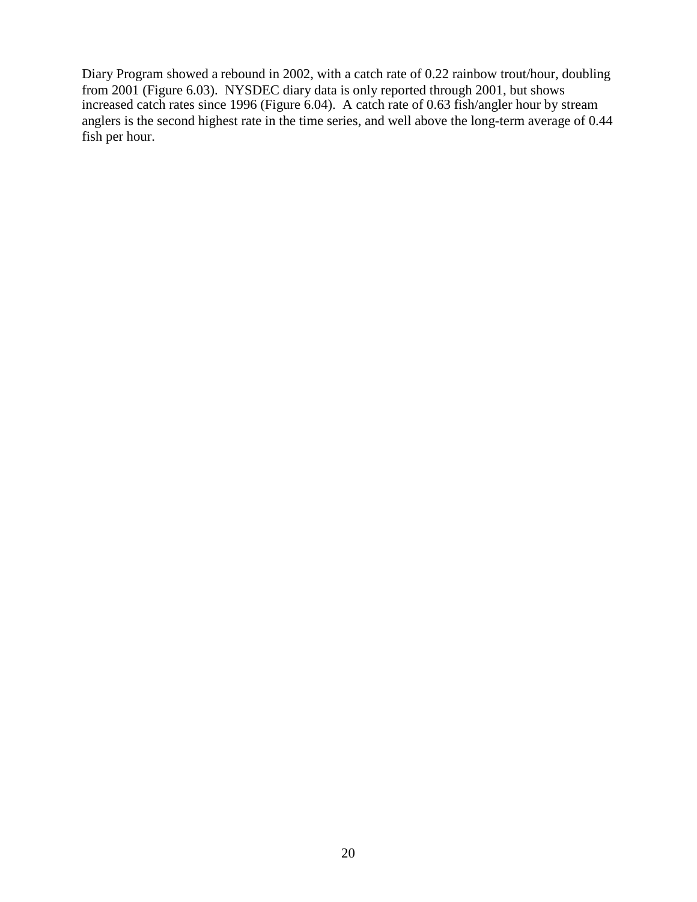Diary Program showed a rebound in 2002, with a catch rate of 0.22 rainbow trout/hour, doubling from 2001 (Figure 6.03). NYSDEC diary data is only reported through 2001, but shows increased catch rates since 1996 (Figure 6.04). A catch rate of 0.63 fish/angler hour by stream anglers is the second highest rate in the time series, and well above the long-term average of 0.44 fish per hour.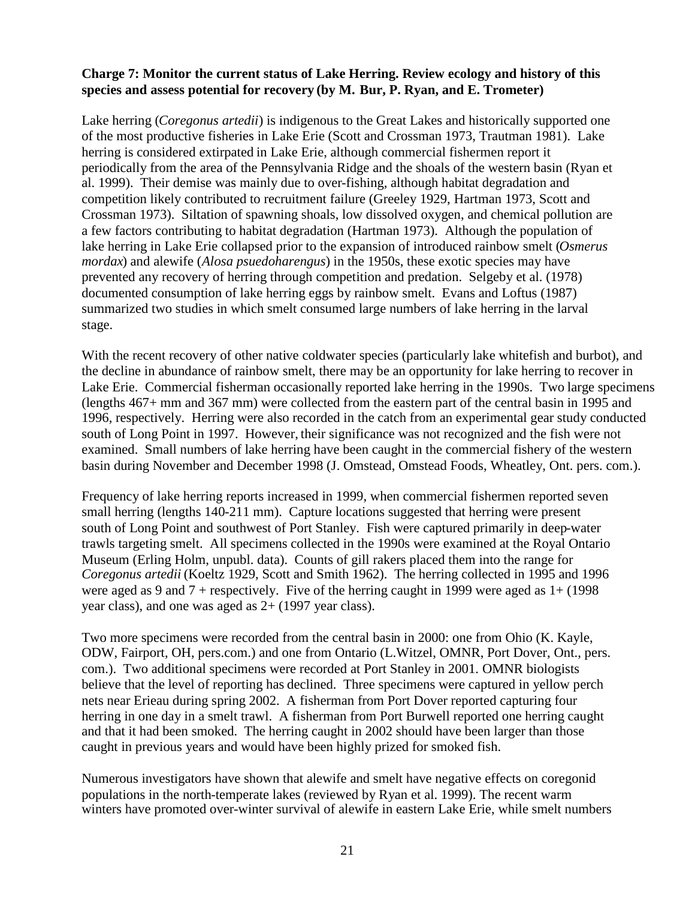**Charge 7: Monitor the current status of Lake Herring. Review ecology and history of this species and assess potential for recovery (by M. Bur, P. Ryan, and E. Trometer)**

Lake herring (*Coregonus artedii*) is indigenous to the Great Lakes and historically supported one of the most productive fisheries in Lake Erie (Scott and Crossman 1973, Trautman 1981). Lake herring is considered extirpated in Lake Erie, although commercial fishermen report it periodically from the area of the Pennsylvania Ridge and the shoals of the western basin (Ryan et al. 1999). Their demise was mainly due to over-fishing, although habitat degradation and competition likely contributed to recruitment failure (Greeley 1929, Hartman 1973, Scott and Crossman 1973). Siltation of spawning shoals, low dissolved oxygen, and chemical pollution are a few factors contributing to habitat degradation (Hartman 1973). Although the population of lake herring in Lake Erie collapsed prior to the expansion of introduced rainbow smelt (*Osmerus mordax*) and alewife (*Alosa psuedoharengus*) in the 1950s, these exotic species may have prevented any recovery of herring through competition and predation. Selgeby et al. (1978) documented consumption of lake herring eggs by rainbow smelt. Evans and Loftus (1987) summarized two studies in which smelt consumed large numbers of lake herring in the larval stage.

With the recent recovery of other native coldwater species (particularly lake whitefish and burbot), and the decline in abundance of rainbow smelt, there may be an opportunity for lake herring to recover in Lake Erie. Commercial fisherman occasionally reported lake herring in the 1990s. Two large specimens (lengths 467+ mm and 367 mm) were collected from the eastern part of the central basin in 1995 and 1996, respectively. Herring were also recorded in the catch from an experimental gear study conducted south of Long Point in 1997. However, their significance was not recognized and the fish were not examined. Small numbers of lake herring have been caught in the commercial fishery of the western basin during November and December 1998 (J. Omstead, Omstead Foods, Wheatley, Ont. pers. com.).

Frequency of lake herring reports increased in 1999, when commercial fishermen reported seven small herring (lengths 140-211 mm). Capture locations suggested that herring were present south of Long Point and southwest of Port Stanley. Fish were captured primarily in deep-water trawls targeting smelt. All specimens collected in the 1990s were examined at the Royal Ontario Museum (Erling Holm, unpubl. data). Counts of gill rakers placed them into the range for *Coregonus artedii* (Koeltz 1929, Scott and Smith 1962). The herring collected in 1995 and 1996 were aged as 9 and 7 + respectively. Five of the herring caught in 1999 were aged as 1+ (1998 year class), and one was aged as 2+ (1997 year class).

Two more specimens were recorded from the central basin in 2000: one from Ohio (K. Kayle, ODW, Fairport, OH, pers.com.) and one from Ontario (L.Witzel, OMNR, Port Dover, Ont., pers. com.). Two additional specimens were recorded at Port Stanley in 2001. OMNR biologists believe that the level of reporting has declined. Three specimens were captured in yellow perch nets near Erieau during spring 2002. A fisherman from Port Dover reported capturing four herring in one day in a smelt trawl. A fisherman from Port Burwell reported one herring caught and that it had been smoked. The herring caught in 2002 should have been larger than those caught in previous years and would have been highly prized for smoked fish.

Numerous investigators have shown that alewife and smelt have negative effects on coregonid populations in the north-temperate lakes (reviewed by Ryan et al. 1999). The recent warm winters have promoted over-winter survival of alewife in eastern Lake Erie, while smelt numbers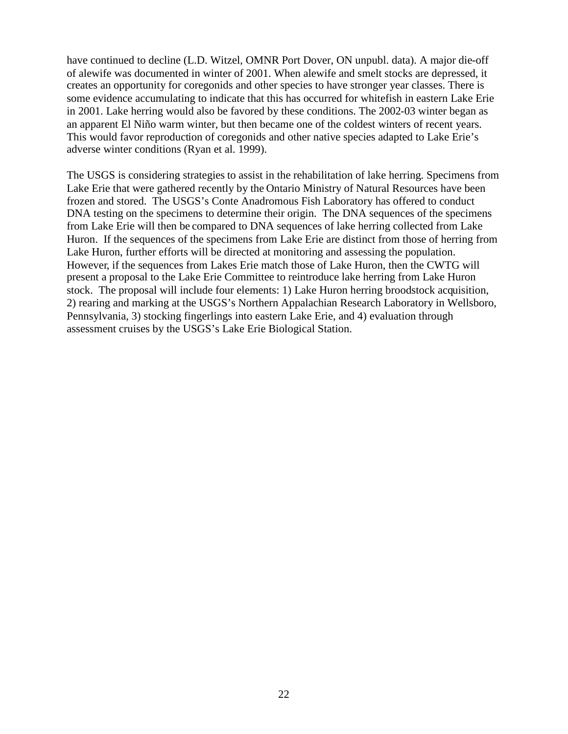have continued to decline (L.D. Witzel, OMNR Port Dover, ON unpubl. data). A major die-off of alewife was documented in winter of 2001. When alewife and smelt stocks are depressed, it creates an opportunity for coregonids and other species to have stronger year classes. There is some evidence accumulating to indicate that this has occurred for whitefish in eastern Lake Erie in 2001. Lake herring would also be favored by these conditions. The 2002-03 winter began as an apparent El Niño warm winter, but then became one of the coldest winters of recent years. This would favor reproduction of coregonids and other native species adapted to Lake Erie's adverse winter conditions (Ryan et al. 1999).

The USGS is considering strategies to assist in the rehabilitation of lake herring. Specimens from Lake Erie that were gathered recently by the Ontario Ministry of Natural Resources have been frozen and stored. The USGS's Conte Anadromous Fish Laboratory has offered to conduct DNA testing on the specimens to determine their origin. The DNA sequences of the specimens from Lake Erie will then be compared to DNA sequences of lake herring collected from Lake Huron. If the sequences of the specimens from Lake Erie are distinct from those of herring from Lake Huron, further efforts will be directed at monitoring and assessing the population. However, if the sequences from Lakes Erie match those of Lake Huron, then the CWTG will present a proposal to the Lake Erie Committee to reintroduce lake herring from Lake Huron stock. The proposal will include four elements: 1) Lake Huron herring broodstock acquisition, 2) rearing and marking at the USGS's Northern Appalachian Research Laboratory in Wellsboro, Pennsylvania, 3) stocking fingerlings into eastern Lake Erie, and 4) evaluation through assessment cruises by the USGS's Lake Erie Biological Station.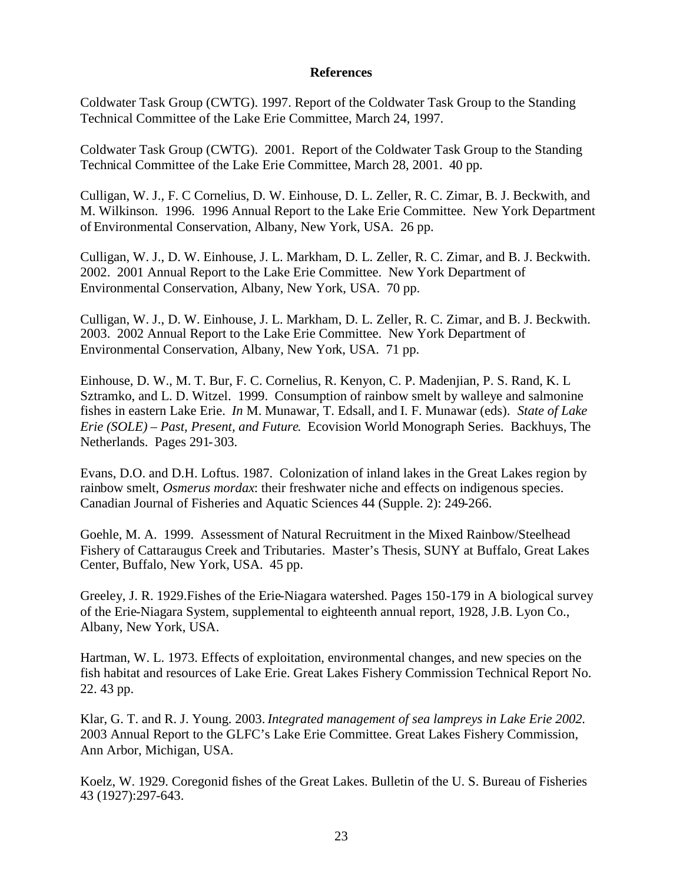**References**

Coldwater Task Group (CWTG). 1997. Report of the Coldwater Task Group to the Standing Technical Committee of the Lake Erie Committee, March 24, 1997.

Coldwater Task Group (CWTG). 2001. Report of the Coldwater Task Group to the Standing Technical Committee of the Lake Erie Committee, March 28, 2001. 40 pp.

Culligan, W. J., F. C Cornelius, D. W. Einhouse, D. L. Zeller, R. C. Zimar, B. J. Beckwith, and M. Wilkinson. 1996. 1996 Annual Report to the Lake Erie Committee. New York Department of Environmental Conservation, Albany, New York, USA. 26 pp.

Culligan, W. J., D. W. Einhouse, J. L. Markham, D. L. Zeller, R. C. Zimar, and B. J. Beckwith. 2002. 2001 Annual Report to the Lake Erie Committee. New York Department of Environmental Conservation, Albany, New York, USA. 70 pp.

Culligan, W. J., D. W. Einhouse, J. L. Markham, D. L. Zeller, R. C. Zimar, and B. J. Beckwith. 2003. 2002 Annual Report to the Lake Erie Committee. New York Department of Environmental Conservation, Albany, New York, USA. 71 pp.

Einhouse, D. W., M. T. Bur, F. C. Cornelius, R. Kenyon, C. P. Madenjian, P. S. Rand, K. L Sztramko, and L. D. Witzel. 1999. Consumption of rainbow smelt by walleye and salmonine fishes in eastern Lake Erie. *In* M. Munawar, T. Edsall, and I. F. Munawar (eds). *State of Lake Erie (SOLE) – Past, Present, and Future*. Ecovision World Monograph Series. Backhuys, The Netherlands. Pages 291-303.

Evans, D.O. and D.H. Loftus. 1987. Colonization of inland lakes in the Great Lakes region by rainbow smelt, *Osmerus mordax*: their freshwater niche and effects on indigenous species. Canadian Journal of Fisheries and Aquatic Sciences 44 (Supple. 2): 249-266.

Goehle, M. A. 1999. Assessment of Natural Recruitment in the Mixed Rainbow/Steelhead Fishery of Cattaraugus Creek and Tributaries. Master's Thesis, SUNY at Buffalo, Great Lakes Center, Buffalo, New York, USA. 45 pp.

Greeley, J. R. 1929.Fishes of the Erie-Niagara watershed. Pages 150-179 in A biological survey of the Erie-Niagara System, supplemental to eighteenth annual report, 1928, J.B. Lyon Co., Albany, New York, USA.

Hartman, W. L. 1973. Effects of exploitation, environmental changes, and new species on the fish habitat and resources of Lake Erie. Great Lakes Fishery Commission Technical Report No. 22. 43 pp.

Klar, G. T. and R. J. Young. 2003. *Integrated management of sea lampreys in Lake Erie 2002.* 2003 Annual Report to the GLFC's Lake Erie Committee. Great Lakes Fishery Commission, Ann Arbor, Michigan, USA.

Koelz, W. 1929. Coregonid fishes of the Great Lakes. Bulletin of the U. S. Bureau of Fisheries 43 (1927):297-643.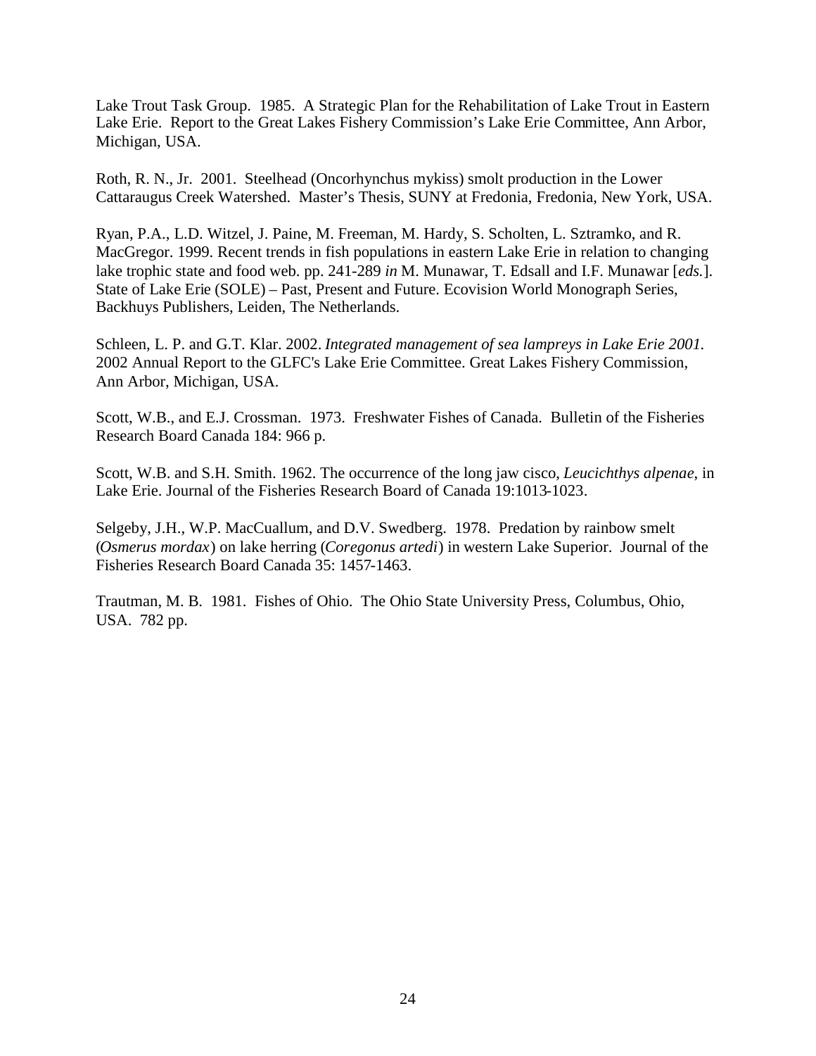Lake Trout Task Group. 1985. A Strategic Plan for the Rehabilitation of Lake Trout in Eastern Lake Erie. Report to the Great Lakes Fishery Commission's Lake Erie Committee, Ann Arbor, Michigan, USA.

Roth, R. N., Jr. 2001. Steelhead (Oncorhynchus mykiss) smolt production in the Lower Cattaraugus Creek Watershed. Master's Thesis, SUNY at Fredonia, Fredonia, New York, USA.

Ryan, P.A., L.D. Witzel, J. Paine, M. Freeman, M. Hardy, S. Scholten, L. Sztramko, and R. MacGregor. 1999. Recent trends in fish populations in eastern Lake Erie in relation to changing lake trophic state and food web. pp. 241-289 *in* M. Munawar, T. Edsall and I.F. Munawar [*eds.*]. State of Lake Erie (SOLE) – Past, Present and Future. Ecovision World Monograph Series, Backhuys Publishers, Leiden, The Netherlands.

Schleen, L. P. and G.T. Klar. 2002. *Integrated management of sea lampreys in Lake Erie 2001.* 2002 Annual Report to the GLFC's Lake Erie Committee. Great Lakes Fishery Commission, Ann Arbor, Michigan, USA.

Scott, W.B., and E.J. Crossman. 1973. Freshwater Fishes of Canada. Bulletin of the Fisheries Research Board Canada 184: 966 p.

Scott, W.B. and S.H. Smith. 1962. The occurrence of the long jaw cisco, *Leucichthys alpenae*, in Lake Erie. Journal of the Fisheries Research Board of Canada 19:1013-1023.

Selgeby, J.H., W.P. MacCuallum, and D.V. Swedberg. 1978. Predation by rainbow smelt (*Osmerus mordax*) on lake herring (*Coregonus artedi*) in western Lake Superior. Journal of the Fisheries Research Board Canada 35: 1457-1463.

Trautman, M. B. 1981. Fishes of Ohio. The Ohio State University Press, Columbus, Ohio, USA. 782 pp.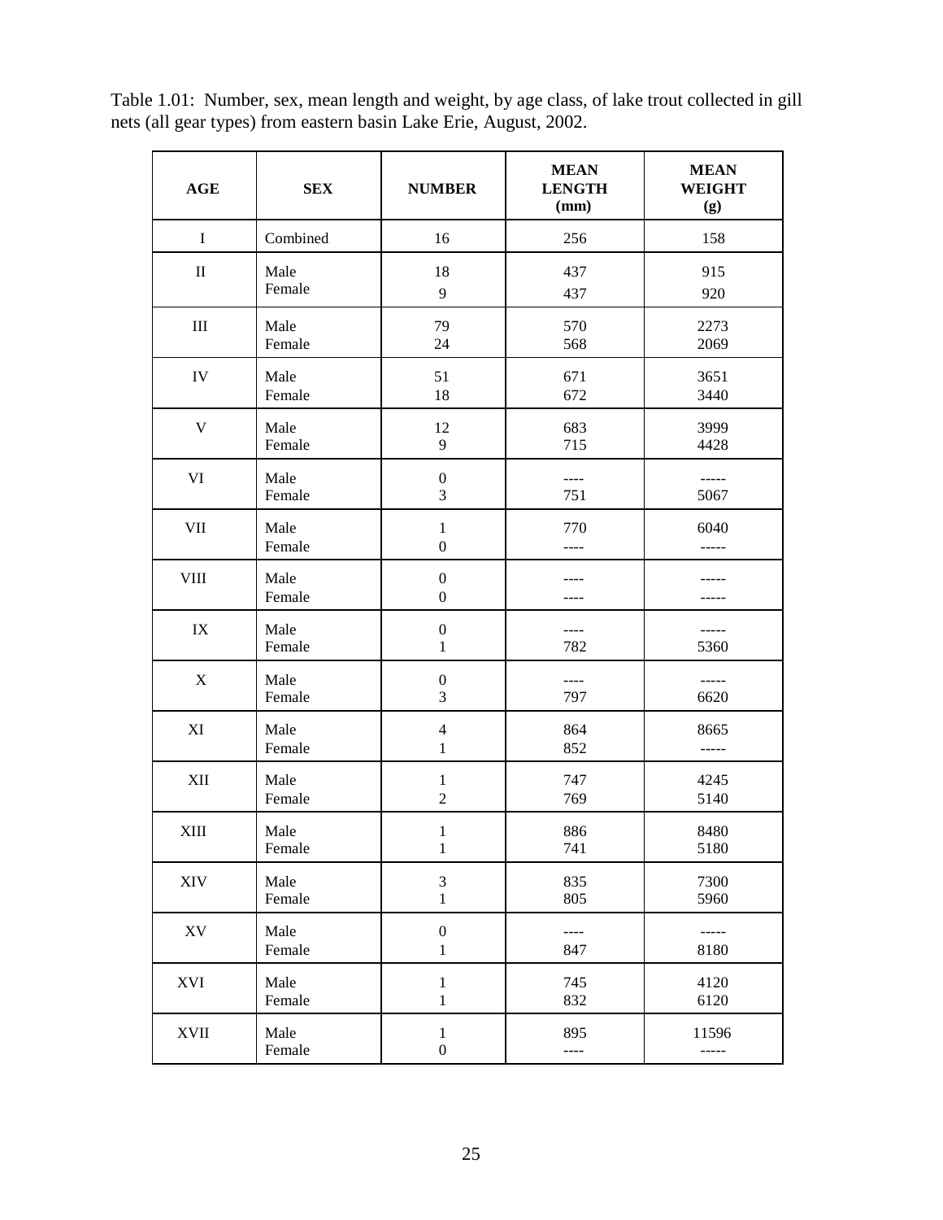Table 1.01: Number, sex, mean length and weight, by age class, of lake trout collected in gill nets (all gear types) from eastern basin Lake Erie, August, 2002.

| AGE | SEX | NUMBER | MEAN LENGTH (mm) | MEAN WEIGHT (g) |
|---|---|---|---|---|
| I | Combined | 16 | 256 | 158 |
| II | Male | 18 | 437 | 915 |
| | Female | 9 | 437 | 920 |
| III | Male | 79 | 570 | 2273 |
| | Female | 24 | 568 | 2069 |
| IV | Male | 51 | 671 | 3651 |
| | Female | 18 | 672 | 3440 |
| V | Male | 12 | 683 | 3999 |
| | Female | 9 | 715 | 4428 |
| VI | Male | 0 | ---- | ----- |
| | Female | 3 | 751 | 5067 |
| VII | Male | 1 | 770 | 6040 |
| | Female | 0 | ---- | ----- |
| VIII | Male | 0 | ---- | ----- |
| | Female | 0 | ---- | ----- |
| IX | Male | 0 | ---- | ----- |
| | Female | 1 | 782 | 5360 |
| X | Male | 0 | ---- | ----- |
| | Female | 3 | 797 | 6620 |
| XI | Male | 4 | 864 | 8665 |
| | Female | 1 | 852 | ----- |
| XII | Male | 1 | 747 | 4245 |
| | Female | 2 | 769 | 5140 |
| XIII | Male | 1 | 886 | 8480 |
| | Female | 1 | 741 | 5180 |
| XIV | Male | 3 | 835 | 7300 |
| | Female | 1 | 805 | 5960 |
| XV | Male | 0 | ---- | ----- |
| | Female | 1 | 847 | 8180 |
| XVI | Male | 1 | 745 | 4120 |
| | Female | 1 | 832 | 6120 |
| XVII | Male | 1 | 895 | 11596 |
| | Female | 0 | ---- | ----- |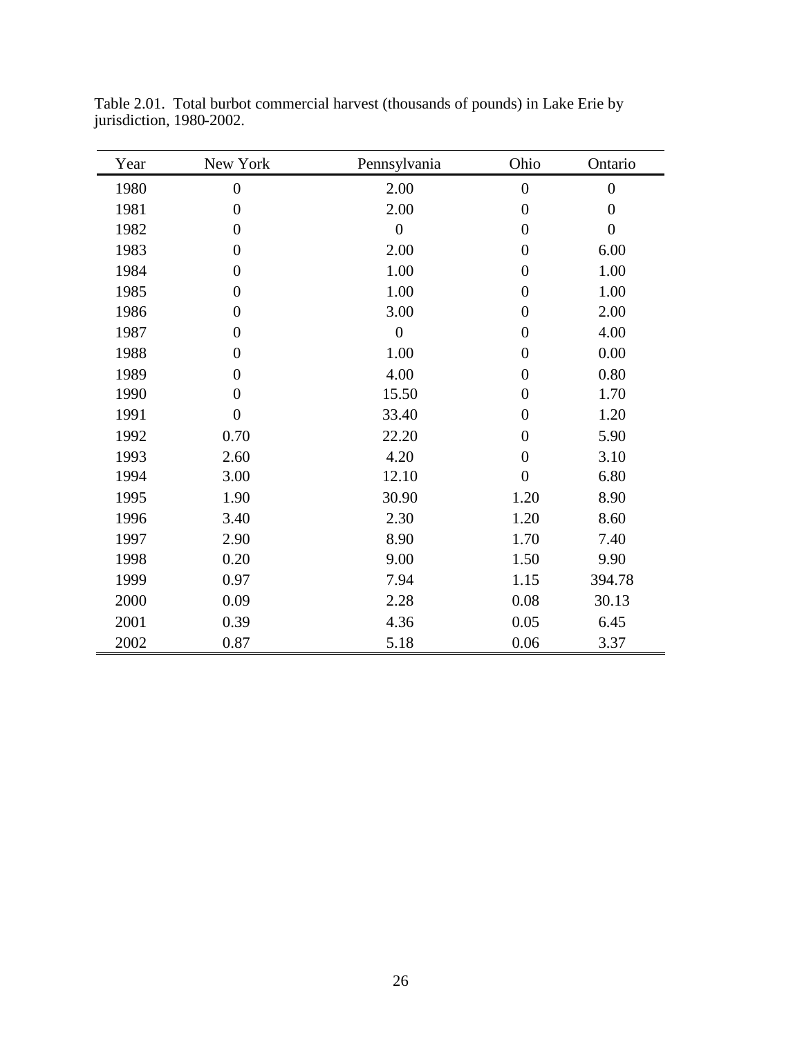Table 2.01. Total burbot commercial harvest (thousands of pounds) in Lake Erie by jurisdiction, 1980-2002.

| Year | New York | Pennsylvania | Ohio | Ontario |
|---|---|---|---|---|
| 1980 | 0 | 2.00 | 0 | 0 |
| 1981 | 0 | 2.00 | 0 | 0 |
| 1982 | 0 | 0 | 0 | 0 |
| 1983 | 0 | 2.00 | 0 | 6.00 |
| 1984 | 0 | 1.00 | 0 | 1.00 |
| 1985 | 0 | 1.00 | 0 | 1.00 |
| 1986 | 0 | 3.00 | 0 | 2.00 |
| 1987 | 0 | 0 | 0 | 4.00 |
| 1988 | 0 | 1.00 | 0 | 0.00 |
| 1989 | 0 | 4.00 | 0 | 0.80 |
| 1990 | 0 | 15.50 | 0 | 1.70 |
| 1991 | 0 | 33.40 | 0 | 1.20 |
| 1992 | 0.70 | 22.20 | 0 | 5.90 |
| 1993 | 2.60 | 4.20 | 0 | 3.10 |
| 1994 | 3.00 | 12.10 | 0 | 6.80 |
| 1995 | 1.90 | 30.90 | 1.20 | 8.90 |
| 1996 | 3.40 | 2.30 | 1.20 | 8.60 |
| 1997 | 2.90 | 8.90 | 1.70 | 7.40 |
| 1998 | 0.20 | 9.00 | 1.50 | 9.90 |
| 1999 | 0.97 | 7.94 | 1.15 | 394.78 |
| 2000 | 0.09 | 2.28 | 0.08 | 30.13 |
| 2001 | 0.39 | 4.36 | 0.05 | 6.45 |
| 2002 | 0.87 | 5.18 | 0.06 | 3.37 |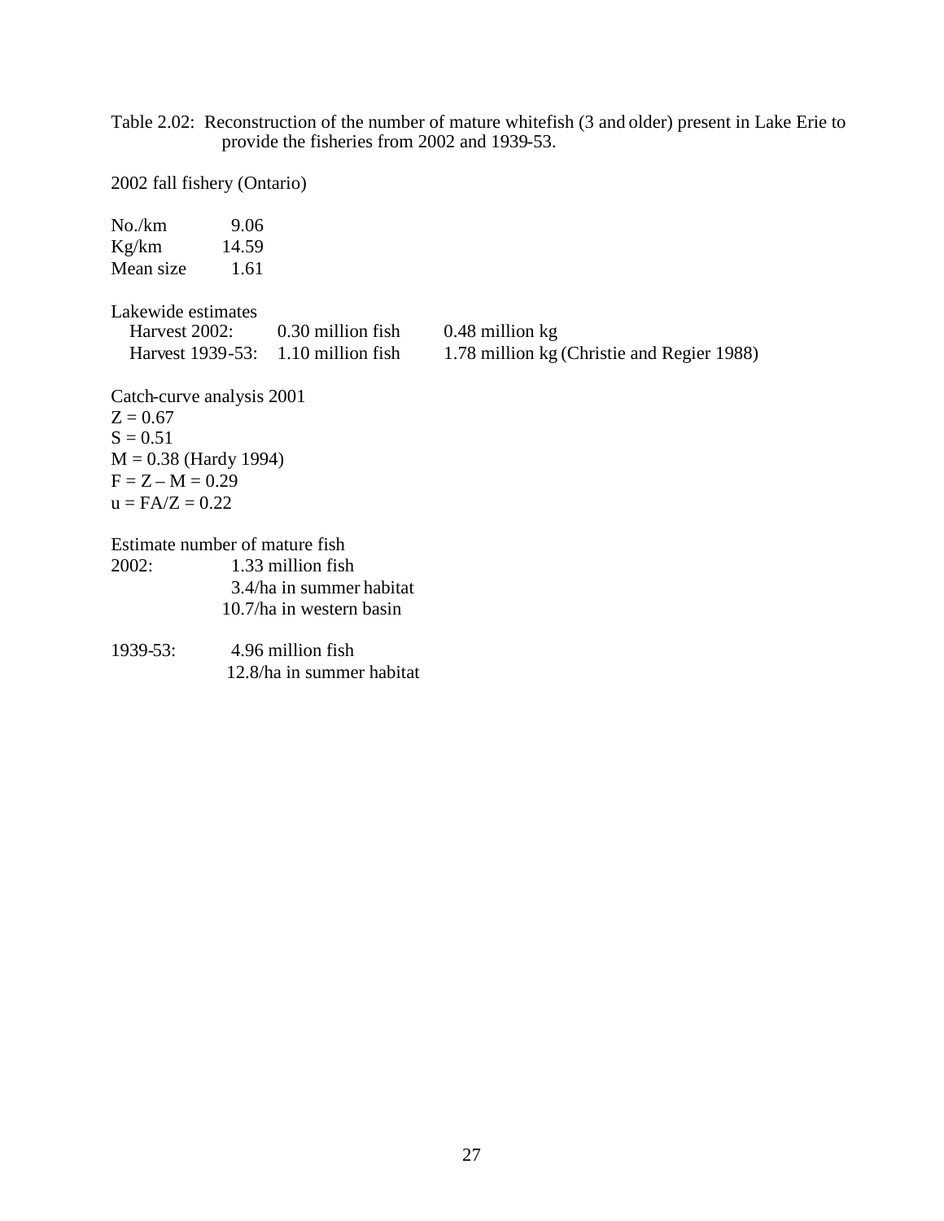Table 2.02: Reconstruction of the number of mature whitefish (3 and older) present in Lake Erie to provide the fisheries from 2002 and 1939-53.

2002 fall fishery (Ontario)

| | |
|---|---|
| No./km | 9.06 |
| Kg/km | 14.59 |
| Mean size | 1.61 |

Lakewide estimates

| | | |
|---|---|---|
| Harvest 2002: | 0.30 million fish | 0.48 million kg |
| Harvest 1939-53: | 1.10 million fish | 1.78 million kg (Christie and Regier 1988) |

Catch-curve analysis 2001

$Z = 0.67$
$S = 0.51$
$M = 0.38$ (Hardy 1994)
$F = Z – M = 0.29$
$u = FA/Z = 0.22$

Estimate number of mature fish

| | |
|---|---|
| 2002: | 1.33 million fish |
| | 3.4/ha in summer habitat |
| | 10.7/ha in western basin |
| 1939-53: | 4.96 million fish |
| | 12.8/ha in summer habitat |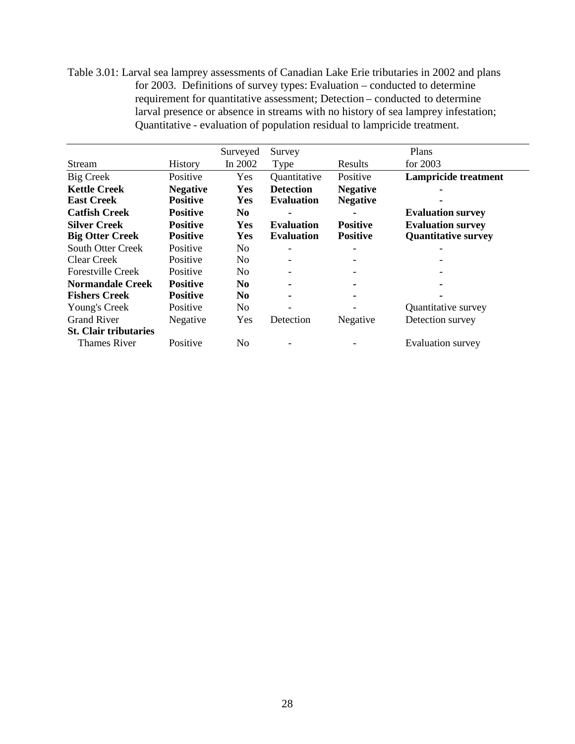Table 3.01: Larval sea lamprey assessments of Canadian Lake Erie tributaries in 2002 and plans for 2003. Definitions of survey types: Evaluation – conducted to determine requirement for quantitative assessment; Detection – conducted to determine larval presence or absence in streams with no history of sea lamprey infestation; Quantitative - evaluation of population residual to lampricide treatment.

| Stream | History | Surveyed In 2002 | Survey Type | Results | Plans for 2003 |
|---|---|---|---|---|---|
| Big Creek | Positive | Yes | Quantitative | Positive | **Lampricide treatment** |
| **Kettle Creek** | **Negative** | **Yes** | **Detection** | **Negative** | **-** |
| **East Creek** | **Positive** | **Yes** | **Evaluation** | **Negative** | **-** |
| **Catfish Creek** | **Positive** | **No** | **-** | **-** | **Evaluation survey** |
| **Silver Creek** | **Positive** | **Yes** | **Evaluation** | **Positive** | **Evaluation survey** |
| **Big Otter Creek** | **Positive** | **Yes** | **Evaluation** | **Positive** | **Quantitative survey** |
| South Otter Creek | Positive | No | - | - | - |
| Clear Creek | Positive | No | - | - | - |
| Forestville Creek | Positive | No | - | - | - |
| **Normandale Creek** | **Positive** | **No** | **-** | **-** | **-** |
| **Fishers Creek** | **Positive** | **No** | **-** | **-** | **-** |
| Young's Creek | Positive | No | - | - | Quantitative survey |
| Grand River | Negative | Yes | Detection | Negative | Detection survey |
| **St. Clair tributaries** | | | | | |
| Thames River | Positive | No | - | - | Evaluation survey |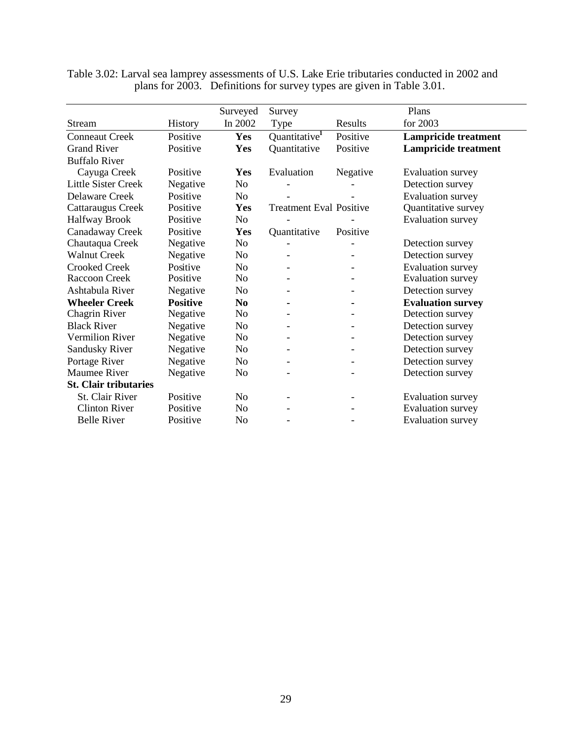Table 3.02: Larval sea lamprey assessments of U.S. Lake Erie tributaries conducted in 2002 and plans for 2003. Definitions for survey types are given in Table 3.01.

| Stream | History | Surveyed In 2002 | Survey Type | Results | Plans for 2003 |
|---|---|---|---|---|---|
| Conneaut Creek | Positive | **Yes** | Quantitative[1] | Positive | **Lampricide treatment** |
| Grand River | Positive | **Yes** | Quantitative | Positive | **Lampricide treatment** |
| Buffalo River | | | | | |
| Cayuga Creek | Positive | **Yes** | Evaluation | Negative | Evaluation survey |
| Little Sister Creek | Negative | No | - | - | Detection survey |
| Delaware Creek | Positive | No | - | - | Evaluation survey |
| Cattaraugus Creek | Positive | **Yes** | Treatment Eval | Positive | Quantitative survey |
| Halfway Brook | Positive | No | - | - | Evaluation survey |
| Canadaway Creek | Positive | **Yes** | Quantitative | Positive | |
| Chautaqua Creek | Negative | No | - | - | Detection survey |
| Walnut Creek | Negative | No | - | - | Detection survey |
| Crooked Creek | Positive | No | - | - | Evaluation survey |
| Raccoon Creek | Positive | No | - | - | Evaluation survey |
| Ashtabula River | Negative | No | - | - | Detection survey |
| **Wheeler Creek** | **Positive** | **No** | **-** | **-** | **Evaluation survey** |
| Chagrin River | Negative | No | - | - | Detection survey |
| Black River | Negative | No | - | - | Detection survey |
| Vermilion River | Negative | No | - | - | Detection survey |
| Sandusky River | Negative | No | - | - | Detection survey |
| Portage River | Negative | No | - | - | Detection survey |
| Maumee River | Negative | No | - | - | Detection survey |
| **St. Clair tributaries** | | | | | |
| St. Clair River | Positive | No | - | - | Evaluation survey |
| Clinton River | Positive | No | - | - | Evaluation survey |
| Belle River | Positive | No | - | - | Evaluation survey |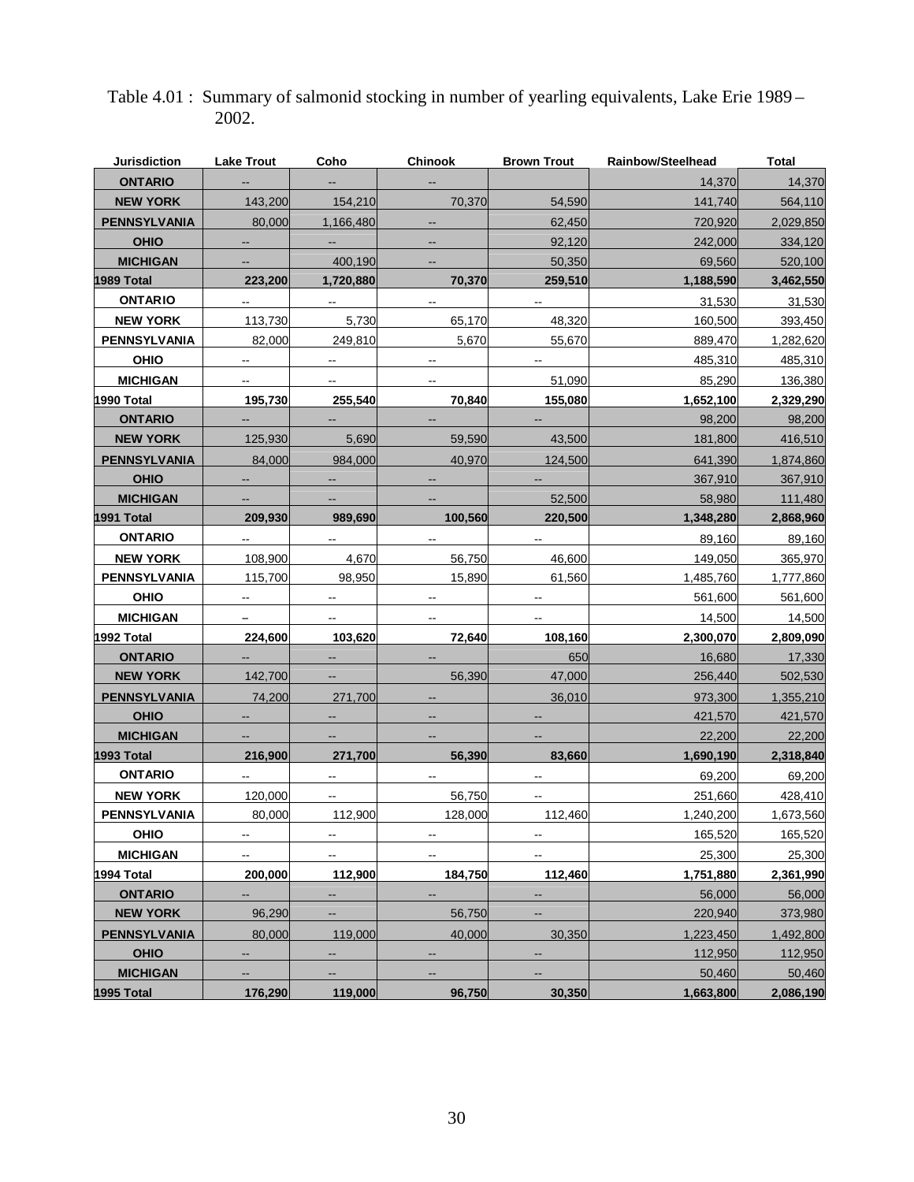Table 4.01 : Summary of salmonid stocking in number of yearling equivalents, Lake Erie 1989 – 2002.

| Jurisdiction | Lake Trout | Coho | Chinook | Brown Trout | Rainbow/Steelhead | Total |
|---|---|---|---|---|---|---|
| ONTARIO | -- | -- | -- | | 14,370 | 14,370 |
| NEW YORK | 143,200 | 154,210 | 70,370 | 54,590 | 141,740 | 564,110 |
| PENNSYLVANIA | 80,000 | 1,166,480 | -- | 62,450 | 720,920 | 2,029,850 |
| OHIO | -- | -- | -- | 92,120 | 242,000 | 334,120 |
| MICHIGAN | -- | 400,190 | -- | 50,350 | 69,560 | 520,100 |
| **1989 Total** | **223,200** | **1,720,880** | **70,370** | **259,510** | **1,188,590** | **3,462,550** |
| ONTARIO | -- | -- | -- | -- | 31,530 | 31,530 |
| NEW YORK | 113,730 | 5,730 | 65,170 | 48,320 | 160,500 | 393,450 |
| PENNSYLVANIA | 82,000 | 249,810 | 5,670 | 55,670 | 889,470 | 1,282,620 |
| OHIO | -- | -- | -- | -- | 485,310 | 485,310 |
| MICHIGAN | -- | -- | -- | 51,090 | 85,290 | 136,380 |
| **1990 Total** | **195,730** | **255,540** | **70,840** | **155,080** | **1,652,100** | **2,329,290** |
| ONTARIO | -- | -- | -- | -- | 98,200 | 98,200 |
| NEW YORK | 125,930 | 5,690 | 59,590 | 43,500 | 181,800 | 416,510 |
| PENNSYLVANIA | 84,000 | 984,000 | 40,970 | 124,500 | 641,390 | 1,874,860 |
| OHIO | -- | -- | -- | -- | 367,910 | 367,910 |
| MICHIGAN | -- | -- | -- | 52,500 | 58,980 | 111,480 |
| **1991 Total** | **209,930** | **989,690** | **100,560** | **220,500** | **1,348,280** | **2,868,960** |
| ONTARIO | -- | -- | -- | -- | 89,160 | 89,160 |
| NEW YORK | 108,900 | 4,670 | 56,750 | 46,600 | 149,050 | 365,970 |
| PENNSYLVANIA | 115,700 | 98,950 | 15,890 | 61,560 | 1,485,760 | 1,777,860 |
| OHIO | -- | -- | -- | -- | 561,600 | 561,600 |
| MICHIGAN | – | -- | -- | -- | 14,500 | 14,500 |
| **1992 Total** | **224,600** | **103,620** | **72,640** | **108,160** | **2,300,070** | **2,809,090** |
| ONTARIO | -- | -- | -- | 650 | 16,680 | 17,330 |
| NEW YORK | 142,700 | -- | 56,390 | 47,000 | 256,440 | 502,530 |
| PENNSYLVANIA | 74,200 | 271,700 | -- | 36,010 | 973,300 | 1,355,210 |
| OHIO | -- | -- | -- | -- | 421,570 | 421,570 |
| MICHIGAN | -- | -- | -- | -- | 22,200 | 22,200 |
| **1993 Total** | **216,900** | **271,700** | **56,390** | **83,660** | **1,690,190** | **2,318,840** |
| ONTARIO | -- | -- | -- | -- | 69,200 | 69,200 |
| NEW YORK | 120,000 | -- | 56,750 | -- | 251,660 | 428,410 |
| PENNSYLVANIA | 80,000 | 112,900 | 128,000 | 112,460 | 1,240,200 | 1,673,560 |
| OHIO | -- | -- | -- | -- | 165,520 | 165,520 |
| MICHIGAN | -- | -- | -- | -- | 25,300 | 25,300 |
| **1994 Total** | **200,000** | **112,900** | **184,750** | **112,460** | **1,751,880** | **2,361,990** |
| ONTARIO | -- | -- | -- | -- | 56,000 | 56,000 |
| NEW YORK | 96,290 | -- | 56,750 | -- | 220,940 | 373,980 |
| PENNSYLVANIA | 80,000 | 119,000 | 40,000 | 30,350 | 1,223,450 | 1,492,800 |
| OHIO | -- | -- | -- | -- | 112,950 | 112,950 |
| MICHIGAN | -- | -- | -- | -- | 50,460 | 50,460 |
| **1995 Total** | **176,290** | **119,000** | **96,750** | **30,350** | **1,663,800** | **2,086,190** |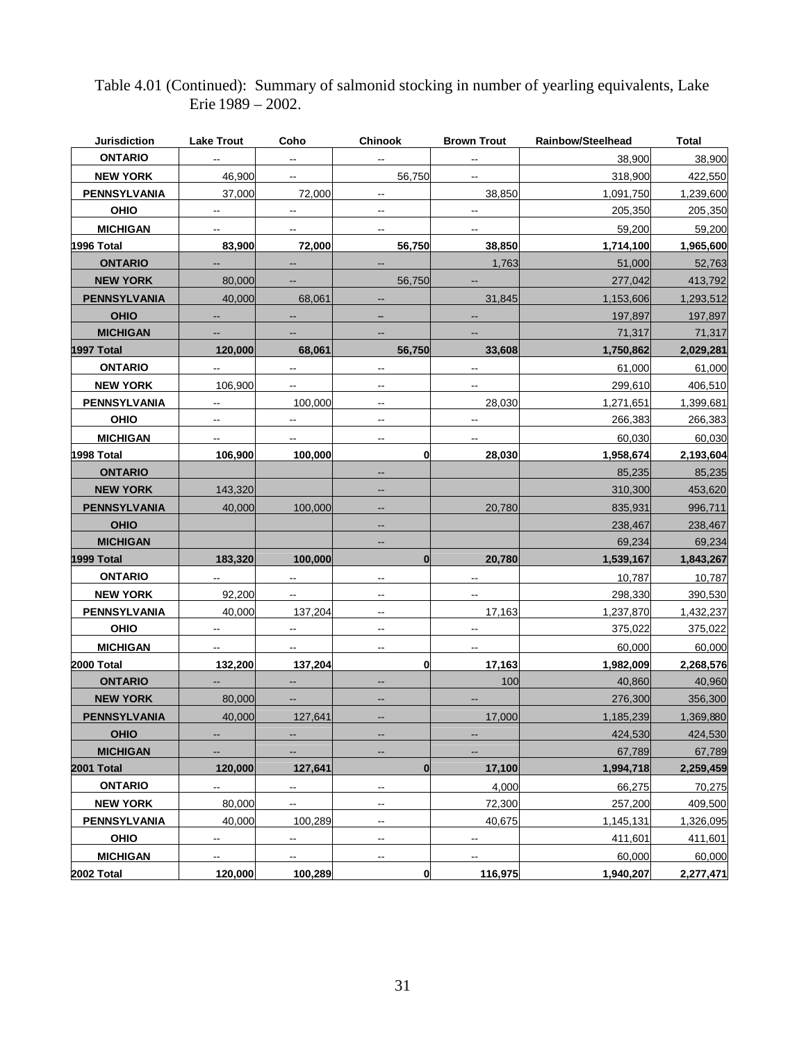Table 4.01 (Continued): Summary of salmonid stocking in number of yearling equivalents, Lake Erie 1989 – 2002.

| Jurisdiction | Lake Trout | Coho | Chinook | Brown Trout | Rainbow/Steelhead | Total |
|---|---|---|---|---|---|---|
| ONTARIO | -- | -- | -- | -- | 38,900 | 38,900 |
| NEW YORK | 46,900 | -- | 56,750 | -- | 318,900 | 422,550 |
| PENNSYLVANIA | 37,000 | 72,000 | -- | 38,850 | 1,091,750 | 1,239,600 |
| OHIO | -- | -- | -- | -- | 205,350 | 205,350 |
| MICHIGAN | -- | -- | -- | -- | 59,200 | 59,200 |
| **1996 Total** | **83,900** | **72,000** | **56,750** | **38,850** | **1,714,100** | **1,965,600** |
| ONTARIO | -- | -- | -- | 1,763 | 51,000 | 52,763 |
| NEW YORK | 80,000 | -- | 56,750 | -- | 277,042 | 413,792 |
| PENNSYLVANIA | 40,000 | 68,061 | -- | 31,845 | 1,153,606 | 1,293,512 |
| OHIO | -- | -- | -- | -- | 197,897 | 197,897 |
| MICHIGAN | -- | -- | -- | -- | 71,317 | 71,317 |
| **1997 Total** | **120,000** | **68,061** | **56,750** | **33,608** | **1,750,862** | **2,029,281** |
| ONTARIO | -- | -- | -- | -- | 61,000 | 61,000 |
| NEW YORK | 106,900 | -- | -- | -- | 299,610 | 406,510 |
| PENNSYLVANIA | -- | 100,000 | -- | 28,030 | 1,271,651 | 1,399,681 |
| OHIO | -- | -- | -- | -- | 266,383 | 266,383 |
| MICHIGAN | -- | -- | -- | -- | 60,030 | 60,030 |
| **1998 Total** | **106,900** | **100,000** | **0** | **28,030** | **1,958,674** | **2,193,604** |
| ONTARIO | | | -- | | 85,235 | 85,235 |
| NEW YORK | 143,320 | | -- | | 310,300 | 453,620 |
| PENNSYLVANIA | 40,000 | 100,000 | -- | 20,780 | 835,931 | 996,711 |
| OHIO | | | -- | | 238,467 | 238,467 |
| MICHIGAN | | | -- | | 69,234 | 69,234 |
| **1999 Total** | **183,320** | **100,000** | **0** | **20,780** | **1,539,167** | **1,843,267** |
| ONTARIO | -- | -- | -- | -- | 10,787 | 10,787 |
| NEW YORK | 92,200 | -- | -- | -- | 298,330 | 390,530 |
| PENNSYLVANIA | 40,000 | 137,204 | -- | 17,163 | 1,237,870 | 1,432,237 |
| OHIO | -- | -- | -- | -- | 375,022 | 375,022 |
| MICHIGAN | -- | -- | -- | -- | 60,000 | 60,000 |
| **2000 Total** | **132,200** | **137,204** | **0** | **17,163** | **1,982,009** | **2,268,576** |
| ONTARIO | -- | -- | -- | 100 | 40,860 | 40,960 |
| NEW YORK | 80,000 | -- | -- | -- | 276,300 | 356,300 |
| PENNSYLVANIA | 40,000 | 127,641 | -- | 17,000 | 1,185,239 | 1,369,880 |
| OHIO | -- | -- | -- | -- | 424,530 | 424,530 |
| MICHIGAN | -- | -- | -- | -- | 67,789 | 67,789 |
| **2001 Total** | **120,000** | **127,641** | **0** | **17,100** | **1,994,718** | **2,259,459** |
| ONTARIO | -- | -- | -- | 4,000 | 66,275 | 70,275 |
| NEW YORK | 80,000 | -- | -- | 72,300 | 257,200 | 409,500 |
| PENNSYLVANIA | 40,000 | 100,289 | -- | 40,675 | 1,145,131 | 1,326,095 |
| OHIO | -- | -- | -- | -- | 411,601 | 411,601 |
| MICHIGAN | -- | -- | -- | -- | 60,000 | 60,000 |
| **2002 Total** | **120,000** | **100,289** | **0** | **116,975** | **1,940,207** | **2,277,471** |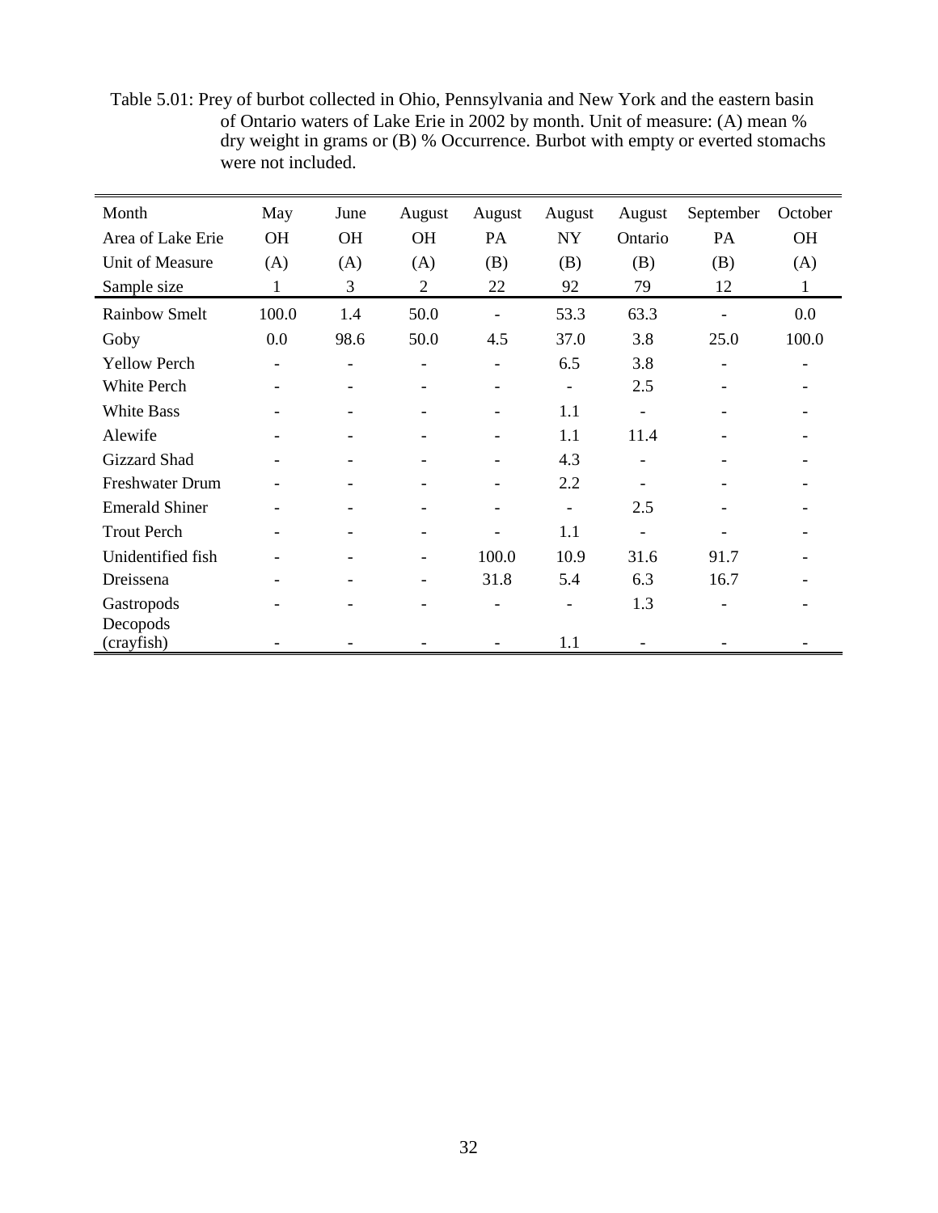Table 5.01: Prey of burbot collected in Ohio, Pennsylvania and New York and the eastern basin of Ontario waters of Lake Erie in 2002 by month. Unit of measure: (A) mean % dry weight in grams or (B) % Occurrence. Burbot with empty or everted stomachs were not included.

| Month | May | June | August | August | August | August | September | October |
|---|---|---|---|---|---|---|---|---|
| Area of Lake Erie | OH | OH | OH | PA | NY | Ontario | PA | OH |
| Unit of Measure | (A) | (A) | (A) | (B) | (B) | (B) | (B) | (A) |
| Sample size | 1 | 3 | 2 | 22 | 92 | 79 | 12 | 1 |
| Rainbow Smelt | 100.0 | 1.4 | 50.0 | - | 53.3 | 63.3 | - | 0.0 |
| Goby | 0.0 | 98.6 | 50.0 | 4.5 | 37.0 | 3.8 | 25.0 | 100.0 |
| Yellow Perch | - | - | - | - | 6.5 | 3.8 | - | - |
| White Perch | - | - | - | - | - | 2.5 | - | - |
| White Bass | - | - | - | - | 1.1 | - | - | - |
| Alewife | - | - | - | - | 1.1 | 11.4 | - | - |
| Gizzard Shad | - | - | - | - | 4.3 | - | - | - |
| Freshwater Drum | - | - | - | - | 2.2 | - | - | - |
| Emerald Shiner | - | - | - | - | - | 2.5 | - | - |
| Trout Perch | - | - | - | - | 1.1 | - | - | - |
| Unidentified fish | - | - | - | 100.0 | 10.9 | 31.6 | 91.7 | - |
| Dreissena | - | - | - | 31.8 | 5.4 | 6.3 | 16.7 | - |
| Gastropods | - | - | - | - | - | 1.3 | - | - |
| Decopods (crayfish) | - | - | - | - | 1.1 | - | - | - |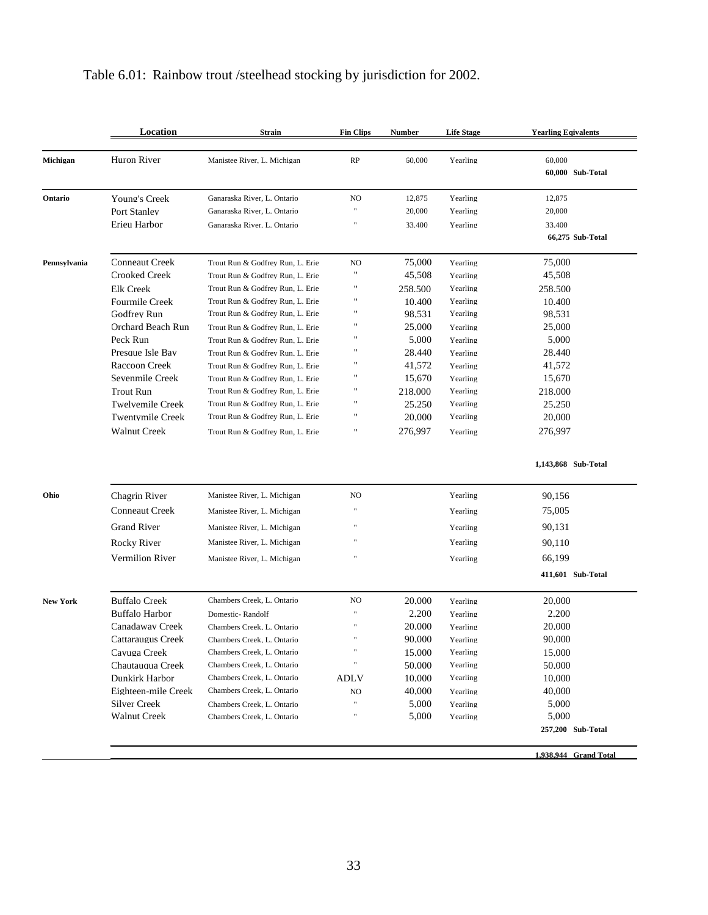Table 6.01: Rainbow trout /steelhead stocking by jurisdiction for 2002.

| | Location | Strain | Fin Clips | Number | Life Stage | Yearling Eqivalents |
|---|---|---|---|---|---|---|
| Michigan | Huron River | Manistee River, L. Michigan | RP | 60,000 | Yearling | 60,000 |
| | | | | | | **60,000 Sub-Total** |
| Ontario | Young's Creek | Ganaraska River, L. Ontario | NO | 12,875 | Yearling | 12,875 |
| | Port Stanley | Ganaraska River, L. Ontario | " | 20,000 | Yearling | 20,000 |
| | Erieu Harbor | Ganaraska River, L. Ontario | " | 33,400 | Yearling | 33,400 |
| | | | | | | **66,275 Sub-Total** |
| Pennsylvania | Conneaut Creek | Trout Run & Godfrey Run, L. Erie | NO | 75,000 | Yearling | 75,000 |
| | Crooked Creek | Trout Run & Godfrey Run, L. Erie | " | 45,508 | Yearling | 45,508 |
| | Elk Creek | Trout Run & Godfrey Run, L. Erie | " | 258,500 | Yearling | 258,500 |
| | Fourmile Creek | Trout Run & Godfrey Run, L. Erie | " | 10,400 | Yearling | 10,400 |
| | Godfrey Run | Trout Run & Godfrey Run, L. Erie | " | 98,531 | Yearling | 98,531 |
| | Orchard Beach Run | Trout Run & Godfrey Run, L. Erie | " | 25,000 | Yearling | 25,000 |
| | Peck Run | Trout Run & Godfrey Run, L. Erie | " | 5,000 | Yearling | 5,000 |
| | Presque Isle Bay | Trout Run & Godfrey Run, L. Erie | " | 28,440 | Yearling | 28,440 |
| | Raccoon Creek | Trout Run & Godfrey Run, L. Erie | " | 41,572 | Yearling | 41,572 |
| | Sevenmile Creek | Trout Run & Godfrey Run, L. Erie | " | 15,670 | Yearling | 15,670 |
| | Trout Run | Trout Run & Godfrey Run, L. Erie | " | 218,000 | Yearling | 218,000 |
| | Twelvemile Creek | Trout Run & Godfrey Run, L. Erie | " | 25,250 | Yearling | 25,250 |
| | Twentymile Creek | Trout Run & Godfrey Run, L. Erie | " | 20,000 | Yearling | 20,000 |
| | Walnut Creek | Trout Run & Godfrey Run, L. Erie | " | 276,997 | Yearling | 276,997 |
| | | | | | | **1,143,868 Sub-Total** |
| Ohio | Chagrin River | Manistee River, L. Michigan | NO | | Yearling | 90,156 |
| | Conneaut Creek | Manistee River, L. Michigan | " | | Yearling | 75,005 |
| | Grand River | Manistee River, L. Michigan | " | | Yearling | 90,131 |
| | Rocky River | Manistee River, L. Michigan | " | | Yearling | 90,110 |
| | Vermilion River | Manistee River, L. Michigan | " | | Yearling | 66,199 |
| | | | | | | **411,601 Sub-Total** |
| New York | Buffalo Creek | Chambers Creek, L. Ontario | NO | 20,000 | Yearling | 20,000 |
| | Buffalo Harbor | Domestic- Randolf | " | 2,200 | Yearling | 2,200 |
| | Canadaway Creek | Chambers Creek, L. Ontario | " | 20,000 | Yearling | 20,000 |
| | Cattaraugus Creek | Chambers Creek, L. Ontario | " | 90,000 | Yearling | 90,000 |
| | Cayuga Creek | Chambers Creek, L. Ontario | " | 15,000 | Yearling | 15,000 |
| | Chautauqua Creek | Chambers Creek, L. Ontario | " | 50,000 | Yearling | 50,000 |
| | Dunkirk Harbor | Chambers Creek, L. Ontario | ADLV | 10,000 | Yearling | 10,000 |
| | Eighteen-mile Creek | Chambers Creek, L. Ontario | NO | 40,000 | Yearling | 40,000 |
| | Silver Creek | Chambers Creek, L. Ontario | " | 5,000 | Yearling | 5,000 |
| | Walnut Creek | Chambers Creek, L. Ontario | " | 5,000 | Yearling | 5,000 |
| | | | | | | **257,200 Sub-Total** |
| | | | | | | **1,938,944 Grand Total** |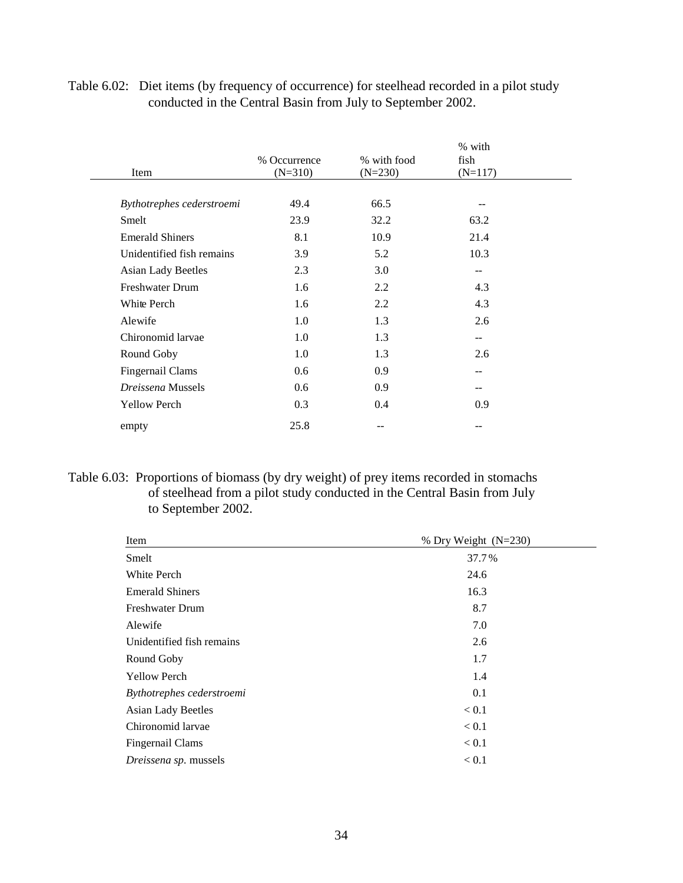Table 6.02: Diet items (by frequency of occurrence) for steelhead recorded in a pilot study conducted in the Central Basin from July to September 2002.

| Item | % Occurrence (N=310) | % with food (N=230) | % with fish (N=117) |
|---|---|---|---|
| *Bythotrephes cederstroemi* | 49.4 | 66.5 | -- |
| Smelt | 23.9 | 32.2 | 63.2 |
| Emerald Shiners | 8.1 | 10.9 | 21.4 |
| Unidentified fish remains | 3.9 | 5.2 | 10.3 |
| Asian Lady Beetles | 2.3 | 3.0 | -- |
| Freshwater Drum | 1.6 | 2.2 | 4.3 |
| White Perch | 1.6 | 2.2 | 4.3 |
| Alewife | 1.0 | 1.3 | 2.6 |
| Chironomid larvae | 1.0 | 1.3 | -- |
| Round Goby | 1.0 | 1.3 | 2.6 |
| Fingernail Clams | 0.6 | 0.9 | -- |
| *Dreissena* Mussels | 0.6 | 0.9 | -- |
| Yellow Perch | 0.3 | 0.4 | 0.9 |
| empty | 25.8 | -- | -- |

Table 6.03: Proportions of biomass (by dry weight) of prey items recorded in stomachs of steelhead from a pilot study conducted in the Central Basin from July to September 2002.

| Item | % Dry Weight (N=230) |
|---|---|
| Smelt | 37.7% |
| White Perch | 24.6 |
| Emerald Shiners | 16.3 |
| Freshwater Drum | 8.7 |
| Alewife | 7.0 |
| Unidentified fish remains | 2.6 |
| Round Goby | 1.7 |
| Yellow Perch | 1.4 |
| *Bythotrephes cederstroemi* | 0.1 |
| Asian Lady Beetles | < 0.1 |
| Chironomid larvae | < 0.1 |
| Fingernail Clams | < 0.1 |
| *Dreissena sp.* mussels | < 0.1 |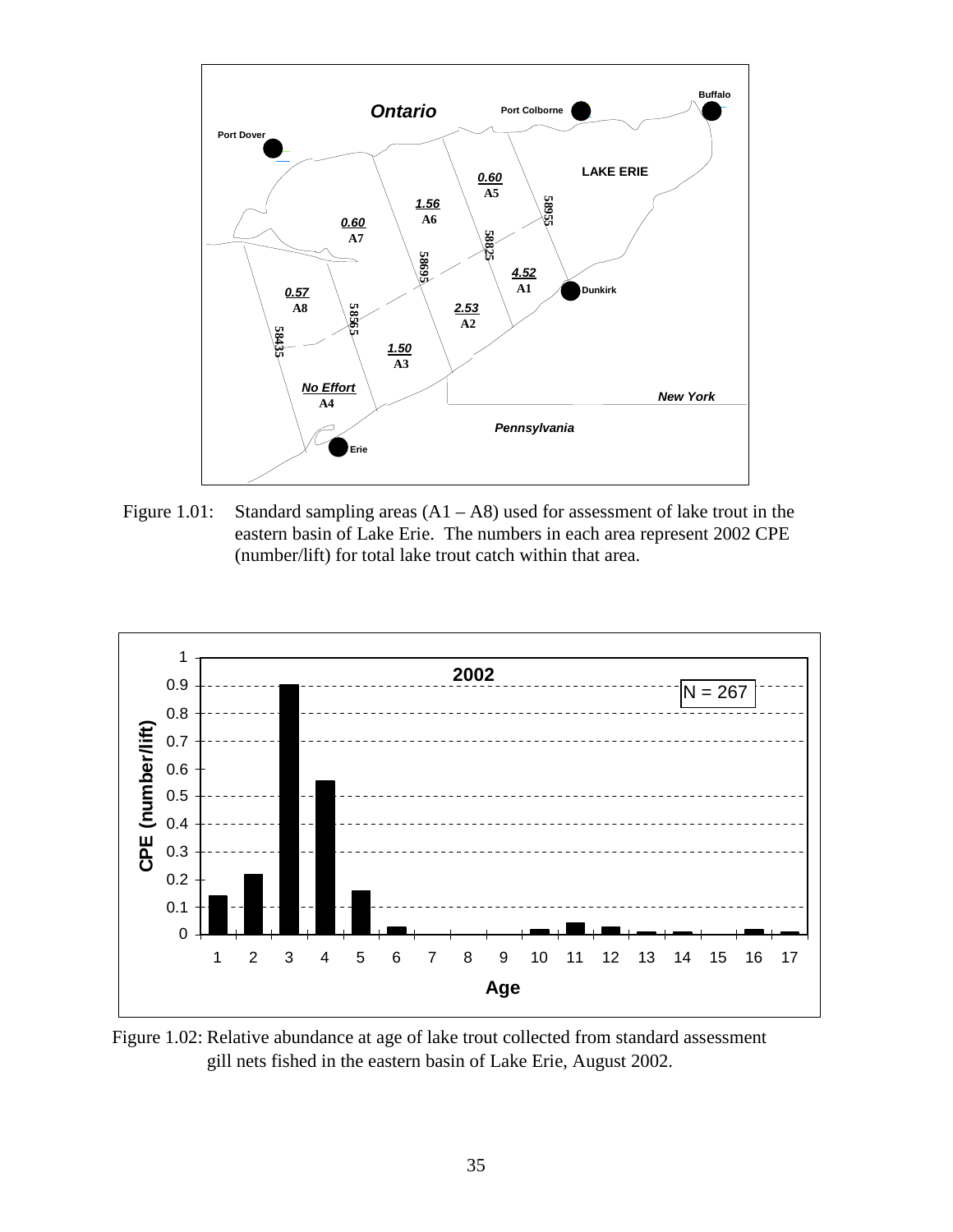Figure 1.01: Standard sampling areas (A1 – A8) used for assessment of lake trout in the eastern basin of Lake Erie. The numbers in each area represent 2002 CPE (number/lift) for total lake trout catch within that area.

Figure 1.02: Relative abundance at age of lake trout collected from standard assessment gill nets fished in the eastern basin of Lake Erie, August 2002.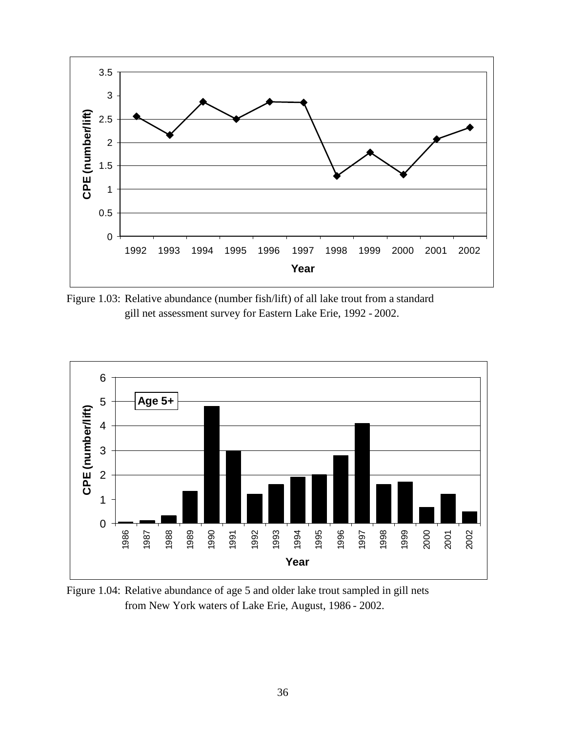Figure 1.03: Relative abundance (number fish/lift) of all lake trout from a standard gill net assessment survey for Eastern Lake Erie, 1992 - 2002.

Figure 1.04: Relative abundance of age 5 and older lake trout sampled in gill nets from New York waters of Lake Erie, August, 1986 - 2002.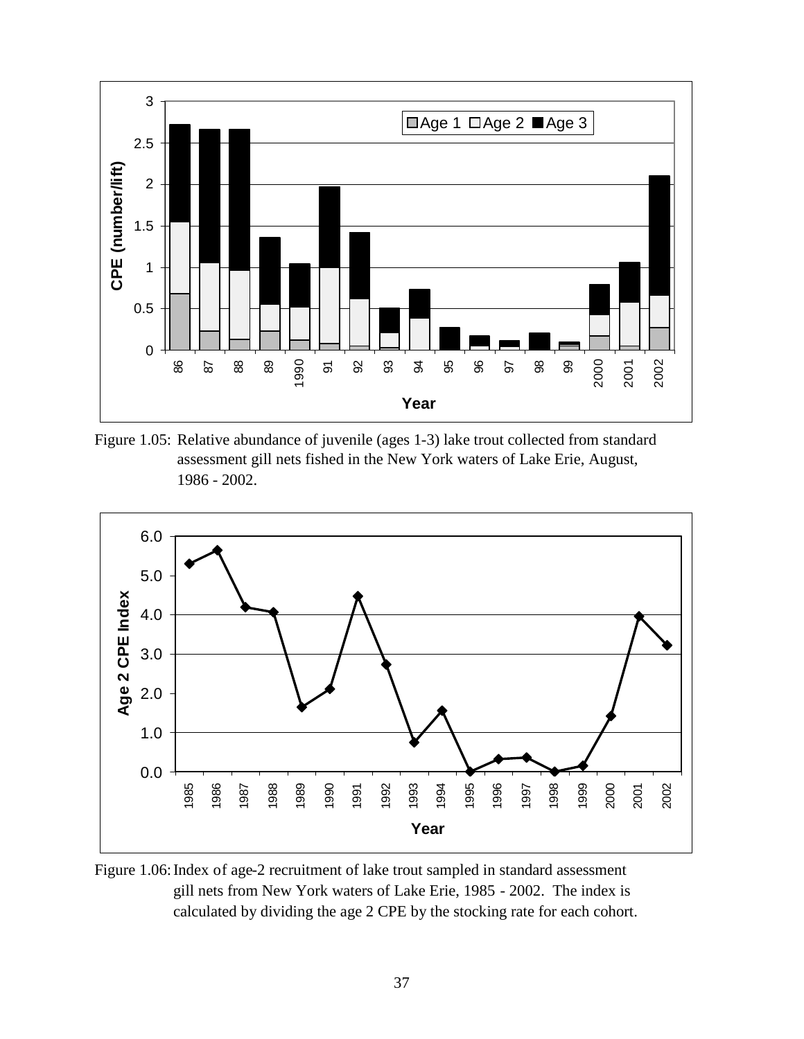Figure 1.05: Relative abundance of juvenile (ages 1-3) lake trout collected from standard assessment gill nets fished in the New York waters of Lake Erie, August, 1986 - 2002.

Figure 1.06: Index of age-2 recruitment of lake trout sampled in standard assessment gill nets from New York waters of Lake Erie, 1985 - 2002. The index is calculated by dividing the age 2 CPE by the stocking rate for each cohort.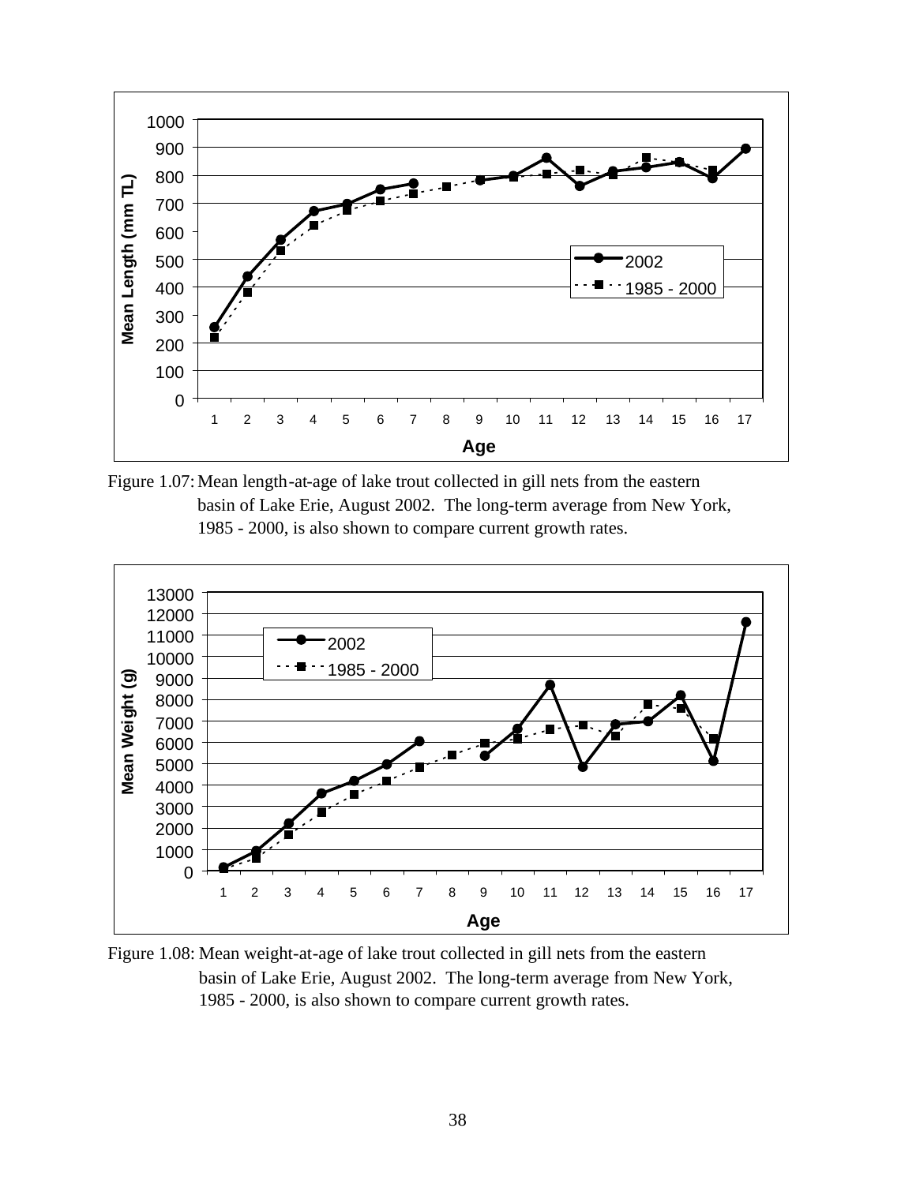Figure 1.07: Mean length-at-age of lake trout collected in gill nets from the eastern basin of Lake Erie, August 2002. The long-term average from New York, 1985 - 2000, is also shown to compare current growth rates.

Figure 1.08: Mean weight-at-age of lake trout collected in gill nets from the eastern basin of Lake Erie, August 2002. The long-term average from New York, 1985 - 2000, is also shown to compare current growth rates.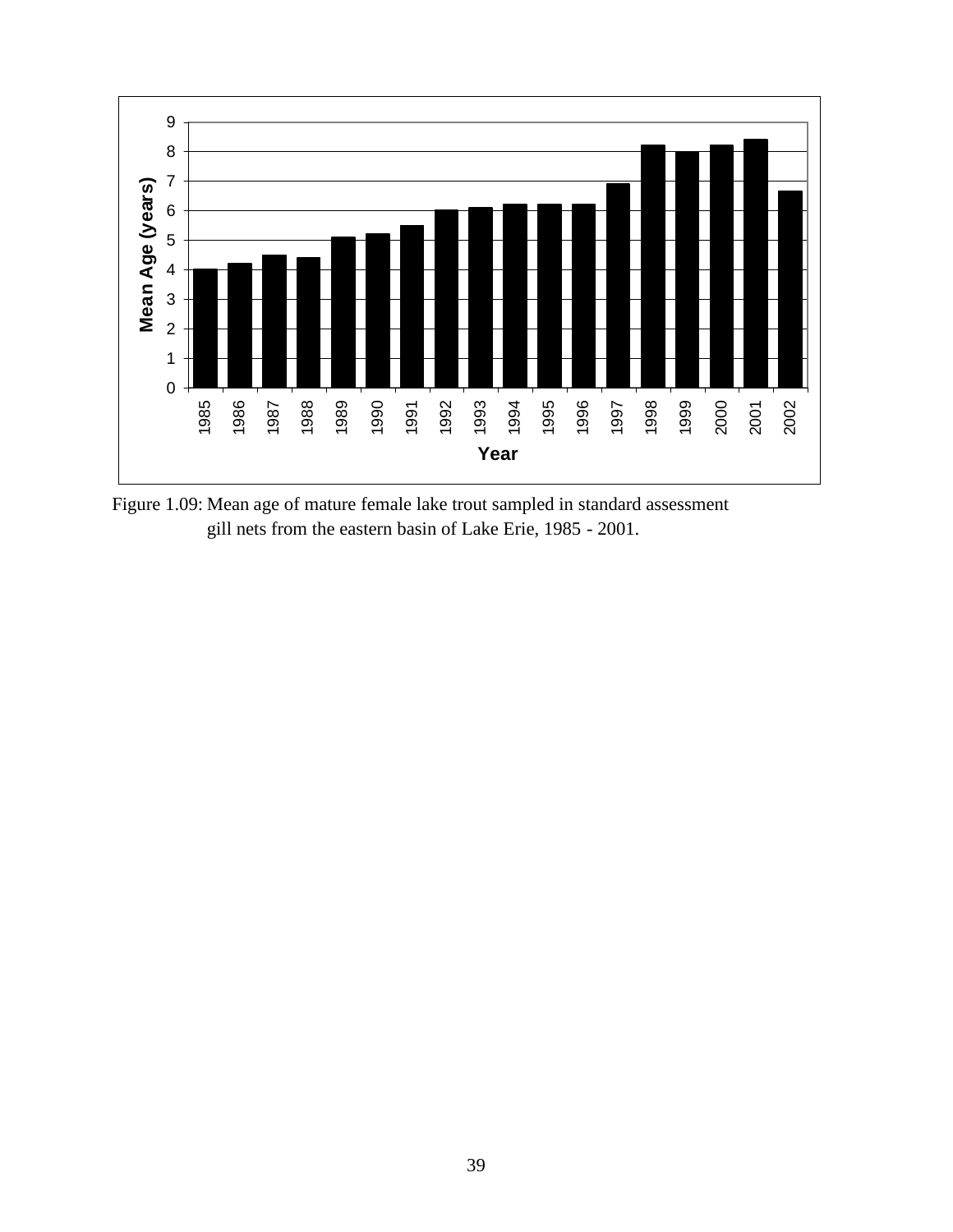Figure 1.09: Mean age of mature female lake trout sampled in standard assessment gill nets from the eastern basin of Lake Erie, 1985 - 2001.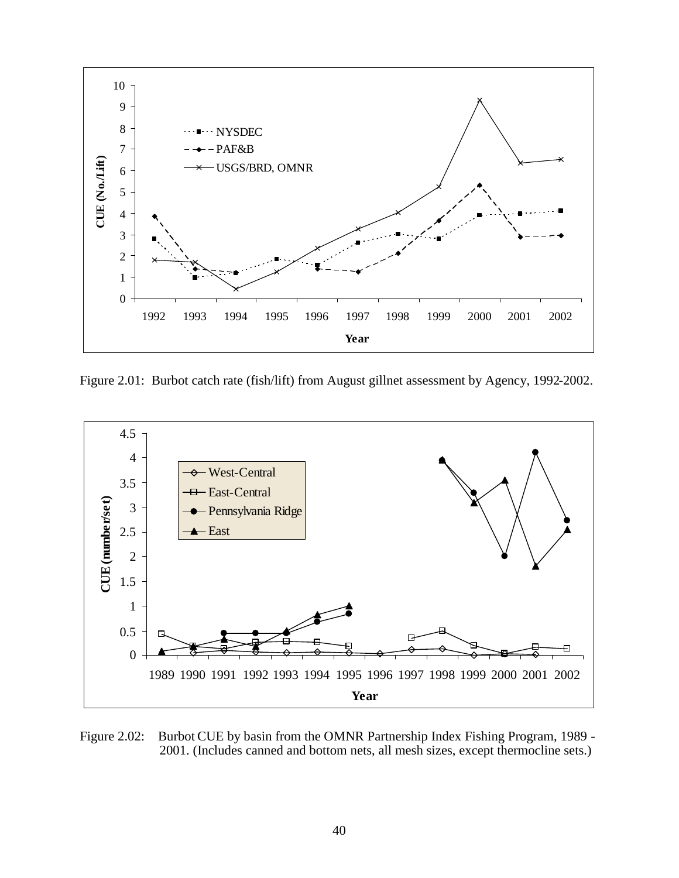Figure 2.01: Burbot catch rate (fish/lift) from August gillnet assessment by Agency, 1992-2002.

Figure 2.02: Burbot CUE by basin from the OMNR Partnership Index Fishing Program, 1989 - 2001. (Includes canned and bottom nets, all mesh sizes, except thermocline sets.)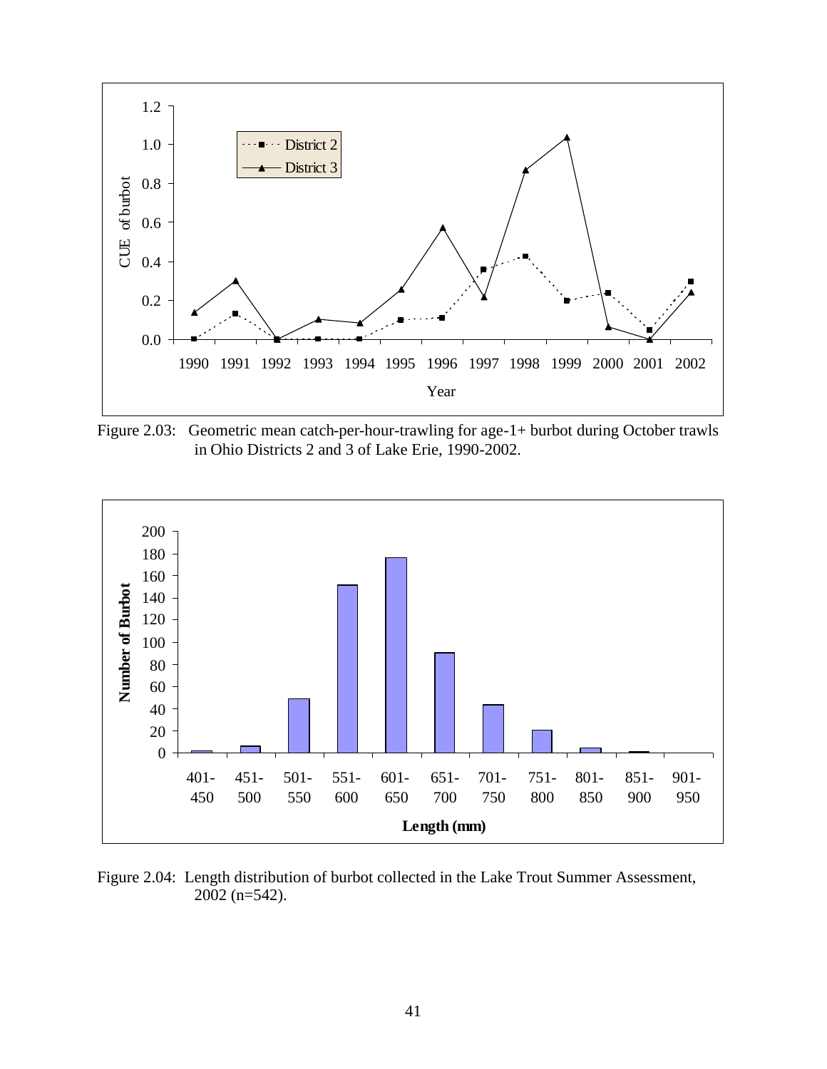Figure 2.03: Geometric mean catch-per-hour-trawling for age-1+ burbot during October trawls in Ohio Districts 2 and 3 of Lake Erie, 1990-2002.

Figure 2.04: Length distribution of burbot collected in the Lake Trout Summer Assessment, 2002 (n=542).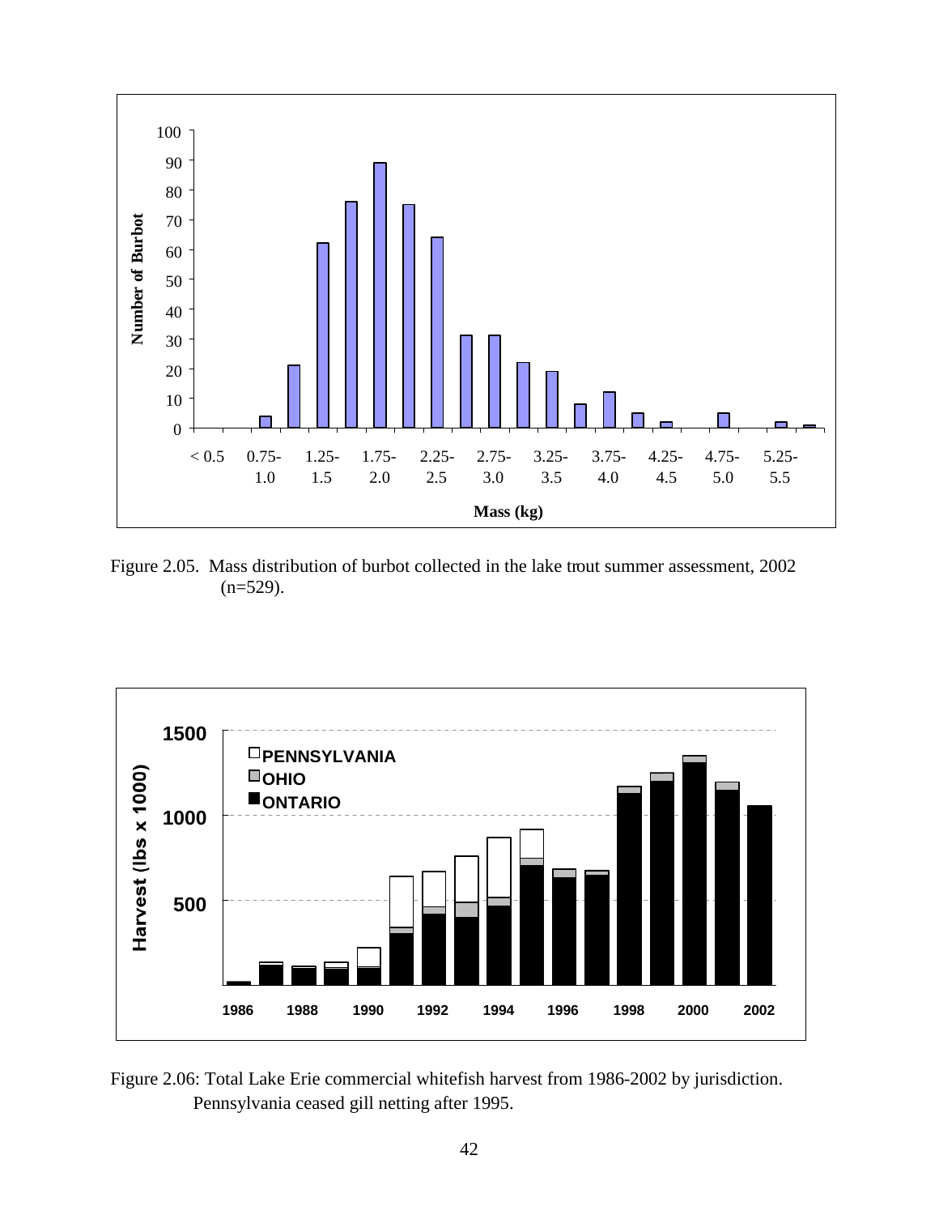Figure 2.05. Mass distribution of burbot collected in the lake trout summer assessment, 2002 (n=529).

Figure 2.06: Total Lake Erie commercial whitefish harvest from 1986-2002 by jurisdiction. Pennsylvania ceased gill netting after 1995.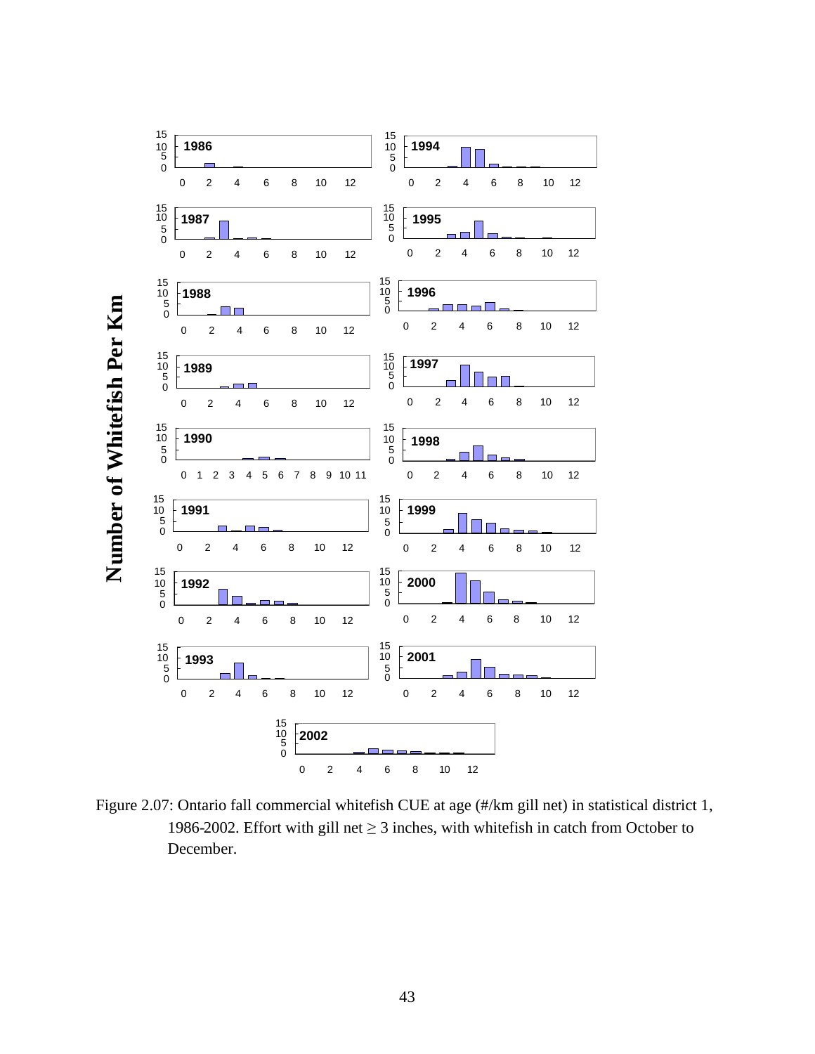Figure 2.07: Ontario fall commercial whitefish CUE at age (#/km gill net) in statistical district 1, 1986-2002. Effort with gill net ≥ 3 inches, with whitefish in catch from October to December.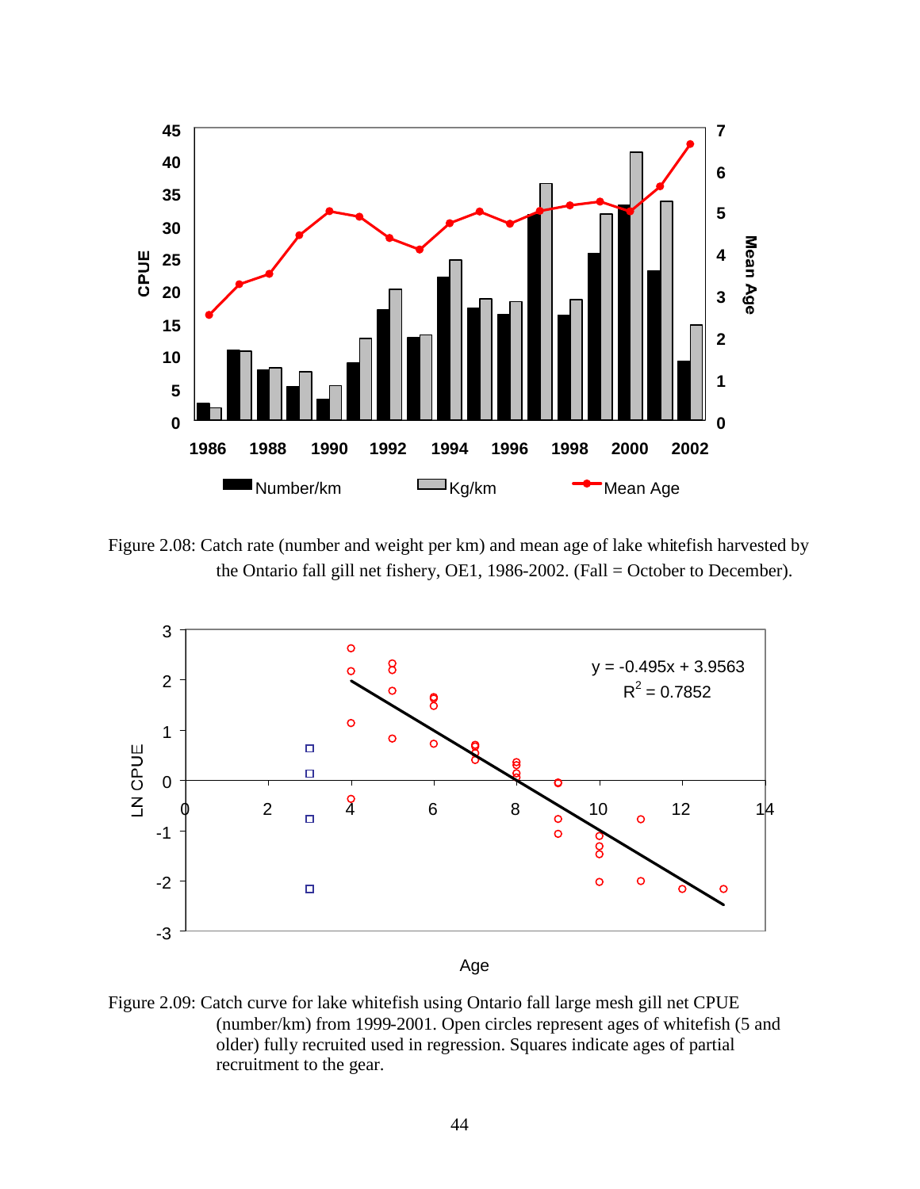Figure 2.08: Catch rate (number and weight per km) and mean age of lake whitefish harvested by the Ontario fall gill net fishery, OE1, 1986-2002. (Fall = October to December).

Figure 2.09: Catch curve for lake whitefish using Ontario fall large mesh gill net CPUE (number/km) from 1999-2001. Open circles represent ages of whitefish (5 and older) fully recruited used in regression. Squares indicate ages of partial recruitment to the gear.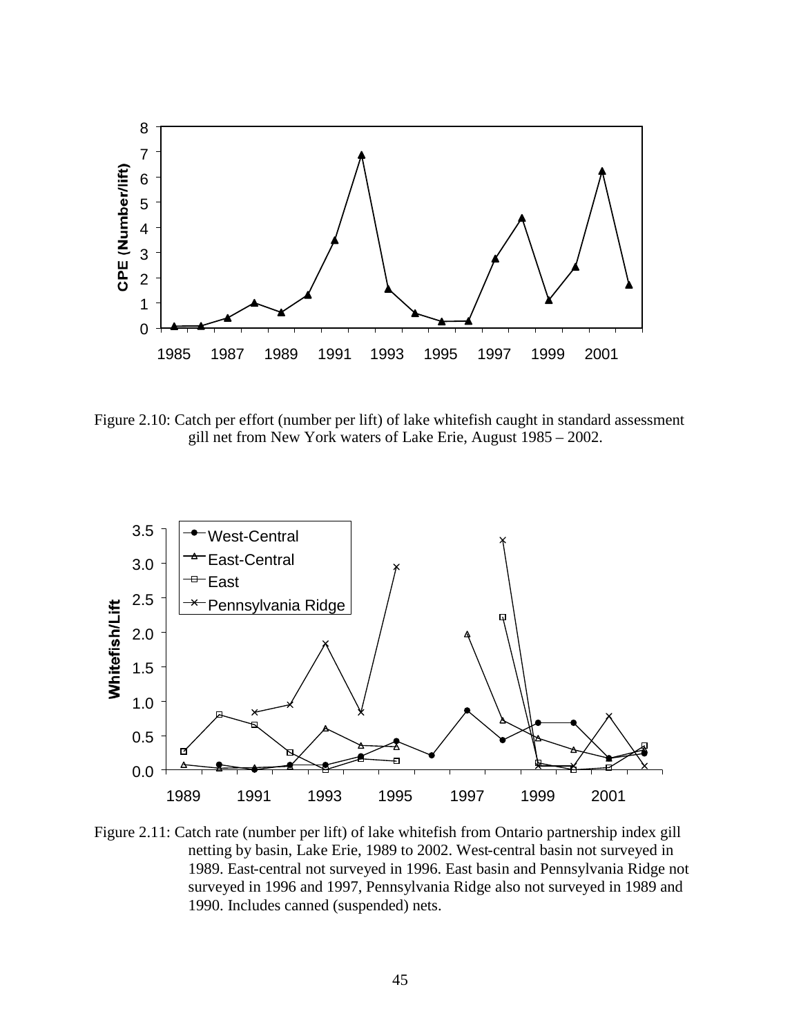Figure 2.10: Catch per effort (number per lift) of lake whitefish caught in standard assessment gill net from New York waters of Lake Erie, August 1985 – 2002.

Figure 2.11: Catch rate (number per lift) of lake whitefish from Ontario partnership index gill netting by basin, Lake Erie, 1989 to 2002. West-central basin not surveyed in 1989. East-central not surveyed in 1996. East basin and Pennsylvania Ridge not surveyed in 1996 and 1997, Pennsylvania Ridge also not surveyed in 1989 and 1990. Includes canned (suspended) nets.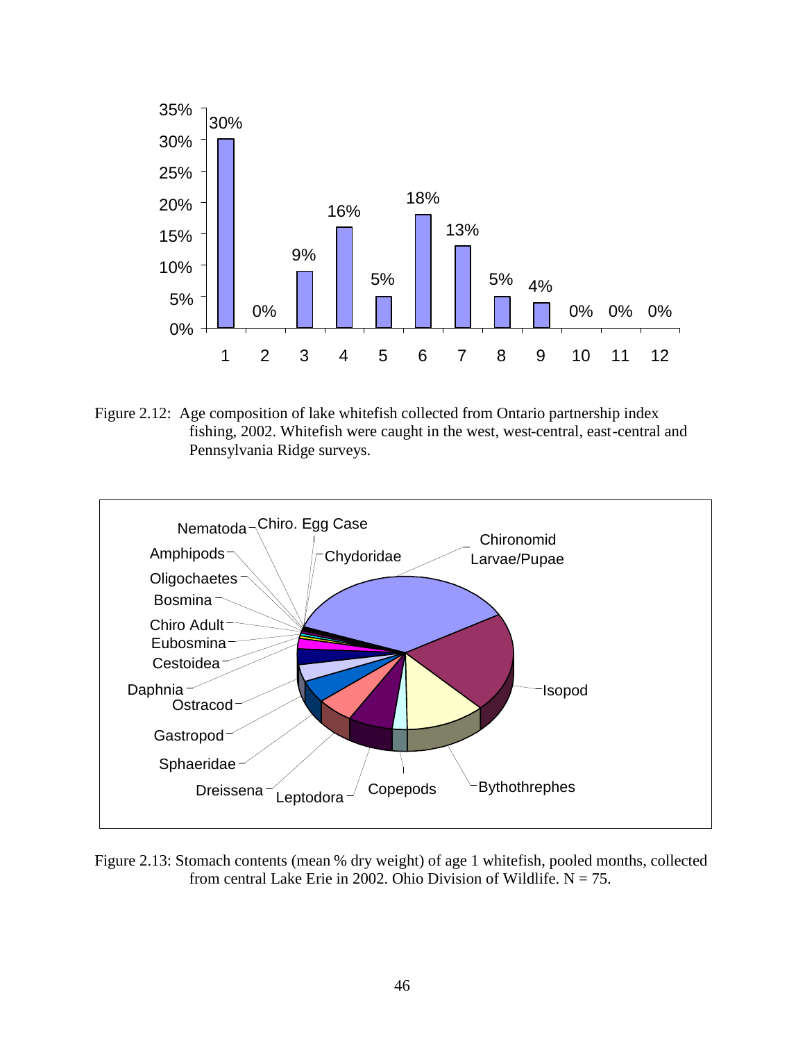Figure 2.12: Age composition of lake whitefish collected from Ontario partnership index fishing, 2002. Whitefish were caught in the west, west-central, east-central and Pennsylvania Ridge surveys.

Figure 2.13: Stomach contents (mean % dry weight) of age 1 whitefish, pooled months, collected from central Lake Erie in 2002. Ohio Division of Wildlife. N = 75.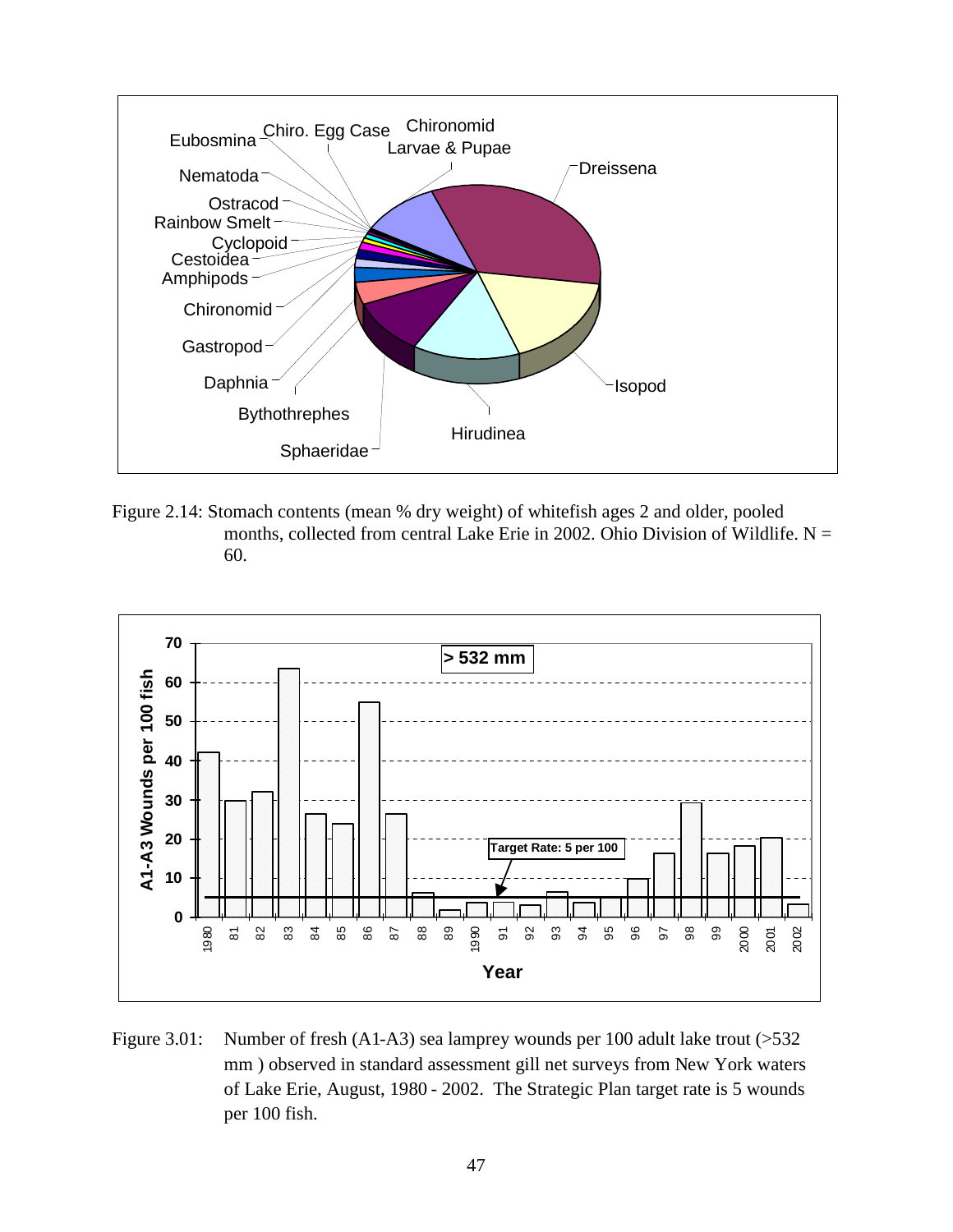Figure 2.14: Stomach contents (mean % dry weight) of whitefish ages 2 and older, pooled months, collected from central Lake Erie in 2002. Ohio Division of Wildlife. N = 60.

Figure 3.01: Number of fresh (A1-A3) sea lamprey wounds per 100 adult lake trout (>532 mm ) observed in standard assessment gill net surveys from New York waters of Lake Erie, August, 1980 - 2002. The Strategic Plan target rate is 5 wounds per 100 fish.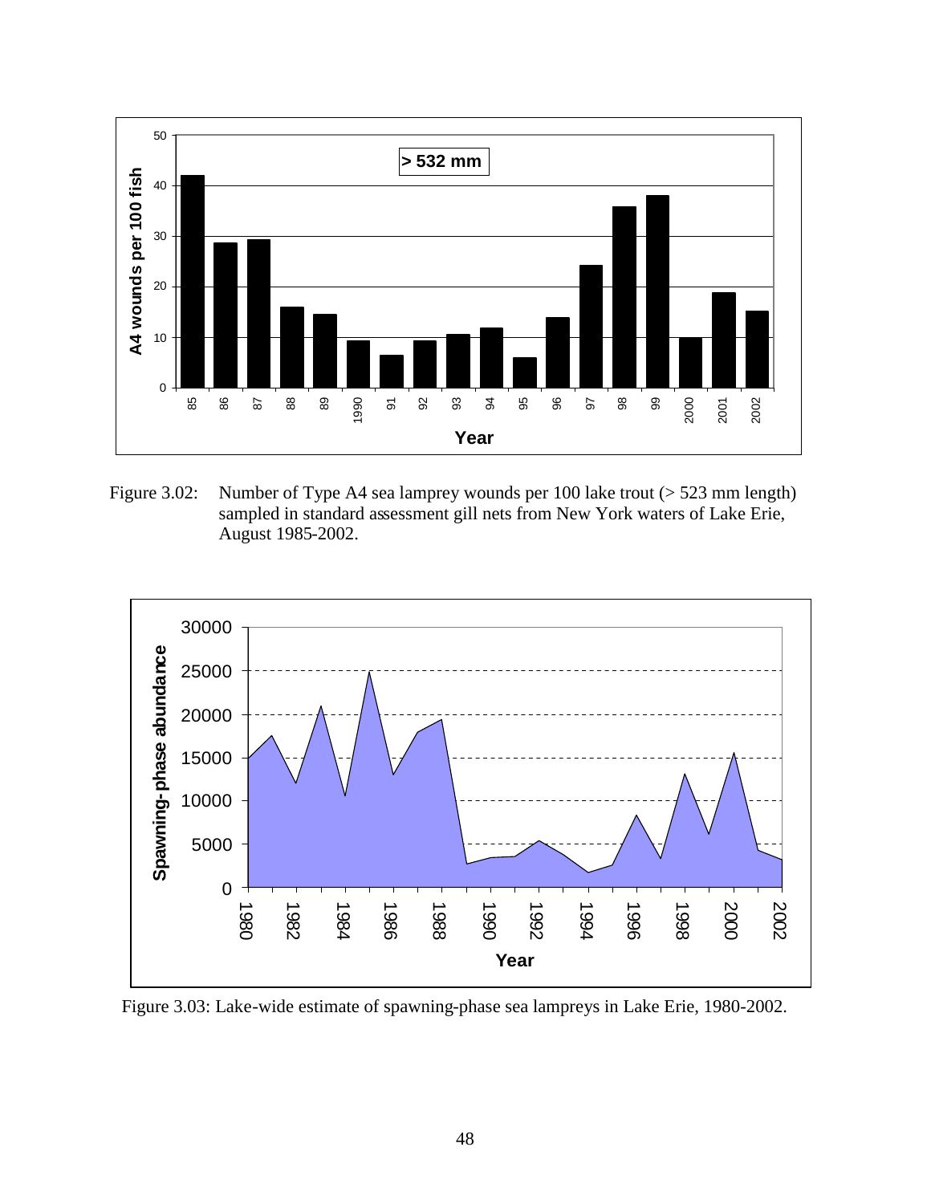Figure 3.02: Number of Type A4 sea lamprey wounds per 100 lake trout (> 523 mm length) sampled in standard assessment gill nets from New York waters of Lake Erie, August 1985-2002.

Figure 3.03: Lake-wide estimate of spawning-phase sea lampreys in Lake Erie, 1980-2002.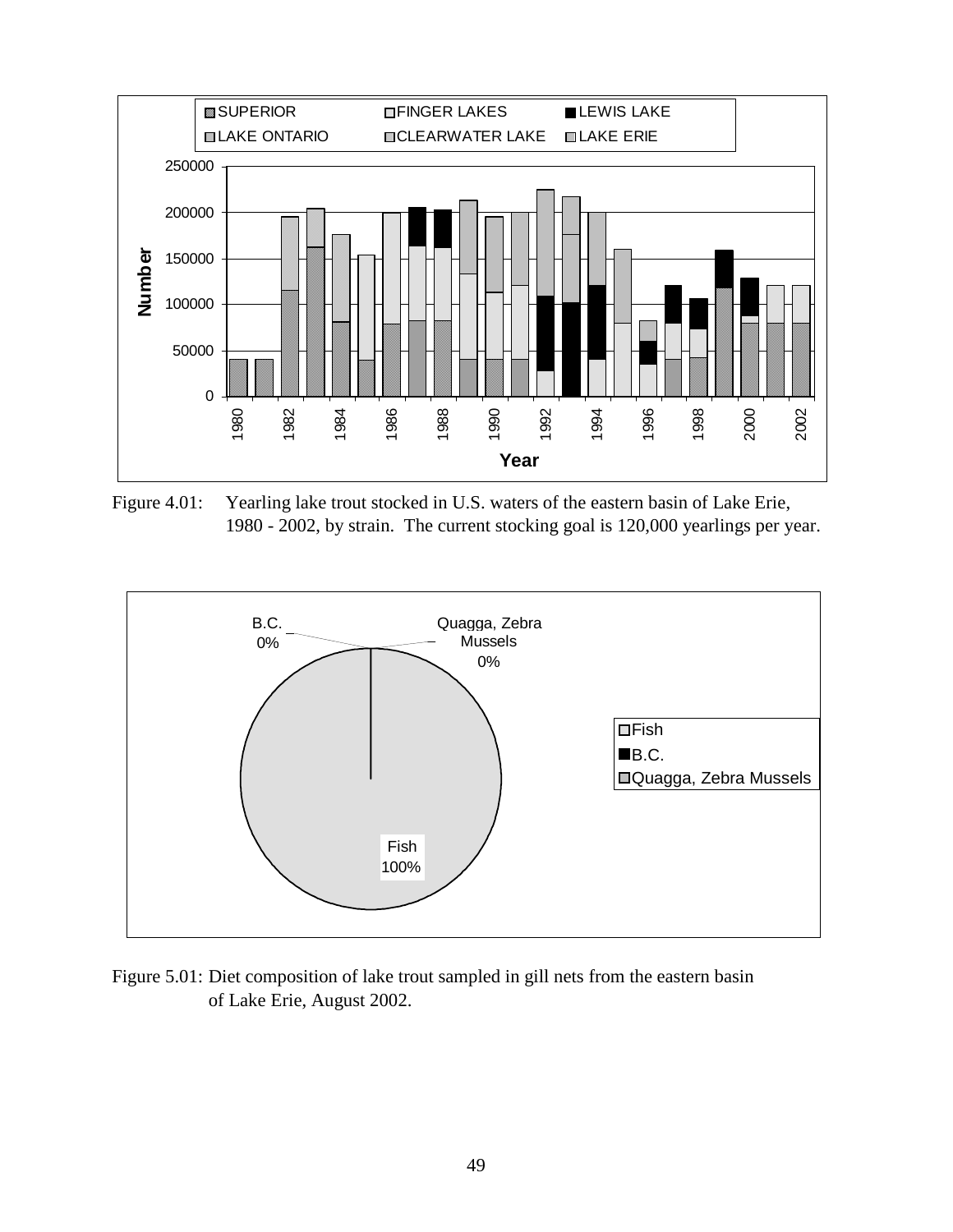Figure 4.01: Yearling lake trout stocked in U.S. waters of the eastern basin of Lake Erie, 1980 - 2002, by strain. The current stocking goal is 120,000 yearlings per year.

Figure 5.01: Diet composition of lake trout sampled in gill nets from the eastern basin of Lake Erie, August 2002.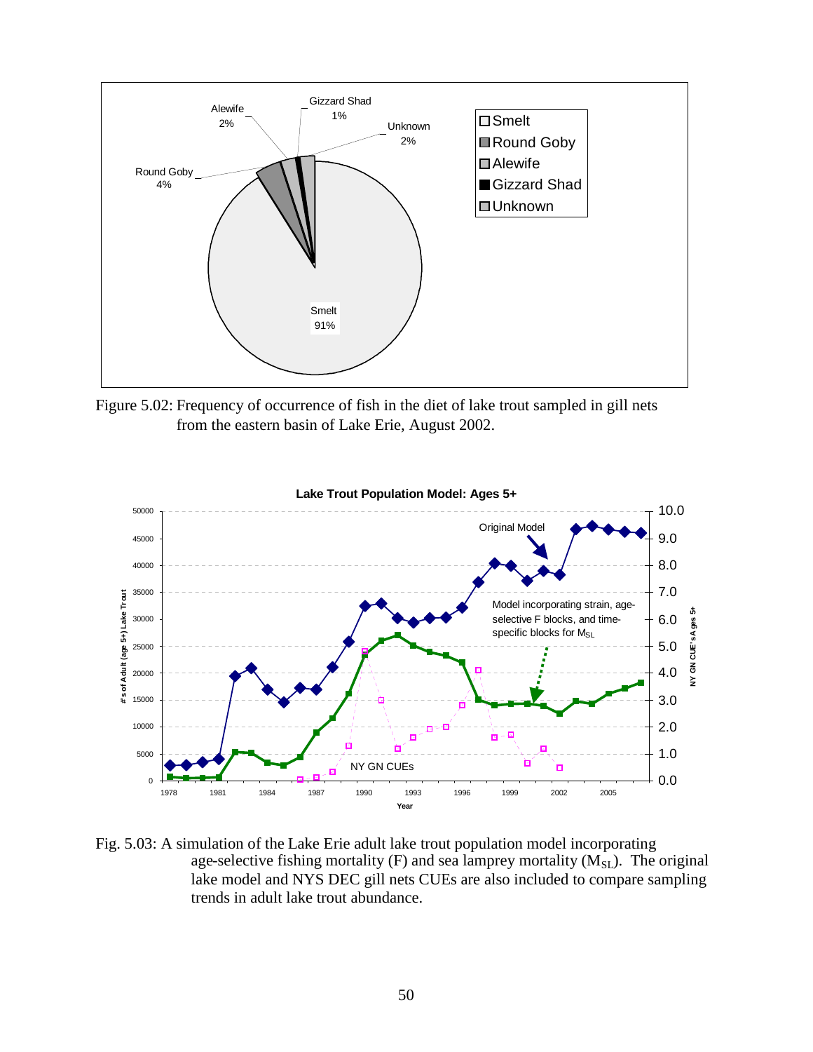Figure 5.02: Frequency of occurrence of fish in the diet of lake trout sampled in gill nets from the eastern basin of Lake Erie, August 2002.

Fig. 5.03: A simulation of the Lake Erie adult lake trout population model incorporating age-selective fishing mortality (F) and sea lamprey mortality ($M_{SL}$). The original lake model and NYS DEC gill nets CUEs are also included to compare sampling trends in adult lake trout abundance.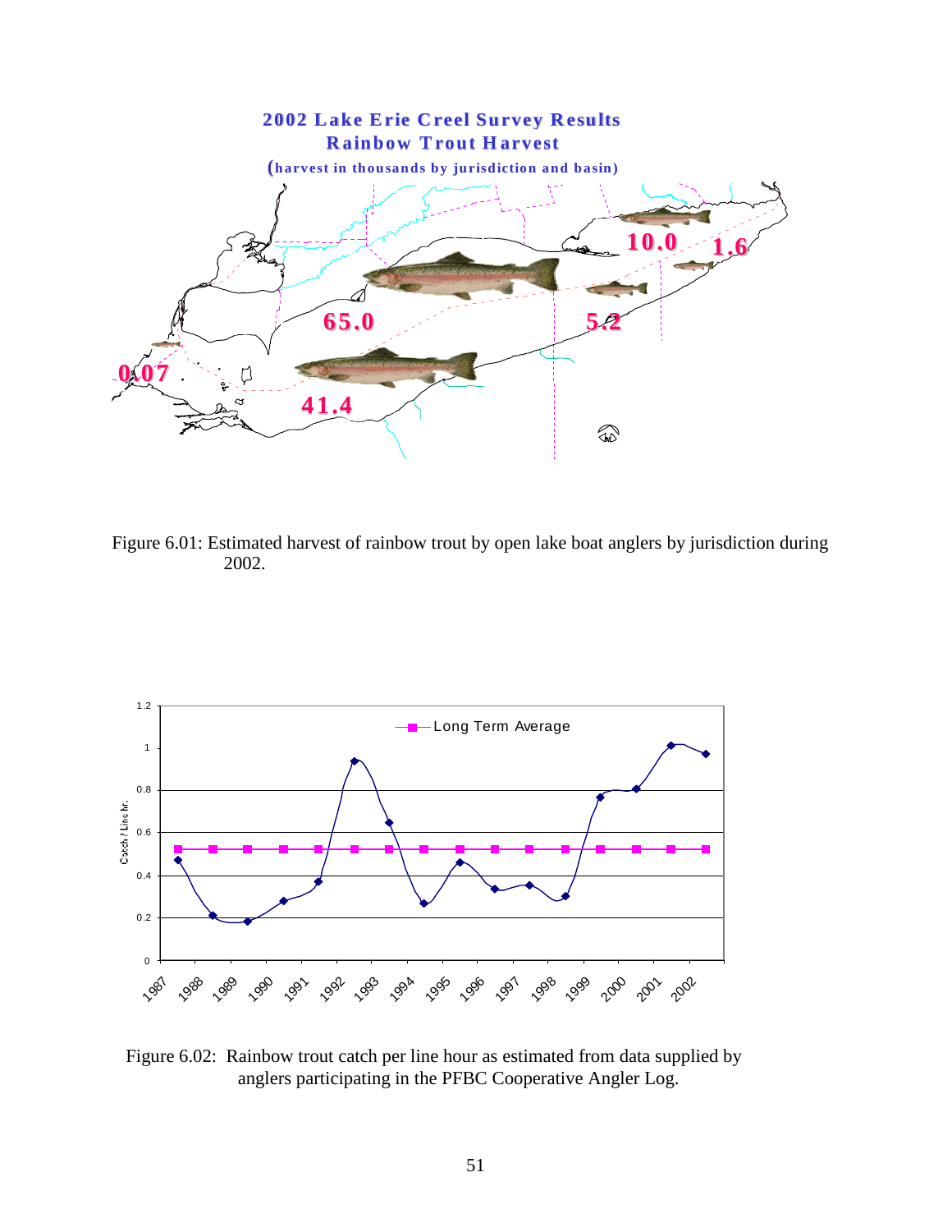2002 Lake Erie Creel Survey Results
Rainbow Trout Harvest
(harvest in thousands by jurisdiction and basin)

10.0 1.6 65.0 5.2 0.07 41.4

Figure 6.01: Estimated harvest of rainbow trout by open lake boat anglers by jurisdiction during 2002.

Figure 6.02: Rainbow trout catch per line hour as estimated from data supplied by anglers participating in the PFBC Cooperative Angler Log.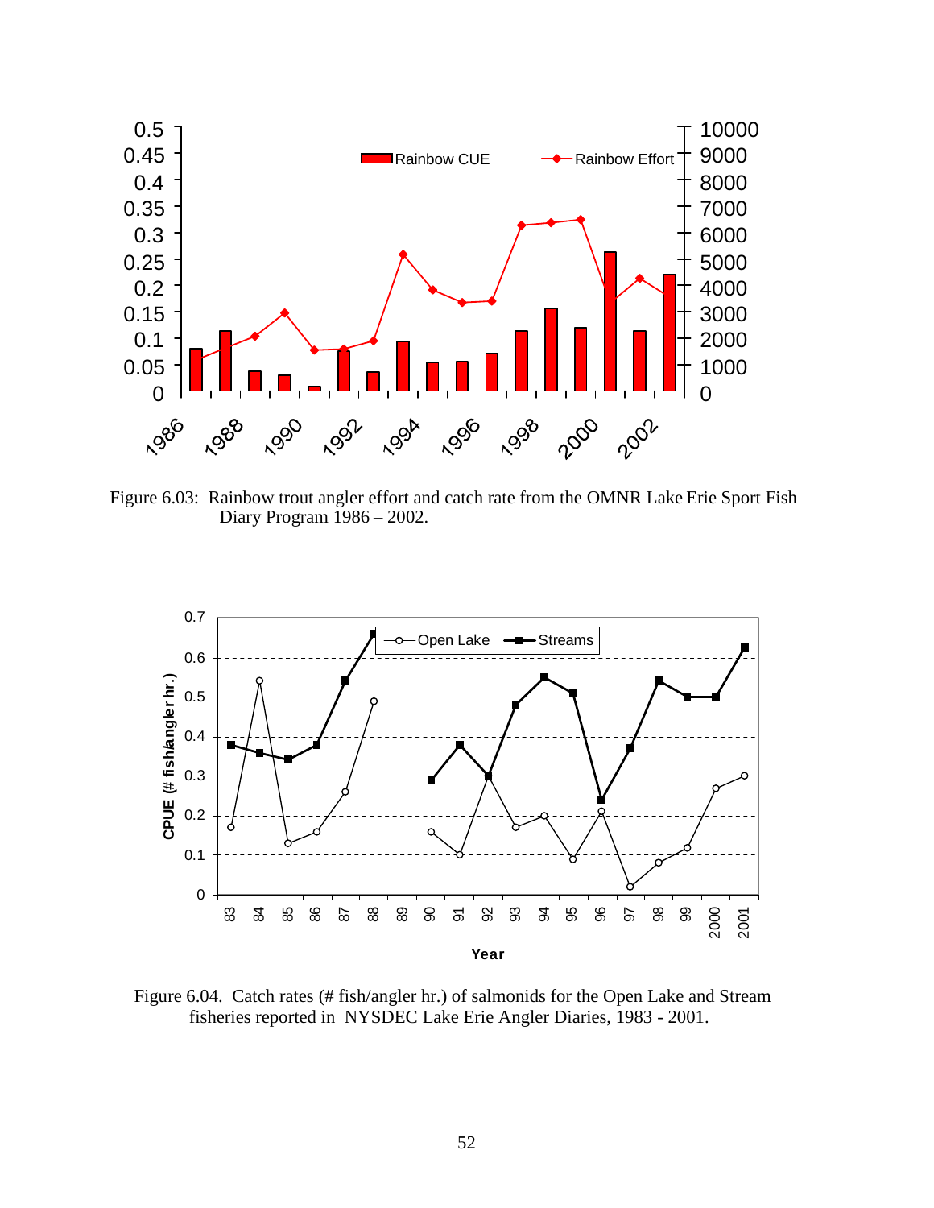Figure 6.03: Rainbow trout angler effort and catch rate from the OMNR Lake Erie Sport Fish Diary Program 1986 – 2002.

Figure 6.04. Catch rates (# fish/angler hr.) of salmonids for the Open Lake and Stream fisheries reported in NYSDEC Lake Erie Angler Diaries, 1983 - 2001.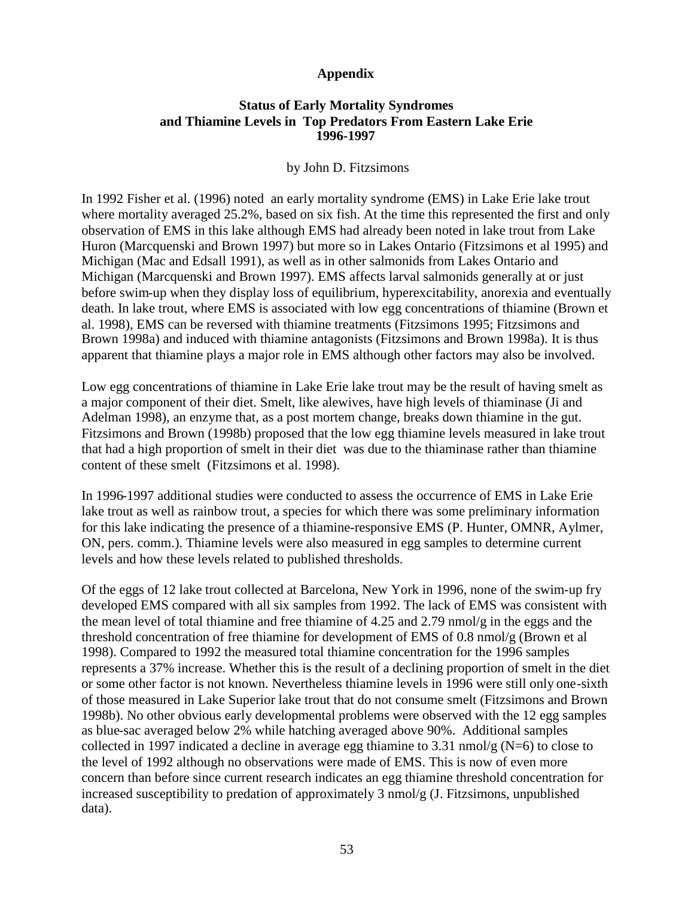# Appendix

## Status of Early Mortality Syndromes and Thiamine Levels in Top Predators From Eastern Lake Erie 1996-1997

by John D. Fitzsimons

In 1992 Fisher et al. (1996) noted an early mortality syndrome (EMS) in Lake Erie lake trout where mortality averaged 25.2%, based on six fish. At the time this represented the first and only observation of EMS in this lake although EMS had already been noted in lake trout from Lake Huron (Marcquenski and Brown 1997) but more so in Lakes Ontario (Fitzsimons et al 1995) and Michigan (Mac and Edsall 1991), as well as in other salmonids from Lakes Ontario and Michigan (Marcquenski and Brown 1997). EMS affects larval salmonids generally at or just before swim-up when they display loss of equilibrium, hyperexcitability, anorexia and eventually death. In lake trout, where EMS is associated with low egg concentrations of thiamine (Brown et al. 1998), EMS can be reversed with thiamine treatments (Fitzsimons 1995; Fitzsimons and Brown 1998a) and induced with thiamine antagonists (Fitzsimons and Brown 1998a). It is thus apparent that thiamine plays a major role in EMS although other factors may also be involved.

Low egg concentrations of thiamine in Lake Erie lake trout may be the result of having smelt as a major component of their diet. Smelt, like alewives, have high levels of thiaminase (Ji and Adelman 1998), an enzyme that, as a post mortem change, breaks down thiamine in the gut. Fitzsimons and Brown (1998b) proposed that the low egg thiamine levels measured in lake trout that had a high proportion of smelt in their diet was due to the thiaminase rather than thiamine content of these smelt (Fitzsimons et al. 1998).

In 1996-1997 additional studies were conducted to assess the occurrence of EMS in Lake Erie lake trout as well as rainbow trout, a species for which there was some preliminary information for this lake indicating the presence of a thiamine-responsive EMS (P. Hunter, OMNR, Aylmer, ON, pers. comm.). Thiamine levels were also measured in egg samples to determine current levels and how these levels related to published thresholds.

Of the eggs of 12 lake trout collected at Barcelona, New York in 1996, none of the swim-up fry developed EMS compared with all six samples from 1992. The lack of EMS was consistent with the mean level of total thiamine and free thiamine of 4.25 and 2.79 nmol/g in the eggs and the threshold concentration of free thiamine for development of EMS of 0.8 nmol/g (Brown et al 1998). Compared to 1992 the measured total thiamine concentration for the 1996 samples represents a 37% increase. Whether this is the result of a declining proportion of smelt in the diet or some other factor is not known. Nevertheless thiamine levels in 1996 were still only one-sixth of those measured in Lake Superior lake trout that do not consume smelt (Fitzsimons and Brown 1998b). No other obvious early developmental problems were observed with the 12 egg samples as blue-sac averaged below 2% while hatching averaged above 90%. Additional samples collected in 1997 indicated a decline in average egg thiamine to 3.31 nmol/g (N=6) to close to the level of 1992 although no observations were made of EMS. This is now of even more concern than before since current research indicates an egg thiamine threshold concentration for increased susceptibility to predation of approximately 3 nmol/g (J. Fitzsimons, unpublished data).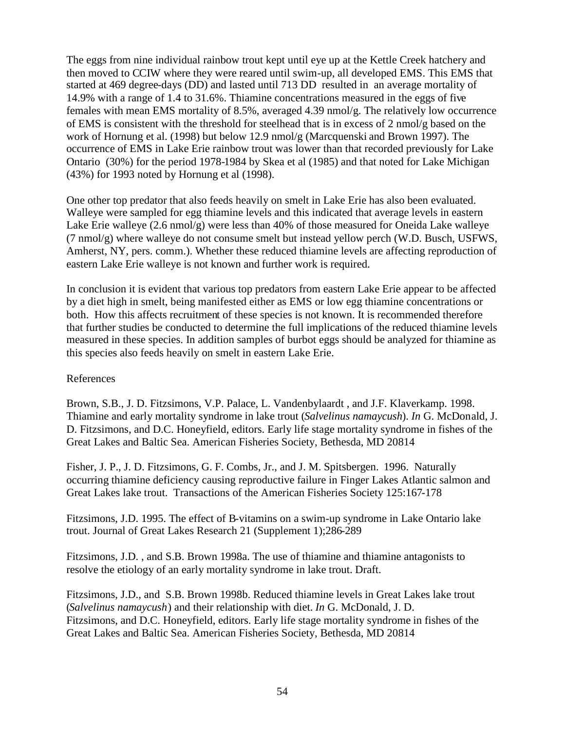The eggs from nine individual rainbow trout kept until eye up at the Kettle Creek hatchery and then moved to CCIW where they were reared until swim-up, all developed EMS. This EMS that started at 469 degree-days (DD) and lasted until 713 DD resulted in an average mortality of 14.9% with a range of 1.4 to 31.6%. Thiamine concentrations measured in the eggs of five females with mean EMS mortality of 8.5%, averaged 4.39 nmol/g. The relatively low occurrence of EMS is consistent with the threshold for steelhead that is in excess of 2 nmol/g based on the work of Hornung et al. (1998) but below 12.9 nmol/g (Marcquenski and Brown 1997). The occurrence of EMS in Lake Erie rainbow trout was lower than that recorded previously for Lake Ontario (30%) for the period 1978-1984 by Skea et al (1985) and that noted for Lake Michigan (43%) for 1993 noted by Hornung et al (1998).

One other top predator that also feeds heavily on smelt in Lake Erie has also been evaluated. Walleye were sampled for egg thiamine levels and this indicated that average levels in eastern Lake Erie walleye (2.6 nmol/g) were less than 40% of those measured for Oneida Lake walleye (7 nmol/g) where walleye do not consume smelt but instead yellow perch (W.D. Busch, USFWS, Amherst, NY, pers. comm.). Whether these reduced thiamine levels are affecting reproduction of eastern Lake Erie walleye is not known and further work is required.

In conclusion it is evident that various top predators from eastern Lake Erie appear to be affected by a diet high in smelt, being manifested either as EMS or low egg thiamine concentrations or both. How this affects recruitment of these species is not known. It is recommended therefore that further studies be conducted to determine the full implications of the reduced thiamine levels measured in these species. In addition samples of burbot eggs should be analyzed for thiamine as this species also feeds heavily on smelt in eastern Lake Erie.

References

Brown, S.B., J. D. Fitzsimons, V.P. Palace, L. Vandenbylaardt , and J.F. Klaverkamp. 1998. Thiamine and early mortality syndrome in lake trout (*Salvelinus namaycush*). *In* G. McDonald, J. D. Fitzsimons, and D.C. Honeyfield, editors. Early life stage mortality syndrome in fishes of the Great Lakes and Baltic Sea. American Fisheries Society, Bethesda, MD 20814

Fisher, J. P., J. D. Fitzsimons, G. F. Combs, Jr., and J. M. Spitsbergen. 1996. Naturally occurring thiamine deficiency causing reproductive failure in Finger Lakes Atlantic salmon and Great Lakes lake trout. Transactions of the American Fisheries Society 125:167-178

Fitzsimons, J.D. 1995. The effect of B-vitamins on a swim-up syndrome in Lake Ontario lake trout. Journal of Great Lakes Research 21 (Supplement 1);286-289

Fitzsimons, J.D. , and S.B. Brown 1998a. The use of thiamine and thiamine antagonists to resolve the etiology of an early mortality syndrome in lake trout. Draft.

Fitzsimons, J.D., and S.B. Brown 1998b. Reduced thiamine levels in Great Lakes lake trout (*Salvelinus namaycush*) and their relationship with diet. *In* G. McDonald, J. D. Fitzsimons, and D.C. Honeyfield, editors. Early life stage mortality syndrome in fishes of the Great Lakes and Baltic Sea. American Fisheries Society, Bethesda, MD 20814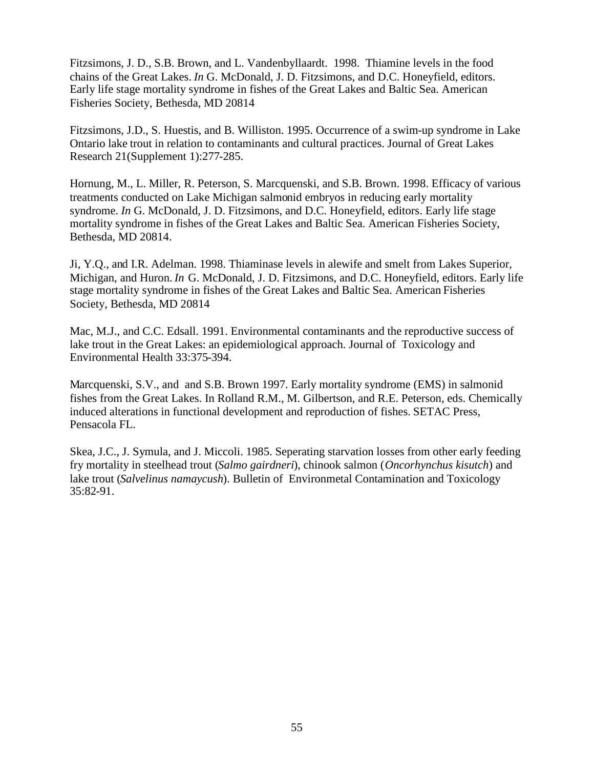Fitzsimons, J. D., S.B. Brown, and L. Vandenbyllaardt. 1998. Thiamine levels in the food chains of the Great Lakes. *In* G. McDonald, J. D. Fitzsimons, and D.C. Honeyfield, editors. Early life stage mortality syndrome in fishes of the Great Lakes and Baltic Sea. American Fisheries Society, Bethesda, MD 20814

Fitzsimons, J.D., S. Huestis, and B. Williston. 1995. Occurrence of a swim-up syndrome in Lake Ontario lake trout in relation to contaminants and cultural practices. Journal of Great Lakes Research 21(Supplement 1):277-285.

Hornung, M., L. Miller, R. Peterson, S. Marcquenski, and S.B. Brown. 1998. Efficacy of various treatments conducted on Lake Michigan salmonid embryos in reducing early mortality syndrome. *In* G. McDonald, J. D. Fitzsimons, and D.C. Honeyfield, editors. Early life stage mortality syndrome in fishes of the Great Lakes and Baltic Sea. American Fisheries Society, Bethesda, MD 20814.

Ji, Y.Q., and I.R. Adelman. 1998. Thiaminase levels in alewife and smelt from Lakes Superior, Michigan, and Huron. *In* G. McDonald, J. D. Fitzsimons, and D.C. Honeyfield, editors. Early life stage mortality syndrome in fishes of the Great Lakes and Baltic Sea. American Fisheries Society, Bethesda, MD 20814

Mac, M.J., and C.C. Edsall. 1991. Environmental contaminants and the reproductive success of lake trout in the Great Lakes: an epidemiological approach. Journal of Toxicology and Environmental Health 33:375-394.

Marcquenski, S.V., and and S.B. Brown 1997. Early mortality syndrome (EMS) in salmonid fishes from the Great Lakes. In Rolland R.M., M. Gilbertson, and R.E. Peterson, eds. Chemically induced alterations in functional development and reproduction of fishes. SETAC Press, Pensacola FL.

Skea, J.C., J. Symula, and J. Miccoli. 1985. Seperating starvation losses from other early feeding fry mortality in steelhead trout (*Salmo gairdneri*), chinook salmon (*Oncorhynchus kisutch*) and lake trout (*Salvelinus namaycush*). Bulletin of Environmetal Contamination and Toxicology 35:82-91.